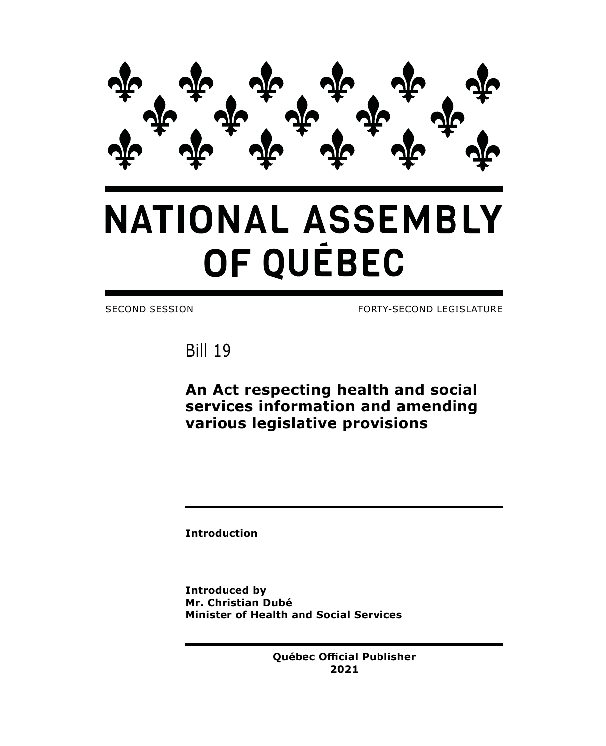# NATIONAL ASSEMBLY OF QUÉBEC

SECOND SESSION FORTY-SECOND LEGISLATURE

Bill 19

## An Act respecting health and social services information and amending various legislative provisions

**Introduction**

**Introduced by**
**Mr. Christian Dubé**
**Minister of Health and Social Services**

**Québec Official Publisher**
**2021**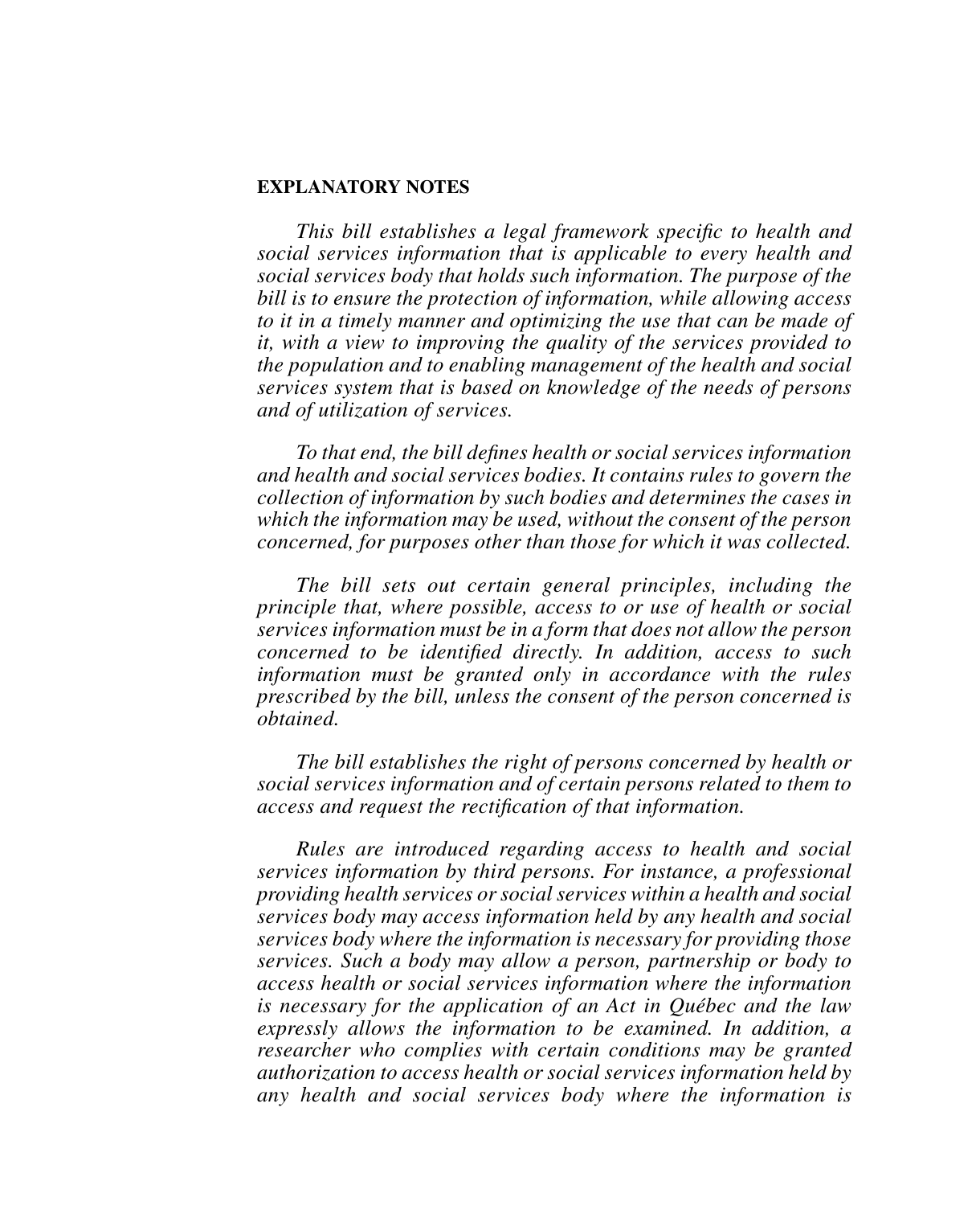**EXPLANATORY NOTES**

*This bill establishes a legal framework specific to health and social services information that is applicable to every health and social services body that holds such information. The purpose of the bill is to ensure the protection of information, while allowing access to it in a timely manner and optimizing the use that can be made of it, with a view to improving the quality of the services provided to the population and to enabling management of the health and social services system that is based on knowledge of the needs of persons and of utilization of services.*

*To that end, the bill defines health or social services information and health and social services bodies. It contains rules to govern the collection of information by such bodies and determines the cases in which the information may be used, without the consent of the person concerned, for purposes other than those for which it was collected.*

*The bill sets out certain general principles, including the principle that, where possible, access to or use of health or social services information must be in a form that does not allow the person concerned to be identified directly. In addition, access to such information must be granted only in accordance with the rules prescribed by the bill, unless the consent of the person concerned is obtained.*

*The bill establishes the right of persons concerned by health or social services information and of certain persons related to them to access and request the rectification of that information.*

*Rules are introduced regarding access to health and social services information by third persons. For instance, a professional providing health services or social services within a health and social services body may access information held by any health and social services body where the information is necessary for providing those services. Such a body may allow a person, partnership or body to access health or social services information where the information is necessary for the application of an Act in Québec and the law expressly allows the information to be examined. In addition, a researcher who complies with certain conditions may be granted authorization to access health or social services information held by any health and social services body where the information is*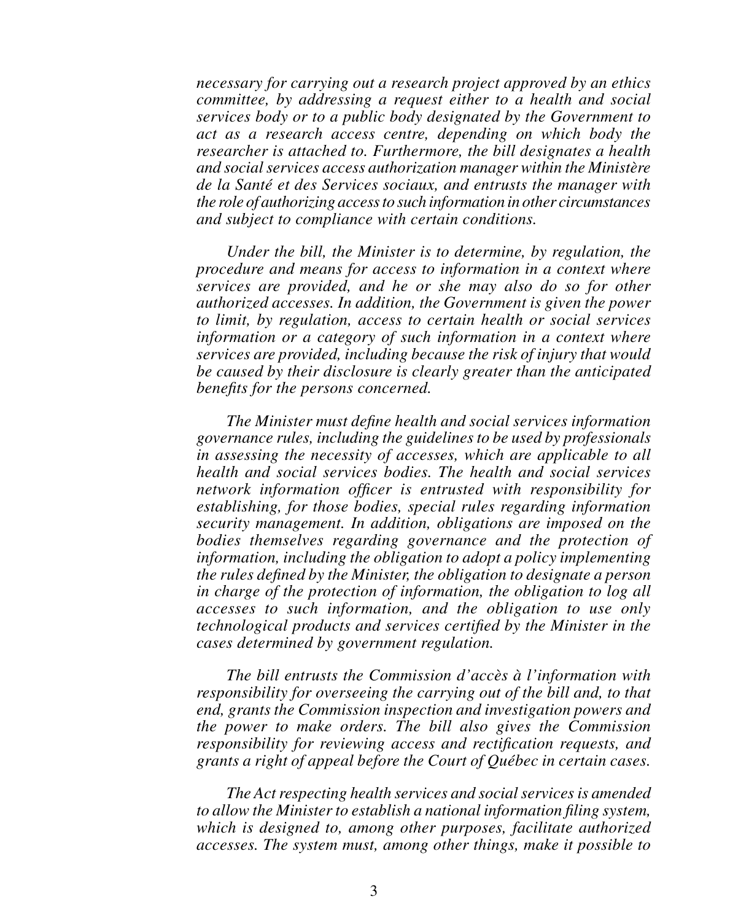*necessary for carrying out a research project approved by an ethics committee, by addressing a request either to a health and social services body or to a public body designated by the Government to act as a research access centre, depending on which body the researcher is attached to. Furthermore, the bill designates a health and social services access authorization manager within the Ministère de la Santé et des Services sociaux, and entrusts the manager with the role of authorizing access to such information in other circumstances and subject to compliance with certain conditions.*

*Under the bill, the Minister is to determine, by regulation, the procedure and means for access to information in a context where services are provided, and he or she may also do so for other authorized accesses. In addition, the Government is given the power to limit, by regulation, access to certain health or social services information or a category of such information in a context where services are provided, including because the risk of injury that would be caused by their disclosure is clearly greater than the anticipated benefits for the persons concerned.*

*The Minister must define health and social services information governance rules, including the guidelines to be used by professionals in assessing the necessity of accesses, which are applicable to all health and social services bodies. The health and social services network information officer is entrusted with responsibility for establishing, for those bodies, special rules regarding information security management. In addition, obligations are imposed on the bodies themselves regarding governance and the protection of information, including the obligation to adopt a policy implementing the rules defined by the Minister, the obligation to designate a person in charge of the protection of information, the obligation to log all accesses to such information, and the obligation to use only technological products and services certified by the Minister in the cases determined by government regulation.*

*The bill entrusts the Commission d'accès à l'information with responsibility for overseeing the carrying out of the bill and, to that end, grants the Commission inspection and investigation powers and the power to make orders. The bill also gives the Commission responsibility for reviewing access and rectification requests, and grants a right of appeal before the Court of Québec in certain cases.*

*The Act respecting health services and social services is amended to allow the Minister to establish a national information filing system, which is designed to, among other purposes, facilitate authorized accesses. The system must, among other things, make it possible to*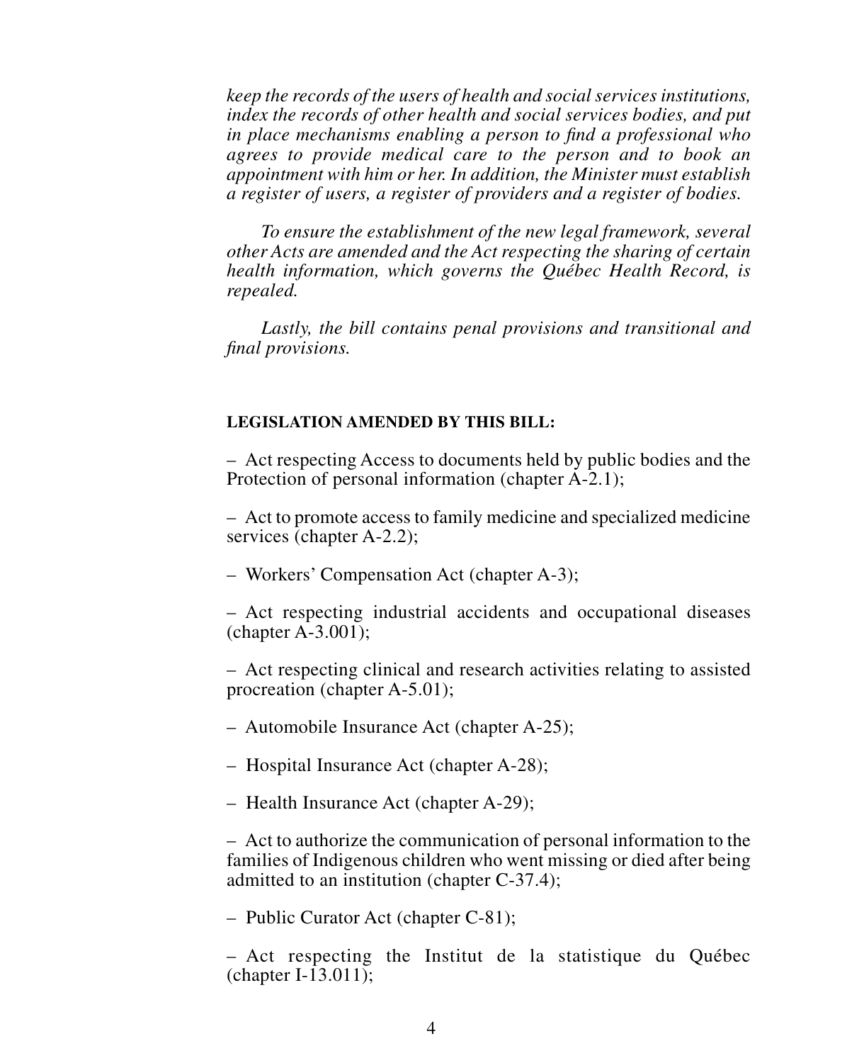*keep the records of the users of health and social services institutions, index the records of other health and social services bodies, and put in place mechanisms enabling a person to find a professional who agrees to provide medical care to the person and to book an appointment with him or her. In addition, the Minister must establish a register of users, a register of providers and a register of bodies.*

*To ensure the establishment of the new legal framework, several other Acts are amended and the Act respecting the sharing of certain health information, which governs the Québec Health Record, is repealed.*

*Lastly, the bill contains penal provisions and transitional and final provisions.*

**LEGISLATION AMENDED BY THIS BILL:**

– Act respecting Access to documents held by public bodies and the Protection of personal information (chapter A-2.1);

– Act to promote access to family medicine and specialized medicine services (chapter A-2.2);

– Workers' Compensation Act (chapter A-3);

– Act respecting industrial accidents and occupational diseases (chapter A-3.001);

– Act respecting clinical and research activities relating to assisted procreation (chapter A-5.01);

– Automobile Insurance Act (chapter A-25);

– Hospital Insurance Act (chapter A-28);

– Health Insurance Act (chapter A-29);

– Act to authorize the communication of personal information to the families of Indigenous children who went missing or died after being admitted to an institution (chapter C-37.4);

– Public Curator Act (chapter C-81);

– Act respecting the Institut de la statistique du Québec (chapter I-13.011);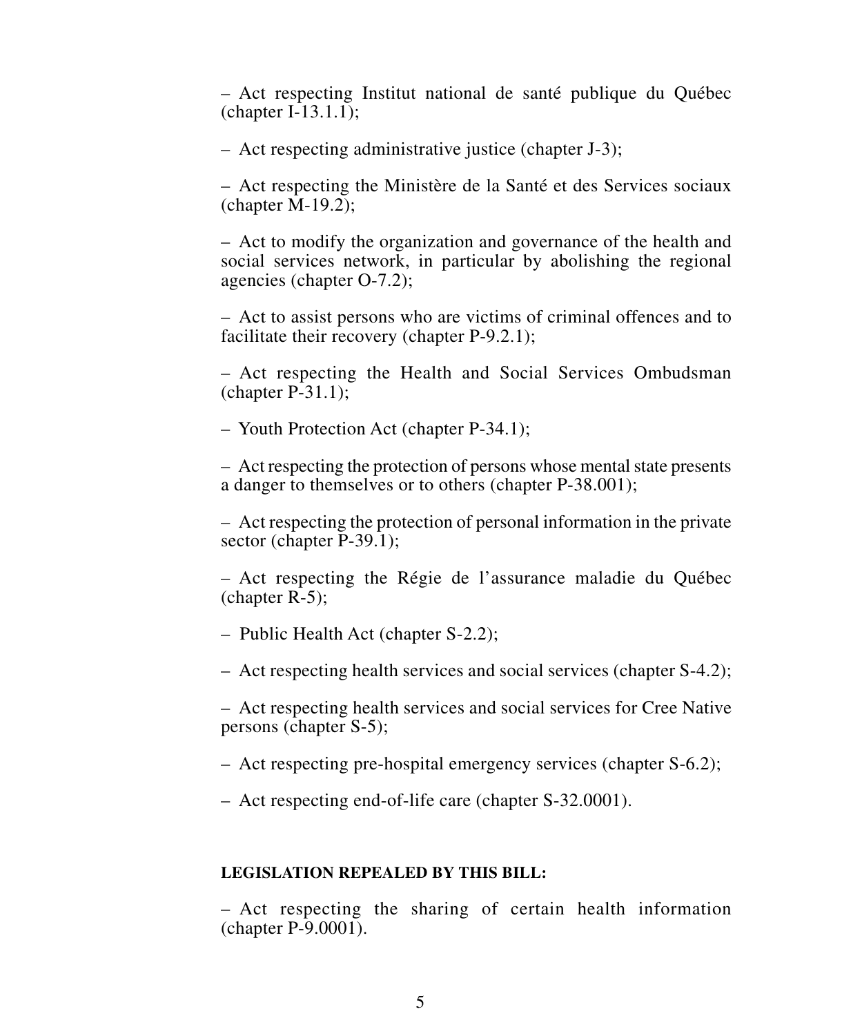– Act respecting Institut national de santé publique du Québec (chapter I-13.1.1);

– Act respecting administrative justice (chapter J-3);

– Act respecting the Ministère de la Santé et des Services sociaux (chapter M-19.2);

– Act to modify the organization and governance of the health and social services network, in particular by abolishing the regional agencies (chapter O-7.2);

– Act to assist persons who are victims of criminal offences and to facilitate their recovery (chapter P-9.2.1);

– Act respecting the Health and Social Services Ombudsman (chapter P-31.1);

– Youth Protection Act (chapter P-34.1);

– Act respecting the protection of persons whose mental state presents a danger to themselves or to others (chapter P-38.001);

– Act respecting the protection of personal information in the private sector (chapter P-39.1);

– Act respecting the Régie de l’assurance maladie du Québec (chapter R-5);

– Public Health Act (chapter S-2.2);

– Act respecting health services and social services (chapter S-4.2);

– Act respecting health services and social services for Cree Native persons (chapter S-5);

– Act respecting pre-hospital emergency services (chapter S-6.2);

– Act respecting end-of-life care (chapter S-32.0001).

**LEGISLATION REPEALED BY THIS BILL:**

– Act respecting the sharing of certain health information (chapter P-9.0001).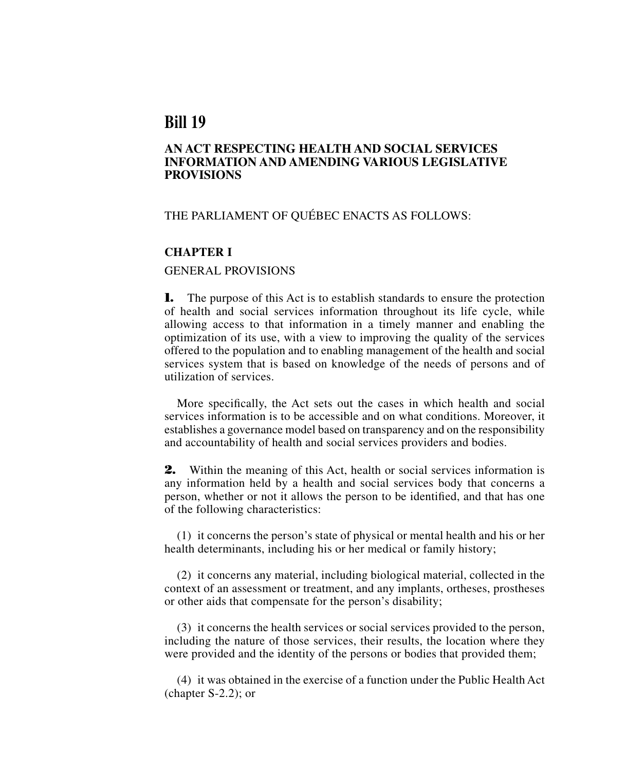# Bill 19

## AN ACT RESPECTING HEALTH AND SOCIAL SERVICES INFORMATION AND AMENDING VARIOUS LEGISLATIVE PROVISIONS

THE PARLIAMENT OF QUÉBEC ENACTS AS FOLLOWS:

### CHAPTER I

GENERAL PROVISIONS

**1.** The purpose of this Act is to establish standards to ensure the protection of health and social services information throughout its life cycle, while allowing access to that information in a timely manner and enabling the optimization of its use, with a view to improving the quality of the services offered to the population and to enabling management of the health and social services system that is based on knowledge of the needs of persons and of utilization of services.

More specifically, the Act sets out the cases in which health and social services information is to be accessible and on what conditions. Moreover, it establishes a governance model based on transparency and on the responsibility and accountability of health and social services providers and bodies.

**2.** Within the meaning of this Act, health or social services information is any information held by a health and social services body that concerns a person, whether or not it allows the person to be identified, and that has one of the following characteristics:

(1) it concerns the person's state of physical or mental health and his or her health determinants, including his or her medical or family history;

(2) it concerns any material, including biological material, collected in the context of an assessment or treatment, and any implants, ortheses, prostheses or other aids that compensate for the person's disability;

(3) it concerns the health services or social services provided to the person, including the nature of those services, their results, the location where they were provided and the identity of the persons or bodies that provided them;

(4) it was obtained in the exercise of a function under the Public Health Act (chapter S-2.2); or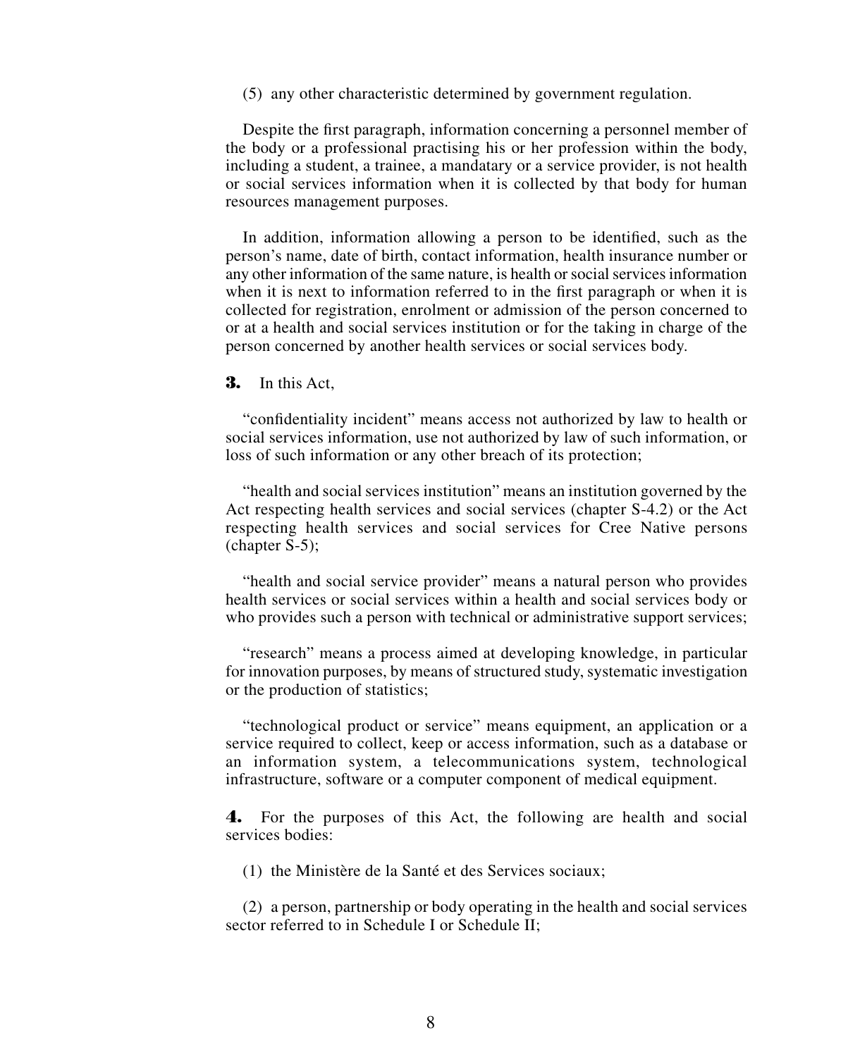(5) any other characteristic determined by government regulation.

Despite the first paragraph, information concerning a personnel member of the body or a professional practising his or her profession within the body, including a student, a trainee, a mandatary or a service provider, is not health or social services information when it is collected by that body for human resources management purposes.

In addition, information allowing a person to be identified, such as the person's name, date of birth, contact information, health insurance number or any other information of the same nature, is health or social services information when it is next to information referred to in the first paragraph or when it is collected for registration, enrolment or admission of the person concerned to or at a health and social services institution or for the taking in charge of the person concerned by another health services or social services body.

**3.** In this Act,

"confidentiality incident" means access not authorized by law to health or social services information, use not authorized by law of such information, or loss of such information or any other breach of its protection;

"health and social services institution" means an institution governed by the Act respecting health services and social services (chapter S-4.2) or the Act respecting health services and social services for Cree Native persons (chapter S-5);

"health and social service provider" means a natural person who provides health services or social services within a health and social services body or who provides such a person with technical or administrative support services;

"research" means a process aimed at developing knowledge, in particular for innovation purposes, by means of structured study, systematic investigation or the production of statistics;

"technological product or service" means equipment, an application or a service required to collect, keep or access information, such as a database or an information system, a telecommunications system, technological infrastructure, software or a computer component of medical equipment.

**4.** For the purposes of this Act, the following are health and social services bodies:

(1) the Ministère de la Santé et des Services sociaux;

(2) a person, partnership or body operating in the health and social services sector referred to in Schedule I or Schedule II;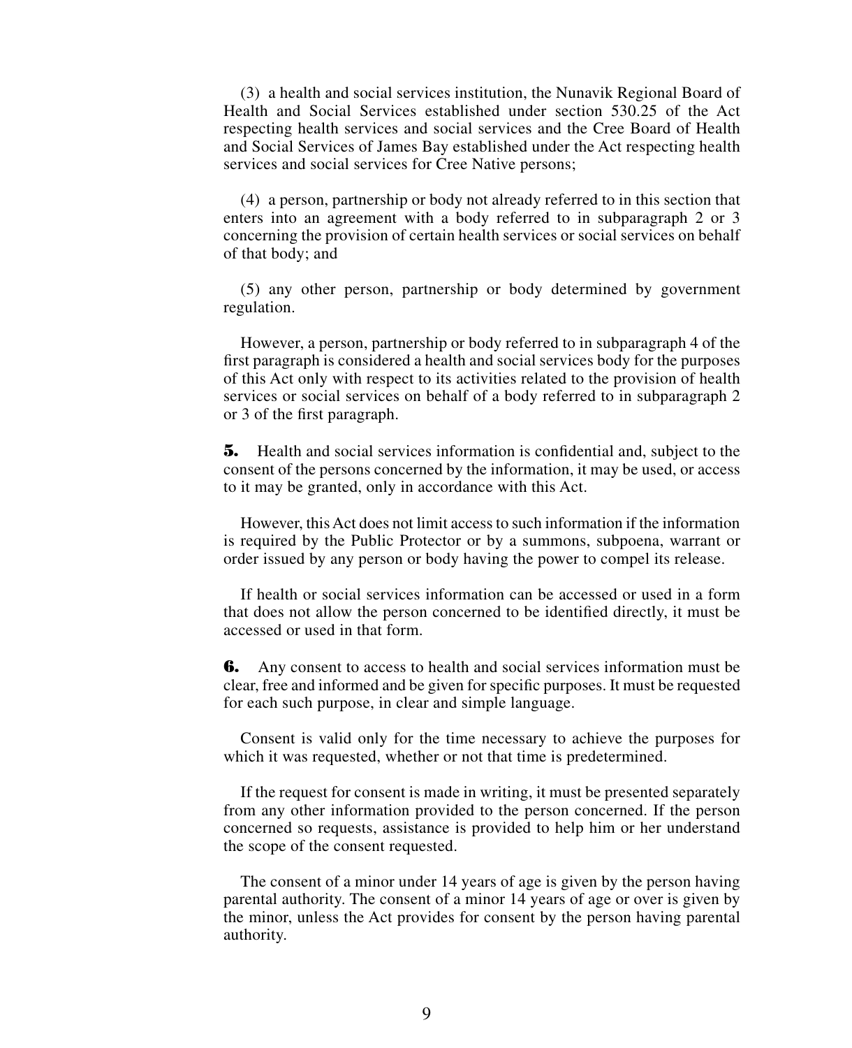(3) a health and social services institution, the Nunavik Regional Board of Health and Social Services established under section 530.25 of the Act respecting health services and social services and the Cree Board of Health and Social Services of James Bay established under the Act respecting health services and social services for Cree Native persons;

(4) a person, partnership or body not already referred to in this section that enters into an agreement with a body referred to in subparagraph 2 or 3 concerning the provision of certain health services or social services on behalf of that body; and

(5) any other person, partnership or body determined by government regulation.

However, a person, partnership or body referred to in subparagraph 4 of the first paragraph is considered a health and social services body for the purposes of this Act only with respect to its activities related to the provision of health services or social services on behalf of a body referred to in subparagraph 2 or 3 of the first paragraph.

**5.** Health and social services information is confidential and, subject to the consent of the persons concerned by the information, it may be used, or access to it may be granted, only in accordance with this Act.

However, this Act does not limit access to such information if the information is required by the Public Protector or by a summons, subpoena, warrant or order issued by any person or body having the power to compel its release.

If health or social services information can be accessed or used in a form that does not allow the person concerned to be identified directly, it must be accessed or used in that form.

**6.** Any consent to access to health and social services information must be clear, free and informed and be given for specific purposes. It must be requested for each such purpose, in clear and simple language.

Consent is valid only for the time necessary to achieve the purposes for which it was requested, whether or not that time is predetermined.

If the request for consent is made in writing, it must be presented separately from any other information provided to the person concerned. If the person concerned so requests, assistance is provided to help him or her understand the scope of the consent requested.

The consent of a minor under 14 years of age is given by the person having parental authority. The consent of a minor 14 years of age or over is given by the minor, unless the Act provides for consent by the person having parental authority.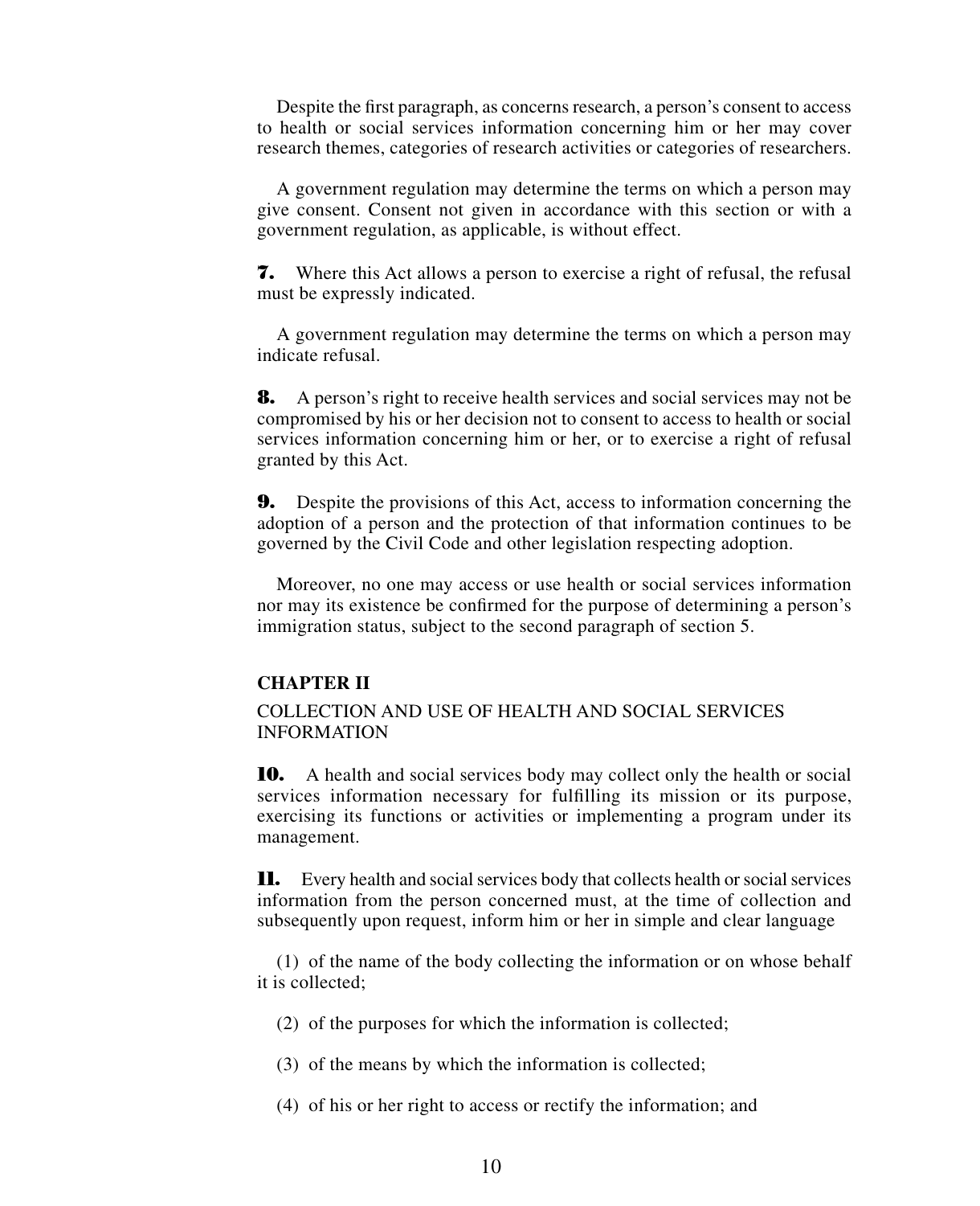Despite the first paragraph, as concerns research, a person's consent to access to health or social services information concerning him or her may cover research themes, categories of research activities or categories of researchers.

A government regulation may determine the terms on which a person may give consent. Consent not given in accordance with this section or with a government regulation, as applicable, is without effect.

**7.** Where this Act allows a person to exercise a right of refusal, the refusal must be expressly indicated.

A government regulation may determine the terms on which a person may indicate refusal.

**8.** A person's right to receive health services and social services may not be compromised by his or her decision not to consent to access to health or social services information concerning him or her, or to exercise a right of refusal granted by this Act.

**9.** Despite the provisions of this Act, access to information concerning the adoption of a person and the protection of that information continues to be governed by the Civil Code and other legislation respecting adoption.

Moreover, no one may access or use health or social services information nor may its existence be confirmed for the purpose of determining a person's immigration status, subject to the second paragraph of section 5.

## CHAPTER II

COLLECTION AND USE OF HEALTH AND SOCIAL SERVICES INFORMATION

**10.** A health and social services body may collect only the health or social services information necessary for fulfilling its mission or its purpose, exercising its functions or activities or implementing a program under its management.

**11.** Every health and social services body that collects health or social services information from the person concerned must, at the time of collection and subsequently upon request, inform him or her in simple and clear language

(1) of the name of the body collecting the information or on whose behalf it is collected;

(2) of the purposes for which the information is collected;

(3) of the means by which the information is collected;

(4) of his or her right to access or rectify the information; and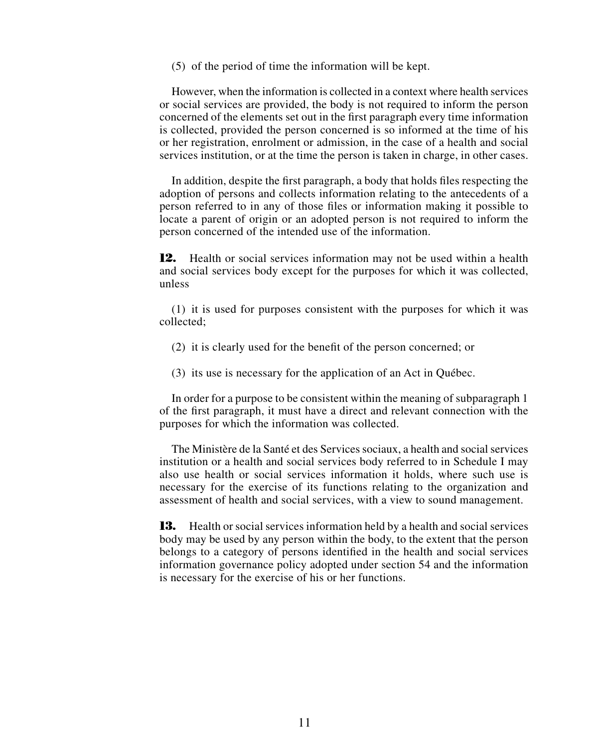(5) of the period of time the information will be kept.

However, when the information is collected in a context where health services or social services are provided, the body is not required to inform the person concerned of the elements set out in the first paragraph every time information is collected, provided the person concerned is so informed at the time of his or her registration, enrolment or admission, in the case of a health and social services institution, or at the time the person is taken in charge, in other cases.

In addition, despite the first paragraph, a body that holds files respecting the adoption of persons and collects information relating to the antecedents of a person referred to in any of those files or information making it possible to locate a parent of origin or an adopted person is not required to inform the person concerned of the intended use of the information.

**12.** Health or social services information may not be used within a health and social services body except for the purposes for which it was collected, unless

(1) it is used for purposes consistent with the purposes for which it was collected;

(2) it is clearly used for the benefit of the person concerned; or

(3) its use is necessary for the application of an Act in Québec.

In order for a purpose to be consistent within the meaning of subparagraph 1 of the first paragraph, it must have a direct and relevant connection with the purposes for which the information was collected.

The Ministère de la Santé et des Services sociaux, a health and social services institution or a health and social services body referred to in Schedule I may also use health or social services information it holds, where such use is necessary for the exercise of its functions relating to the organization and assessment of health and social services, with a view to sound management.

**13.** Health or social services information held by a health and social services body may be used by any person within the body, to the extent that the person belongs to a category of persons identified in the health and social services information governance policy adopted under section 54 and the information is necessary for the exercise of his or her functions.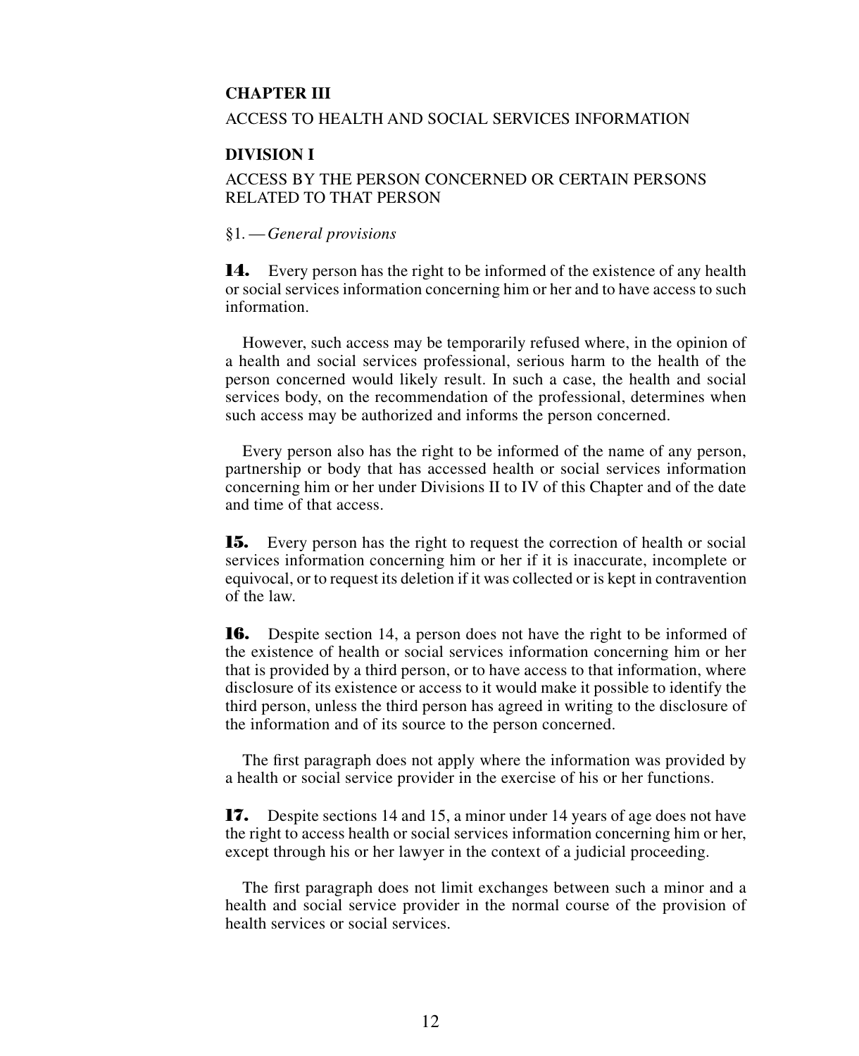## CHAPTER III

ACCESS TO HEALTH AND SOCIAL SERVICES INFORMATION

### DIVISION I

ACCESS BY THE PERSON CONCERNED OR CERTAIN PERSONS RELATED TO THAT PERSON

§1. — *General provisions*

**14.** Every person has the right to be informed of the existence of any health or social services information concerning him or her and to have access to such information.

However, such access may be temporarily refused where, in the opinion of a health and social services professional, serious harm to the health of the person concerned would likely result. In such a case, the health and social services body, on the recommendation of the professional, determines when such access may be authorized and informs the person concerned.

Every person also has the right to be informed of the name of any person, partnership or body that has accessed health or social services information concerning him or her under Divisions II to IV of this Chapter and of the date and time of that access.

**15.** Every person has the right to request the correction of health or social services information concerning him or her if it is inaccurate, incomplete or equivocal, or to request its deletion if it was collected or is kept in contravention of the law.

**16.** Despite section 14, a person does not have the right to be informed of the existence of health or social services information concerning him or her that is provided by a third person, or to have access to that information, where disclosure of its existence or access to it would make it possible to identify the third person, unless the third person has agreed in writing to the disclosure of the information and of its source to the person concerned.

The first paragraph does not apply where the information was provided by a health or social service provider in the exercise of his or her functions.

**17.** Despite sections 14 and 15, a minor under 14 years of age does not have the right to access health or social services information concerning him or her, except through his or her lawyer in the context of a judicial proceeding.

The first paragraph does not limit exchanges between such a minor and a health and social service provider in the normal course of the provision of health services or social services.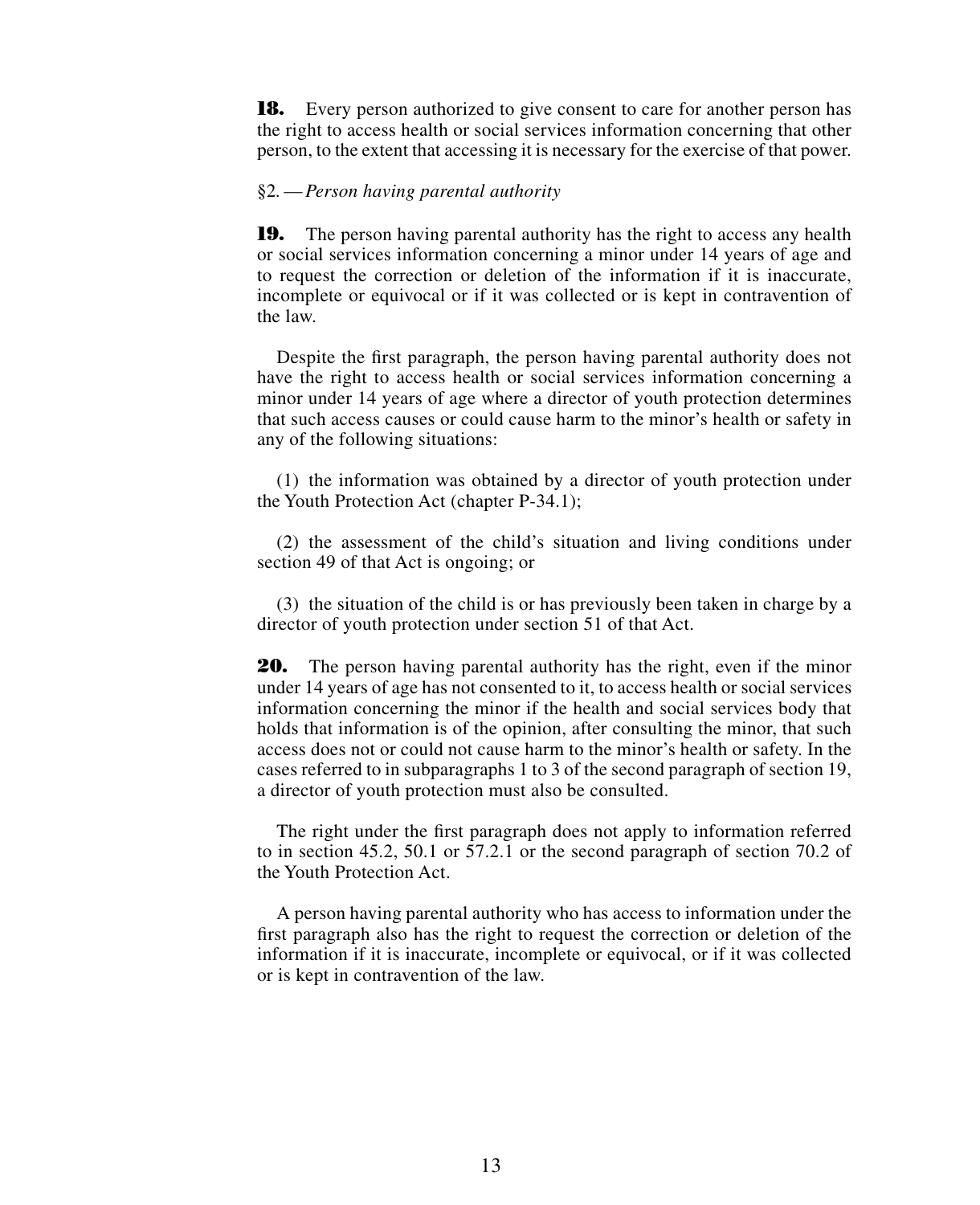**18.** Every person authorized to give consent to care for another person has the right to access health or social services information concerning that other person, to the extent that accessing it is necessary for the exercise of that power.

§2. — *Person having parental authority*

**19.** The person having parental authority has the right to access any health or social services information concerning a minor under 14 years of age and to request the correction or deletion of the information if it is inaccurate, incomplete or equivocal or if it was collected or is kept in contravention of the law.

Despite the first paragraph, the person having parental authority does not have the right to access health or social services information concerning a minor under 14 years of age where a director of youth protection determines that such access causes or could cause harm to the minor's health or safety in any of the following situations:

(1) the information was obtained by a director of youth protection under the Youth Protection Act (chapter P-34.1);

(2) the assessment of the child's situation and living conditions under section 49 of that Act is ongoing; or

(3) the situation of the child is or has previously been taken in charge by a director of youth protection under section 51 of that Act.

**20.** The person having parental authority has the right, even if the minor under 14 years of age has not consented to it, to access health or social services information concerning the minor if the health and social services body that holds that information is of the opinion, after consulting the minor, that such access does not or could not cause harm to the minor's health or safety. In the cases referred to in subparagraphs 1 to 3 of the second paragraph of section 19, a director of youth protection must also be consulted.

The right under the first paragraph does not apply to information referred to in section 45.2, 50.1 or 57.2.1 or the second paragraph of section 70.2 of the Youth Protection Act.

A person having parental authority who has access to information under the first paragraph also has the right to request the correction or deletion of the information if it is inaccurate, incomplete or equivocal, or if it was collected or is kept in contravention of the law.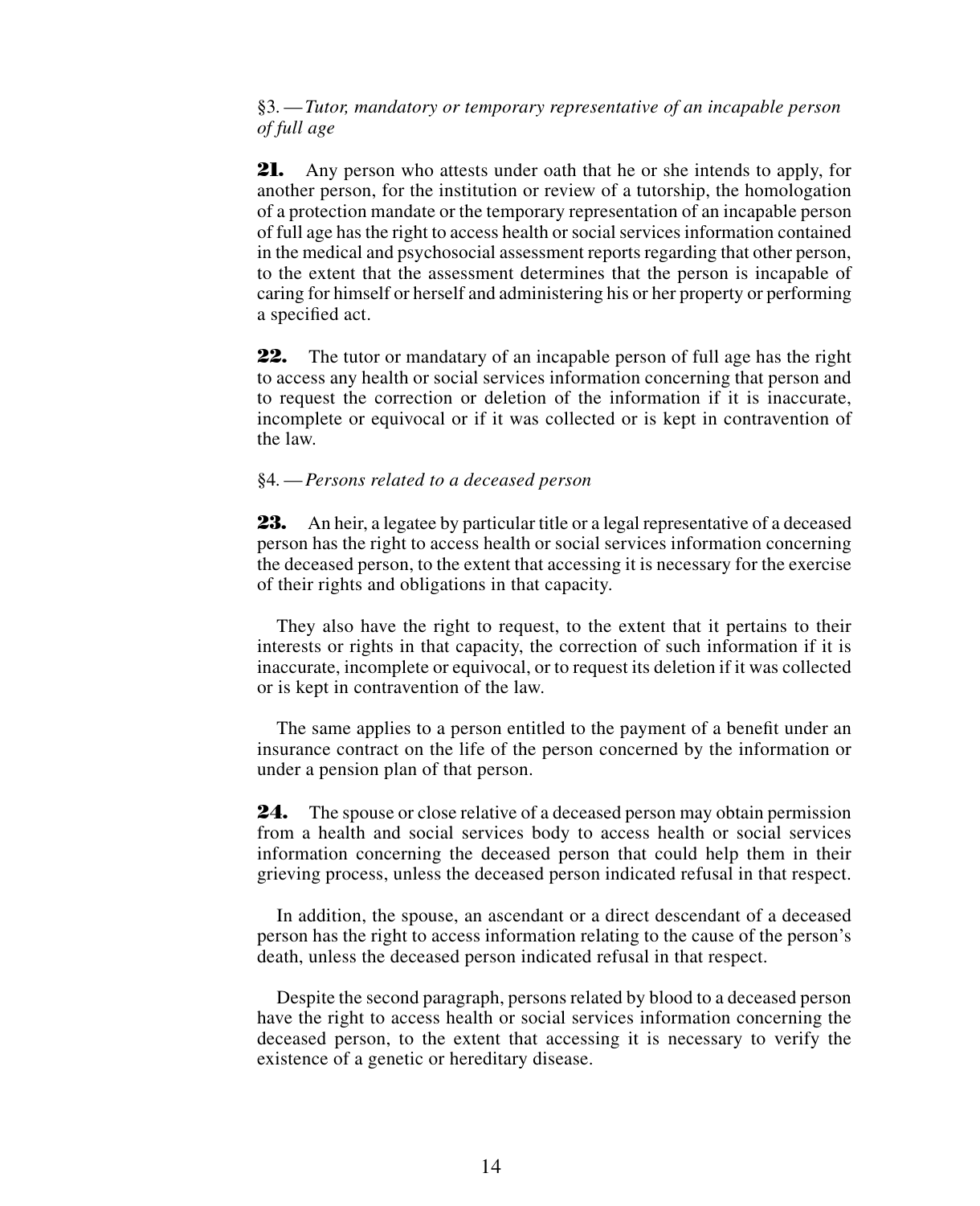§3. — *Tutor, mandatory or temporary representative of an incapable person of full age*

**21.** Any person who attests under oath that he or she intends to apply, for another person, for the institution or review of a tutorship, the homologation of a protection mandate or the temporary representation of an incapable person of full age has the right to access health or social services information contained in the medical and psychosocial assessment reports regarding that other person, to the extent that the assessment determines that the person is incapable of caring for himself or herself and administering his or her property or performing a specified act.

**22.** The tutor or mandatary of an incapable person of full age has the right to access any health or social services information concerning that person and to request the correction or deletion of the information if it is inaccurate, incomplete or equivocal or if it was collected or is kept in contravention of the law.

§4. — *Persons related to a deceased person*

**23.** An heir, a legatee by particular title or a legal representative of a deceased person has the right to access health or social services information concerning the deceased person, to the extent that accessing it is necessary for the exercise of their rights and obligations in that capacity.

They also have the right to request, to the extent that it pertains to their interests or rights in that capacity, the correction of such information if it is inaccurate, incomplete or equivocal, or to request its deletion if it was collected or is kept in contravention of the law.

The same applies to a person entitled to the payment of a benefit under an insurance contract on the life of the person concerned by the information or under a pension plan of that person.

**24.** The spouse or close relative of a deceased person may obtain permission from a health and social services body to access health or social services information concerning the deceased person that could help them in their grieving process, unless the deceased person indicated refusal in that respect.

In addition, the spouse, an ascendant or a direct descendant of a deceased person has the right to access information relating to the cause of the person's death, unless the deceased person indicated refusal in that respect.

Despite the second paragraph, persons related by blood to a deceased person have the right to access health or social services information concerning the deceased person, to the extent that accessing it is necessary to verify the existence of a genetic or hereditary disease.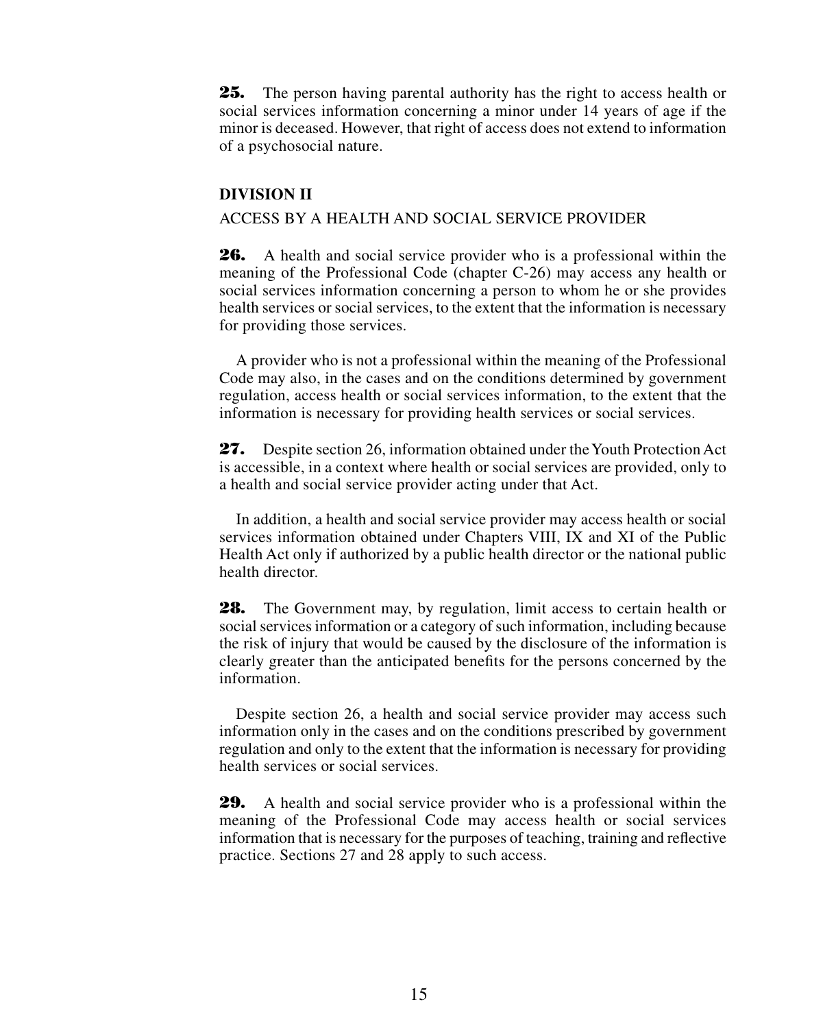**25.** The person having parental authority has the right to access health or social services information concerning a minor under 14 years of age if the minor is deceased. However, that right of access does not extend to information of a psychosocial nature.

## DIVISION II

ACCESS BY A HEALTH AND SOCIAL SERVICE PROVIDER

**26.** A health and social service provider who is a professional within the meaning of the Professional Code (chapter C-26) may access any health or social services information concerning a person to whom he or she provides health services or social services, to the extent that the information is necessary for providing those services.

A provider who is not a professional within the meaning of the Professional Code may also, in the cases and on the conditions determined by government regulation, access health or social services information, to the extent that the information is necessary for providing health services or social services.

**27.** Despite section 26, information obtained under the Youth Protection Act is accessible, in a context where health or social services are provided, only to a health and social service provider acting under that Act.

In addition, a health and social service provider may access health or social services information obtained under Chapters VIII, IX and XI of the Public Health Act only if authorized by a public health director or the national public health director.

**28.** The Government may, by regulation, limit access to certain health or social services information or a category of such information, including because the risk of injury that would be caused by the disclosure of the information is clearly greater than the anticipated benefits for the persons concerned by the information.

Despite section 26, a health and social service provider may access such information only in the cases and on the conditions prescribed by government regulation and only to the extent that the information is necessary for providing health services or social services.

**29.** A health and social service provider who is a professional within the meaning of the Professional Code may access health or social services information that is necessary for the purposes of teaching, training and reflective practice. Sections 27 and 28 apply to such access.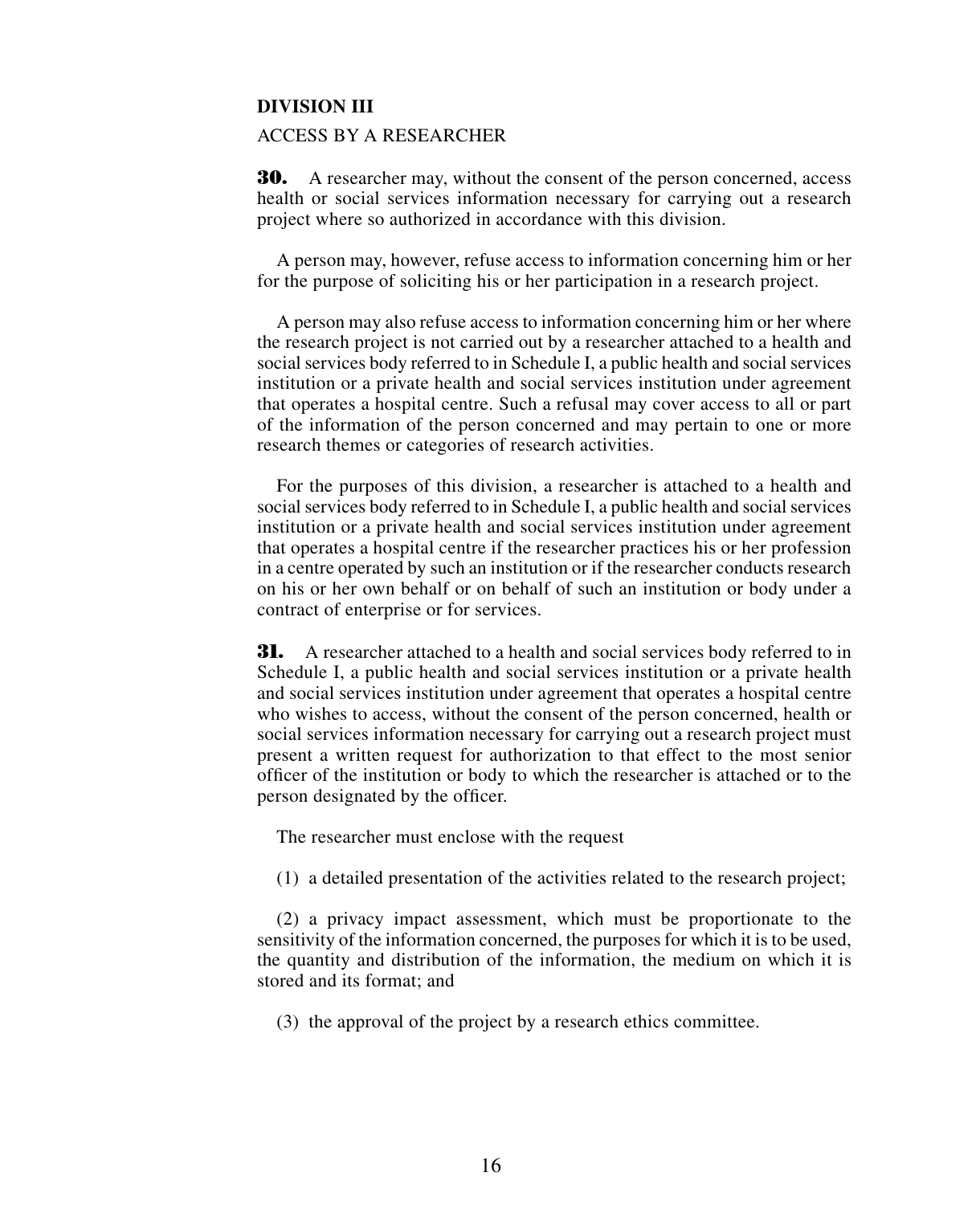## DIVISION III

ACCESS BY A RESEARCHER

**30.** A researcher may, without the consent of the person concerned, access health or social services information necessary for carrying out a research project where so authorized in accordance with this division.

A person may, however, refuse access to information concerning him or her for the purpose of soliciting his or her participation in a research project.

A person may also refuse access to information concerning him or her where the research project is not carried out by a researcher attached to a health and social services body referred to in Schedule I, a public health and social services institution or a private health and social services institution under agreement that operates a hospital centre. Such a refusal may cover access to all or part of the information of the person concerned and may pertain to one or more research themes or categories of research activities.

For the purposes of this division, a researcher is attached to a health and social services body referred to in Schedule I, a public health and social services institution or a private health and social services institution under agreement that operates a hospital centre if the researcher practices his or her profession in a centre operated by such an institution or if the researcher conducts research on his or her own behalf or on behalf of such an institution or body under a contract of enterprise or for services.

**31.** A researcher attached to a health and social services body referred to in Schedule I, a public health and social services institution or a private health and social services institution under agreement that operates a hospital centre who wishes to access, without the consent of the person concerned, health or social services information necessary for carrying out a research project must present a written request for authorization to that effect to the most senior officer of the institution or body to which the researcher is attached or to the person designated by the officer.

The researcher must enclose with the request

(1) a detailed presentation of the activities related to the research project;

(2) a privacy impact assessment, which must be proportionate to the sensitivity of the information concerned, the purposes for which it is to be used, the quantity and distribution of the information, the medium on which it is stored and its format; and

(3) the approval of the project by a research ethics committee.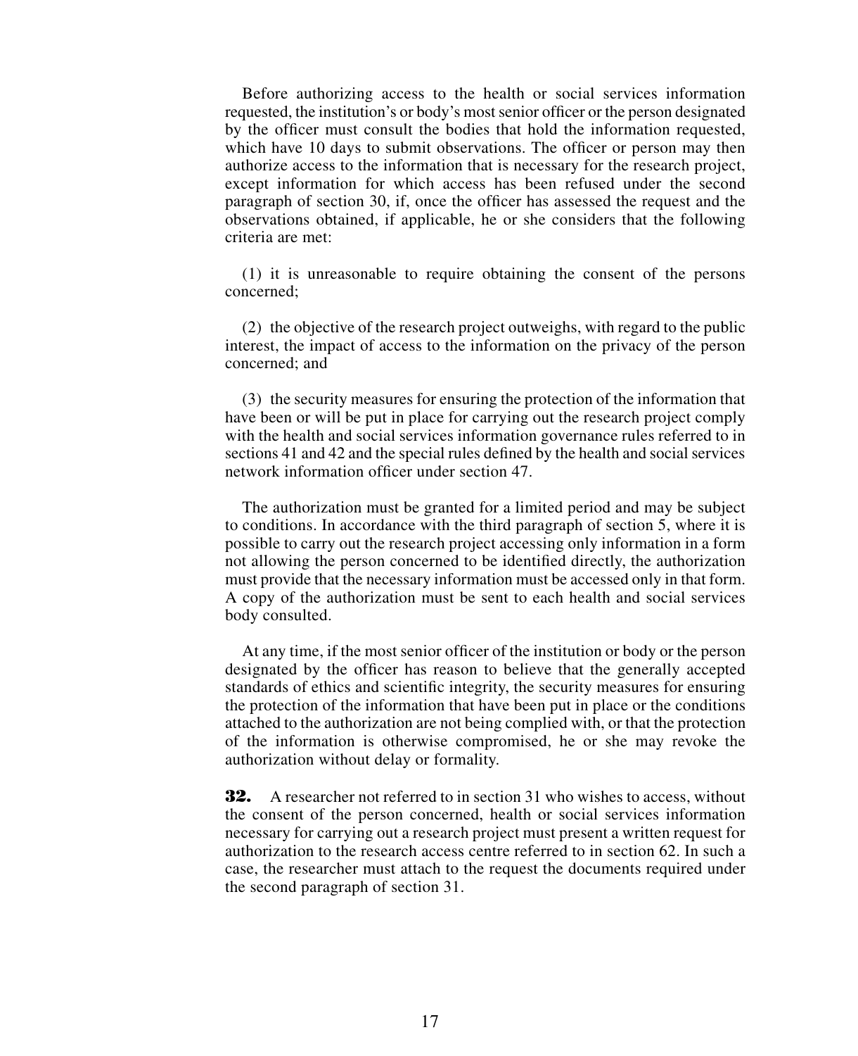Before authorizing access to the health or social services information requested, the institution's or body's most senior officer or the person designated by the officer must consult the bodies that hold the information requested, which have 10 days to submit observations. The officer or person may then authorize access to the information that is necessary for the research project, except information for which access has been refused under the second paragraph of section 30, if, once the officer has assessed the request and the observations obtained, if applicable, he or she considers that the following criteria are met:

(1) it is unreasonable to require obtaining the consent of the persons concerned;

(2) the objective of the research project outweighs, with regard to the public interest, the impact of access to the information on the privacy of the person concerned; and

(3) the security measures for ensuring the protection of the information that have been or will be put in place for carrying out the research project comply with the health and social services information governance rules referred to in sections 41 and 42 and the special rules defined by the health and social services network information officer under section 47.

The authorization must be granted for a limited period and may be subject to conditions. In accordance with the third paragraph of section 5, where it is possible to carry out the research project accessing only information in a form not allowing the person concerned to be identified directly, the authorization must provide that the necessary information must be accessed only in that form. A copy of the authorization must be sent to each health and social services body consulted.

At any time, if the most senior officer of the institution or body or the person designated by the officer has reason to believe that the generally accepted standards of ethics and scientific integrity, the security measures for ensuring the protection of the information that have been put in place or the conditions attached to the authorization are not being complied with, or that the protection of the information is otherwise compromised, he or she may revoke the authorization without delay or formality.

**32.** A researcher not referred to in section 31 who wishes to access, without the consent of the person concerned, health or social services information necessary for carrying out a research project must present a written request for authorization to the research access centre referred to in section 62. In such a case, the researcher must attach to the request the documents required under the second paragraph of section 31.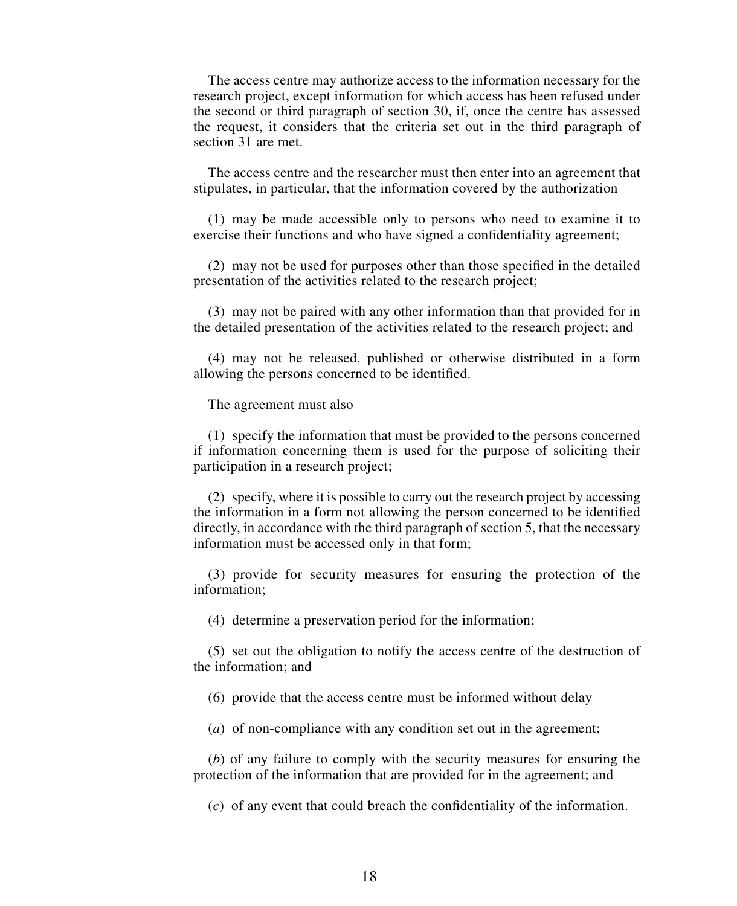The access centre may authorize access to the information necessary for the research project, except information for which access has been refused under the second or third paragraph of section 30, if, once the centre has assessed the request, it considers that the criteria set out in the third paragraph of section 31 are met.

The access centre and the researcher must then enter into an agreement that stipulates, in particular, that the information covered by the authorization

(1) may be made accessible only to persons who need to examine it to exercise their functions and who have signed a confidentiality agreement;

(2) may not be used for purposes other than those specified in the detailed presentation of the activities related to the research project;

(3) may not be paired with any other information than that provided for in the detailed presentation of the activities related to the research project; and

(4) may not be released, published or otherwise distributed in a form allowing the persons concerned to be identified.

The agreement must also

(1) specify the information that must be provided to the persons concerned if information concerning them is used for the purpose of soliciting their participation in a research project;

(2) specify, where it is possible to carry out the research project by accessing the information in a form not allowing the person concerned to be identified directly, in accordance with the third paragraph of section 5, that the necessary information must be accessed only in that form;

(3) provide for security measures for ensuring the protection of the information;

(4) determine a preservation period for the information;

(5) set out the obligation to notify the access centre of the destruction of the information; and

(6) provide that the access centre must be informed without delay

(*a*) of non-compliance with any condition set out in the agreement;

(*b*) of any failure to comply with the security measures for ensuring the protection of the information that are provided for in the agreement; and

(*c*) of any event that could breach the confidentiality of the information.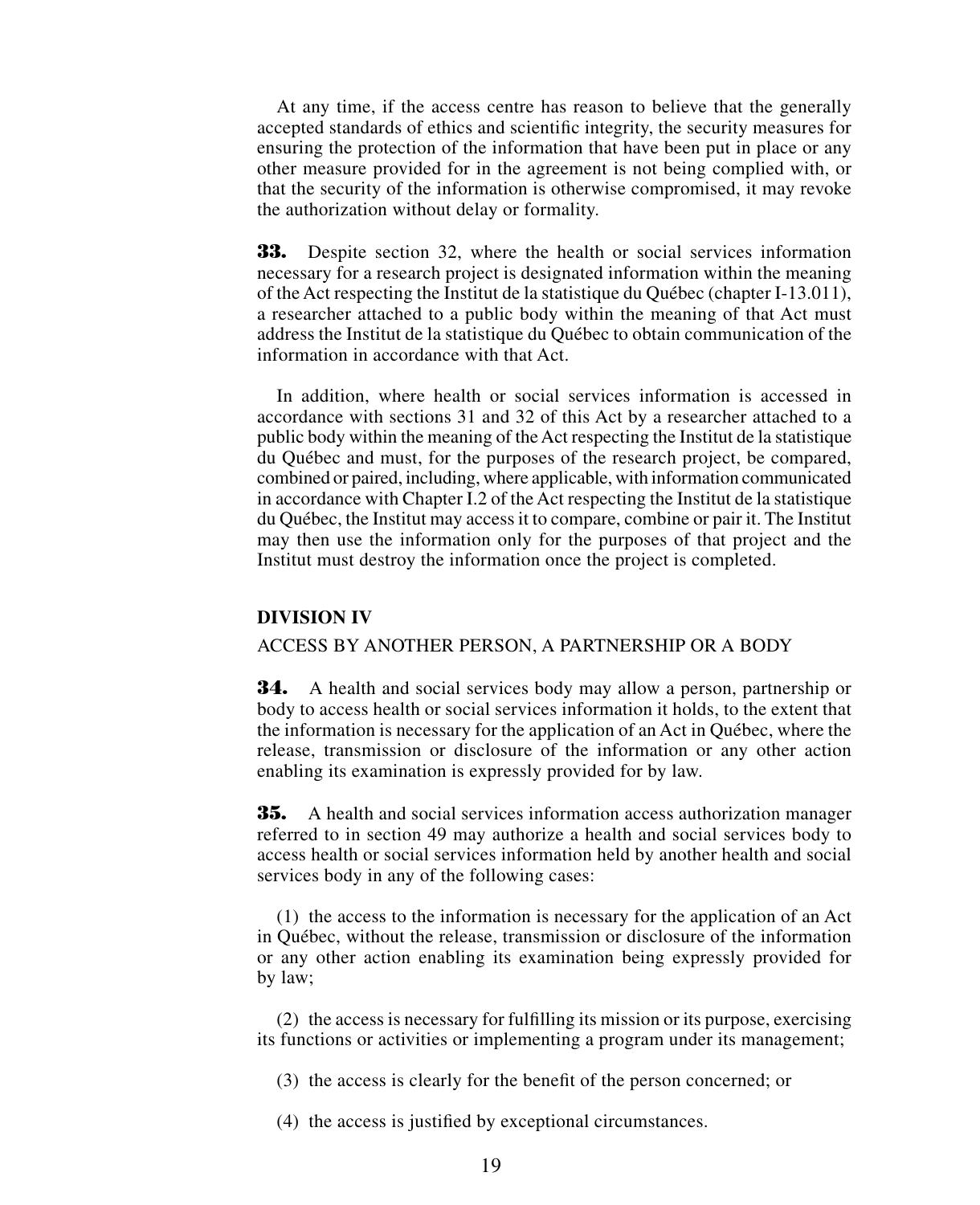At any time, if the access centre has reason to believe that the generally accepted standards of ethics and scientific integrity, the security measures for ensuring the protection of the information that have been put in place or any other measure provided for in the agreement is not being complied with, or that the security of the information is otherwise compromised, it may revoke the authorization without delay or formality.

**33.** Despite section 32, where the health or social services information necessary for a research project is designated information within the meaning of the Act respecting the Institut de la statistique du Québec (chapter I-13.011), a researcher attached to a public body within the meaning of that Act must address the Institut de la statistique du Québec to obtain communication of the information in accordance with that Act.

In addition, where health or social services information is accessed in accordance with sections 31 and 32 of this Act by a researcher attached to a public body within the meaning of the Act respecting the Institut de la statistique du Québec and must, for the purposes of the research project, be compared, combined or paired, including, where applicable, with information communicated in accordance with Chapter I.2 of the Act respecting the Institut de la statistique du Québec, the Institut may access it to compare, combine or pair it. The Institut may then use the information only for the purposes of that project and the Institut must destroy the information once the project is completed.

### DIVISION IV

ACCESS BY ANOTHER PERSON, A PARTNERSHIP OR A BODY

**34.** A health and social services body may allow a person, partnership or body to access health or social services information it holds, to the extent that the information is necessary for the application of an Act in Québec, where the release, transmission or disclosure of the information or any other action enabling its examination is expressly provided for by law.

**35.** A health and social services information access authorization manager referred to in section 49 may authorize a health and social services body to access health or social services information held by another health and social services body in any of the following cases:

(1) the access to the information is necessary for the application of an Act in Québec, without the release, transmission or disclosure of the information or any other action enabling its examination being expressly provided for by law;

(2) the access is necessary for fulfilling its mission or its purpose, exercising its functions or activities or implementing a program under its management;

(3) the access is clearly for the benefit of the person concerned; or

(4) the access is justified by exceptional circumstances.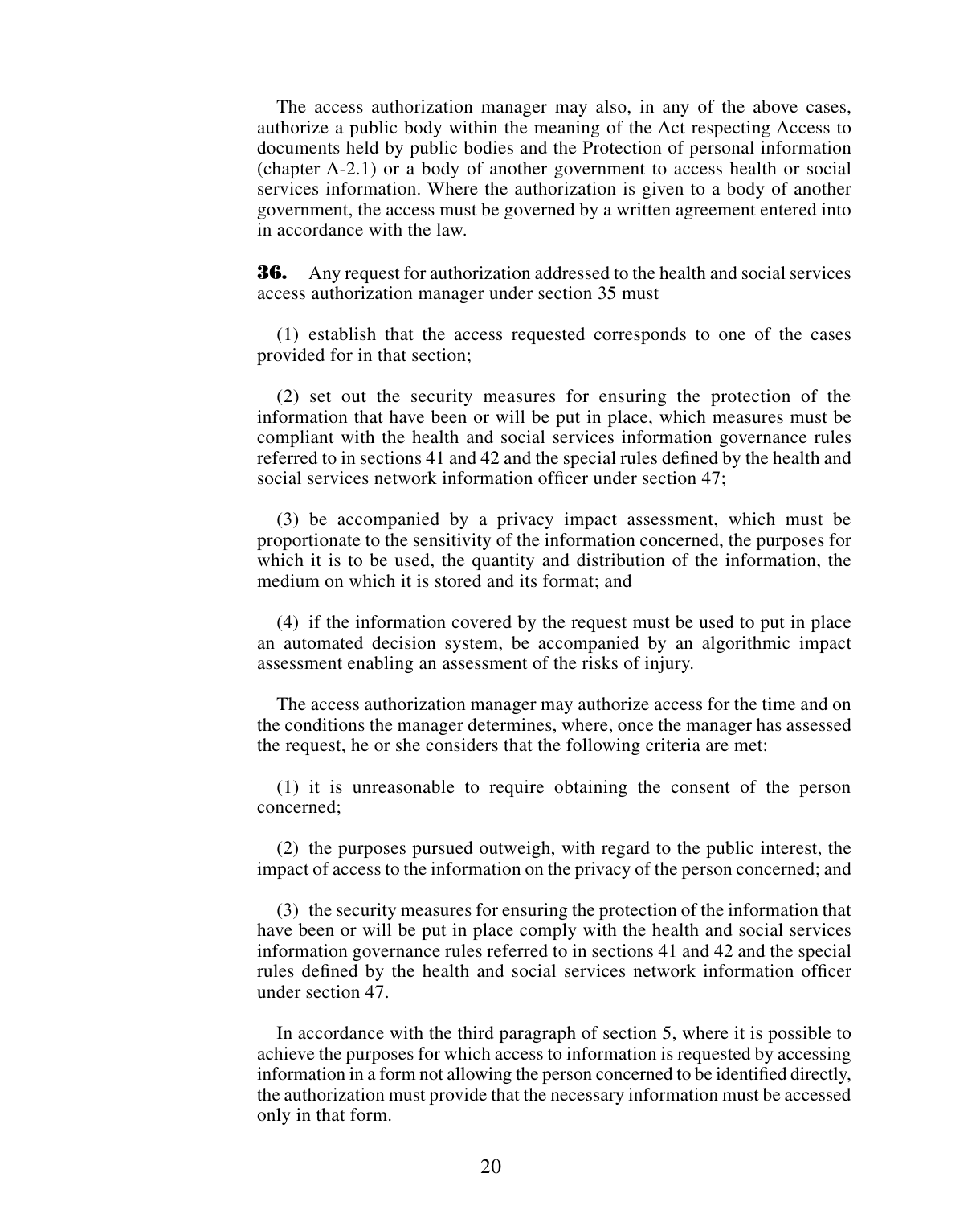The access authorization manager may also, in any of the above cases, authorize a public body within the meaning of the Act respecting Access to documents held by public bodies and the Protection of personal information (chapter A-2.1) or a body of another government to access health or social services information. Where the authorization is given to a body of another government, the access must be governed by a written agreement entered into in accordance with the law.

**36.** Any request for authorization addressed to the health and social services access authorization manager under section 35 must

(1) establish that the access requested corresponds to one of the cases provided for in that section;

(2) set out the security measures for ensuring the protection of the information that have been or will be put in place, which measures must be compliant with the health and social services information governance rules referred to in sections 41 and 42 and the special rules defined by the health and social services network information officer under section 47;

(3) be accompanied by a privacy impact assessment, which must be proportionate to the sensitivity of the information concerned, the purposes for which it is to be used, the quantity and distribution of the information, the medium on which it is stored and its format; and

(4) if the information covered by the request must be used to put in place an automated decision system, be accompanied by an algorithmic impact assessment enabling an assessment of the risks of injury.

The access authorization manager may authorize access for the time and on the conditions the manager determines, where, once the manager has assessed the request, he or she considers that the following criteria are met:

(1) it is unreasonable to require obtaining the consent of the person concerned;

(2) the purposes pursued outweigh, with regard to the public interest, the impact of access to the information on the privacy of the person concerned; and

(3) the security measures for ensuring the protection of the information that have been or will be put in place comply with the health and social services information governance rules referred to in sections 41 and 42 and the special rules defined by the health and social services network information officer under section 47.

In accordance with the third paragraph of section 5, where it is possible to achieve the purposes for which access to information is requested by accessing information in a form not allowing the person concerned to be identified directly, the authorization must provide that the necessary information must be accessed only in that form.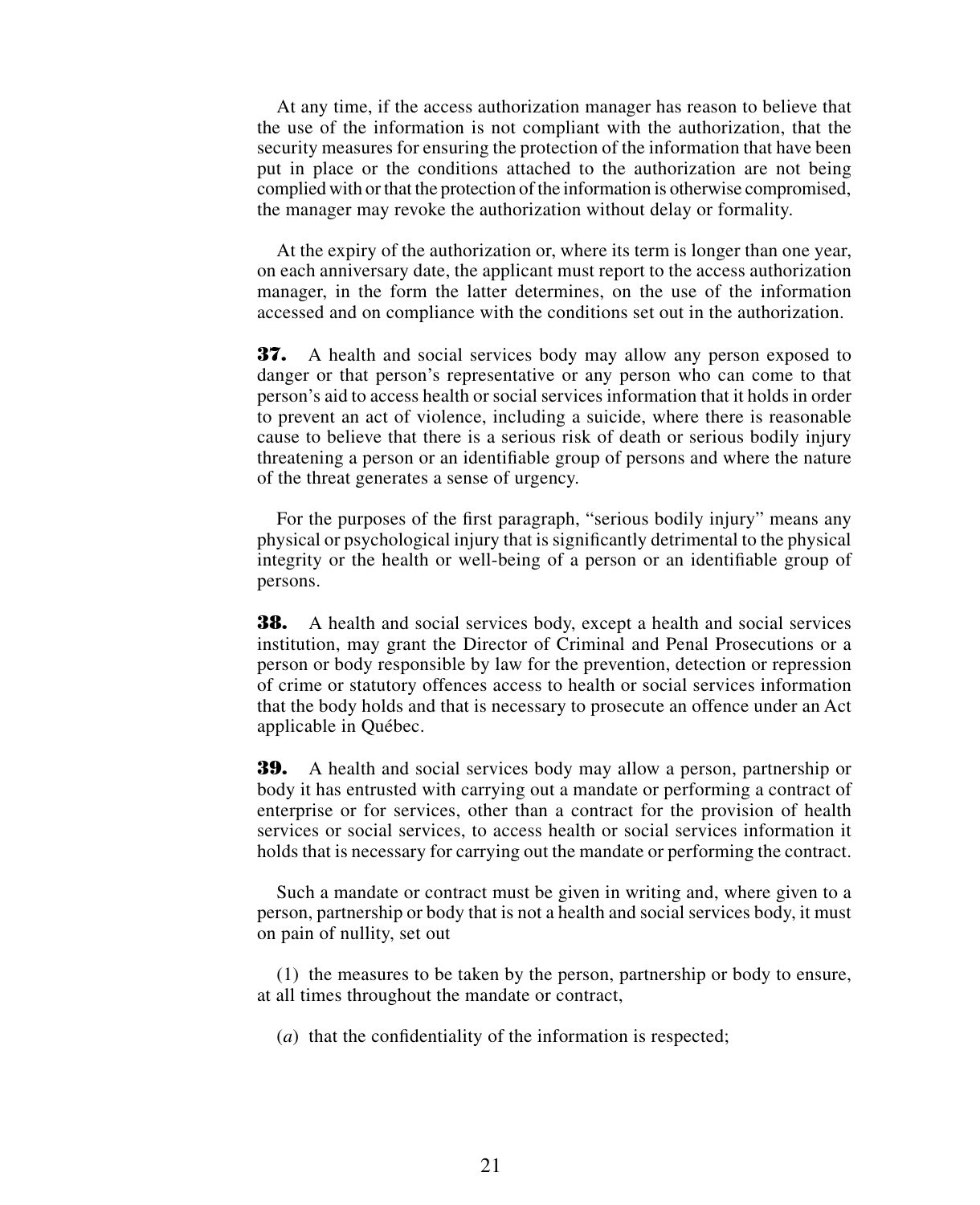At any time, if the access authorization manager has reason to believe that the use of the information is not compliant with the authorization, that the security measures for ensuring the protection of the information that have been put in place or the conditions attached to the authorization are not being complied with or that the protection of the information is otherwise compromised, the manager may revoke the authorization without delay or formality.

At the expiry of the authorization or, where its term is longer than one year, on each anniversary date, the applicant must report to the access authorization manager, in the form the latter determines, on the use of the information accessed and on compliance with the conditions set out in the authorization.

**37.** A health and social services body may allow any person exposed to danger or that person's representative or any person who can come to that person's aid to access health or social services information that it holds in order to prevent an act of violence, including a suicide, where there is reasonable cause to believe that there is a serious risk of death or serious bodily injury threatening a person or an identifiable group of persons and where the nature of the threat generates a sense of urgency.

For the purposes of the first paragraph, "serious bodily injury" means any physical or psychological injury that is significantly detrimental to the physical integrity or the health or well-being of a person or an identifiable group of persons.

**38.** A health and social services body, except a health and social services institution, may grant the Director of Criminal and Penal Prosecutions or a person or body responsible by law for the prevention, detection or repression of crime or statutory offences access to health or social services information that the body holds and that is necessary to prosecute an offence under an Act applicable in Québec.

**39.** A health and social services body may allow a person, partnership or body it has entrusted with carrying out a mandate or performing a contract of enterprise or for services, other than a contract for the provision of health services or social services, to access health or social services information it holds that is necessary for carrying out the mandate or performing the contract.

Such a mandate or contract must be given in writing and, where given to a person, partnership or body that is not a health and social services body, it must on pain of nullity, set out

(1) the measures to be taken by the person, partnership or body to ensure, at all times throughout the mandate or contract,

(*a*) that the confidentiality of the information is respected;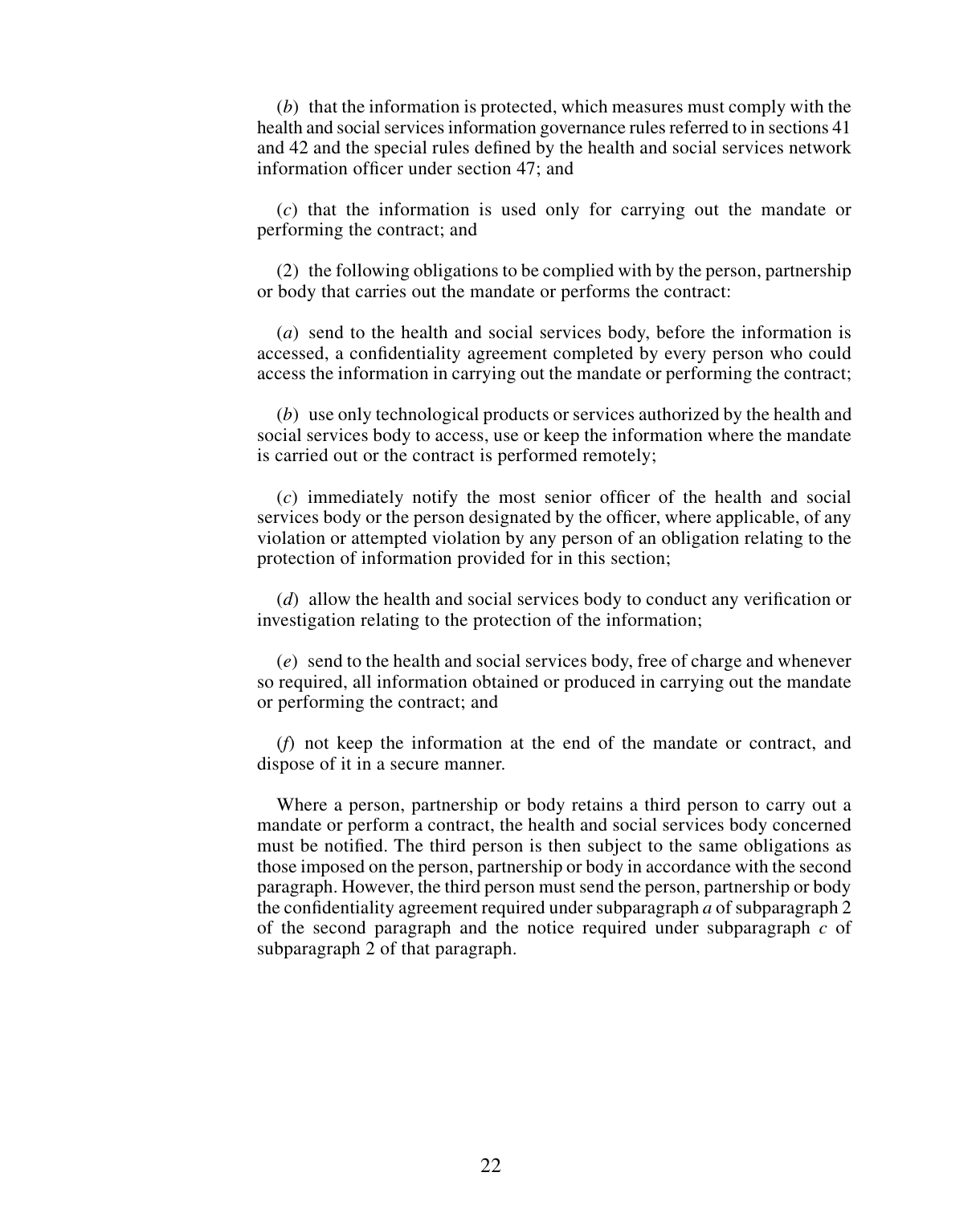(*b*) that the information is protected, which measures must comply with the health and social services information governance rules referred to in sections 41 and 42 and the special rules defined by the health and social services network information officer under section 47; and

(*c*) that the information is used only for carrying out the mandate or performing the contract; and

(2) the following obligations to be complied with by the person, partnership or body that carries out the mandate or performs the contract:

(*a*) send to the health and social services body, before the information is accessed, a confidentiality agreement completed by every person who could access the information in carrying out the mandate or performing the contract;

(*b*) use only technological products or services authorized by the health and social services body to access, use or keep the information where the mandate is carried out or the contract is performed remotely;

(*c*) immediately notify the most senior officer of the health and social services body or the person designated by the officer, where applicable, of any violation or attempted violation by any person of an obligation relating to the protection of information provided for in this section;

(*d*) allow the health and social services body to conduct any verification or investigation relating to the protection of the information;

(*e*) send to the health and social services body, free of charge and whenever so required, all information obtained or produced in carrying out the mandate or performing the contract; and

(*f*) not keep the information at the end of the mandate or contract, and dispose of it in a secure manner.

Where a person, partnership or body retains a third person to carry out a mandate or perform a contract, the health and social services body concerned must be notified. The third person is then subject to the same obligations as those imposed on the person, partnership or body in accordance with the second paragraph. However, the third person must send the person, partnership or body the confidentiality agreement required under subparagraph *a* of subparagraph 2 of the second paragraph and the notice required under subparagraph *c* of subparagraph 2 of that paragraph.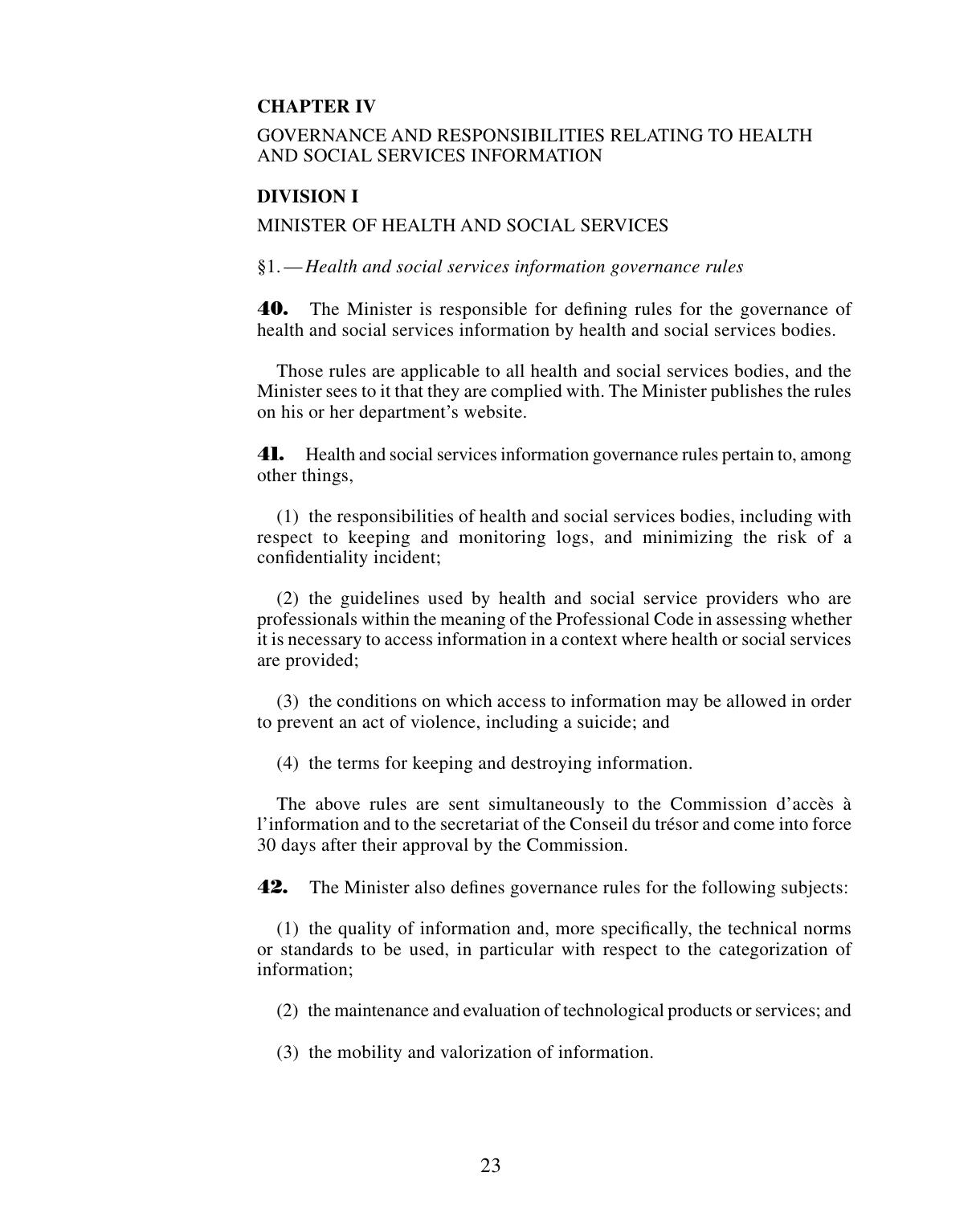## CHAPTER IV

GOVERNANCE AND RESPONSIBILITIES RELATING TO HEALTH AND SOCIAL SERVICES INFORMATION

### DIVISION I

MINISTER OF HEALTH AND SOCIAL SERVICES

§1. — *Health and social services information governance rules*

**40.** The Minister is responsible for defining rules for the governance of health and social services information by health and social services bodies.

Those rules are applicable to all health and social services bodies, and the Minister sees to it that they are complied with. The Minister publishes the rules on his or her department's website.

**41.** Health and social services information governance rules pertain to, among other things,

(1) the responsibilities of health and social services bodies, including with respect to keeping and monitoring logs, and minimizing the risk of a confidentiality incident;

(2) the guidelines used by health and social service providers who are professionals within the meaning of the Professional Code in assessing whether it is necessary to access information in a context where health or social services are provided;

(3) the conditions on which access to information may be allowed in order to prevent an act of violence, including a suicide; and

(4) the terms for keeping and destroying information.

The above rules are sent simultaneously to the Commission d'accès à l'information and to the secretariat of the Conseil du trésor and come into force 30 days after their approval by the Commission.

**42.** The Minister also defines governance rules for the following subjects:

(1) the quality of information and, more specifically, the technical norms or standards to be used, in particular with respect to the categorization of information;

(2) the maintenance and evaluation of technological products or services; and

(3) the mobility and valorization of information.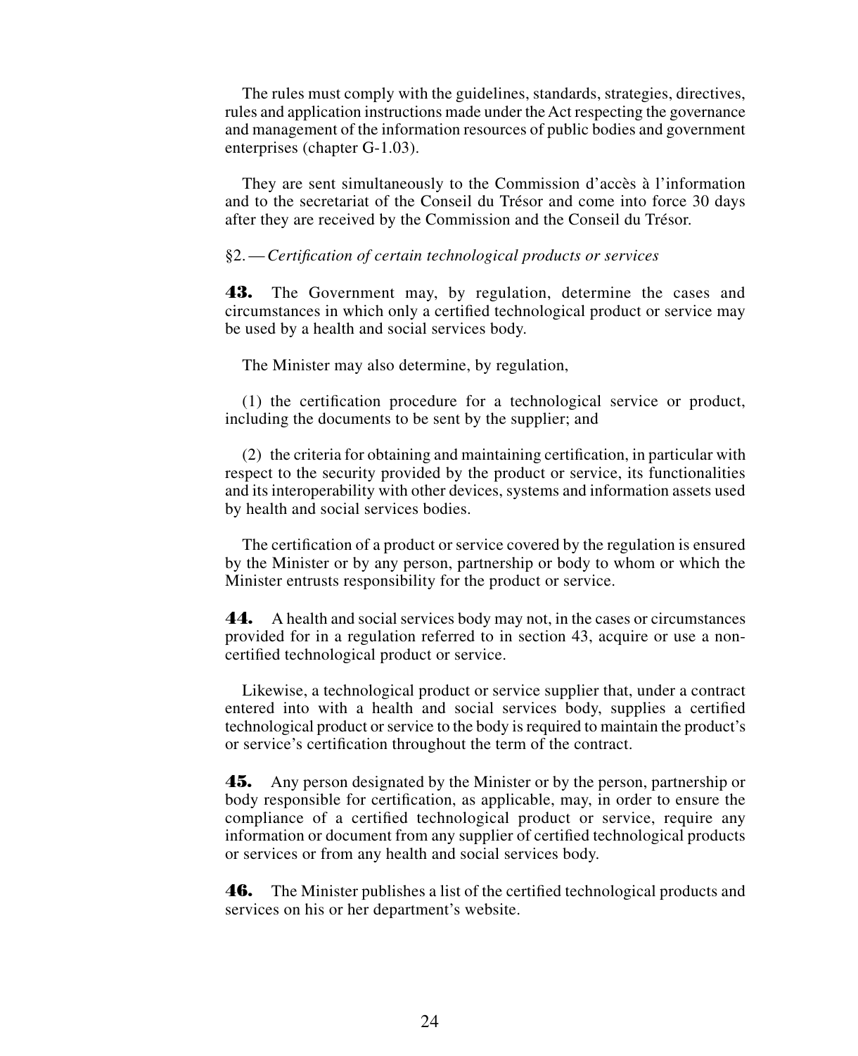The rules must comply with the guidelines, standards, strategies, directives, rules and application instructions made under the Act respecting the governance and management of the information resources of public bodies and government enterprises (chapter G-1.03).

They are sent simultaneously to the Commission d'accès à l'information and to the secretariat of the Conseil du Trésor and come into force 30 days after they are received by the Commission and the Conseil du Trésor.

§2. — *Certification of certain technological products or services*

**43.** The Government may, by regulation, determine the cases and circumstances in which only a certified technological product or service may be used by a health and social services body.

The Minister may also determine, by regulation,

(1) the certification procedure for a technological service or product, including the documents to be sent by the supplier; and

(2) the criteria for obtaining and maintaining certification, in particular with respect to the security provided by the product or service, its functionalities and its interoperability with other devices, systems and information assets used by health and social services bodies.

The certification of a product or service covered by the regulation is ensured by the Minister or by any person, partnership or body to whom or which the Minister entrusts responsibility for the product or service.

**44.** A health and social services body may not, in the cases or circumstances provided for in a regulation referred to in section 43, acquire or use a non-certified technological product or service.

Likewise, a technological product or service supplier that, under a contract entered into with a health and social services body, supplies a certified technological product or service to the body is required to maintain the product's or service's certification throughout the term of the contract.

**45.** Any person designated by the Minister or by the person, partnership or body responsible for certification, as applicable, may, in order to ensure the compliance of a certified technological product or service, require any information or document from any supplier of certified technological products or services or from any health and social services body.

**46.** The Minister publishes a list of the certified technological products and services on his or her department's website.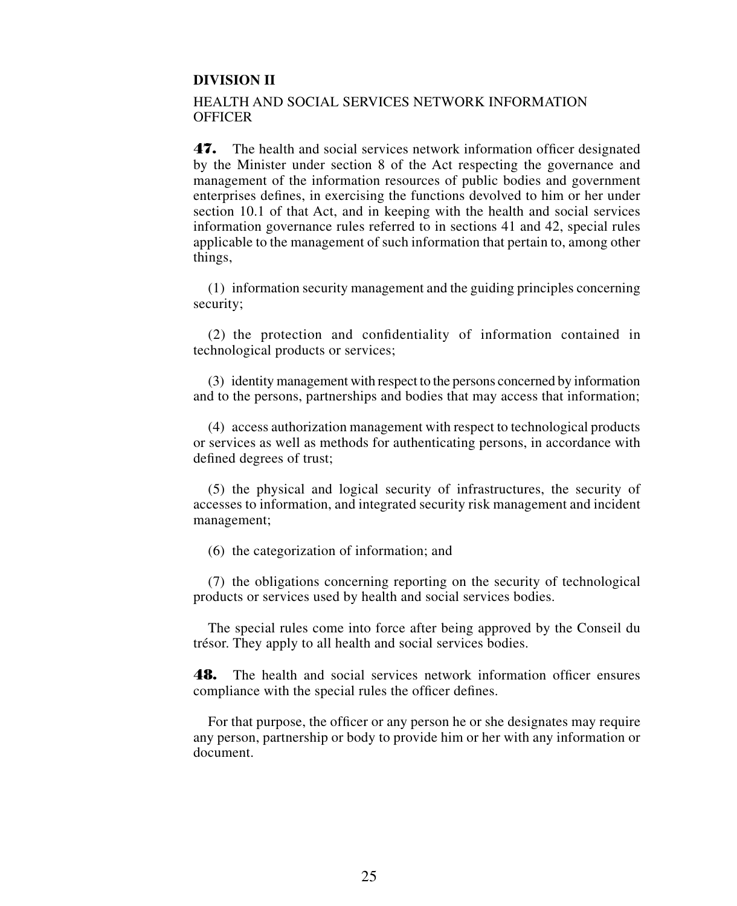**DIVISION II**

HEALTH AND SOCIAL SERVICES NETWORK INFORMATION OFFICER

**47.** The health and social services network information officer designated by the Minister under section 8 of the Act respecting the governance and management of the information resources of public bodies and government enterprises defines, in exercising the functions devolved to him or her under section 10.1 of that Act, and in keeping with the health and social services information governance rules referred to in sections 41 and 42, special rules applicable to the management of such information that pertain to, among other things,

(1) information security management and the guiding principles concerning security;

(2) the protection and confidentiality of information contained in technological products or services;

(3) identity management with respect to the persons concerned by information and to the persons, partnerships and bodies that may access that information;

(4) access authorization management with respect to technological products or services as well as methods for authenticating persons, in accordance with defined degrees of trust;

(5) the physical and logical security of infrastructures, the security of accesses to information, and integrated security risk management and incident management;

(6) the categorization of information; and

(7) the obligations concerning reporting on the security of technological products or services used by health and social services bodies.

The special rules come into force after being approved by the Conseil du trésor. They apply to all health and social services bodies.

**48.** The health and social services network information officer ensures compliance with the special rules the officer defines.

For that purpose, the officer or any person he or she designates may require any person, partnership or body to provide him or her with any information or document.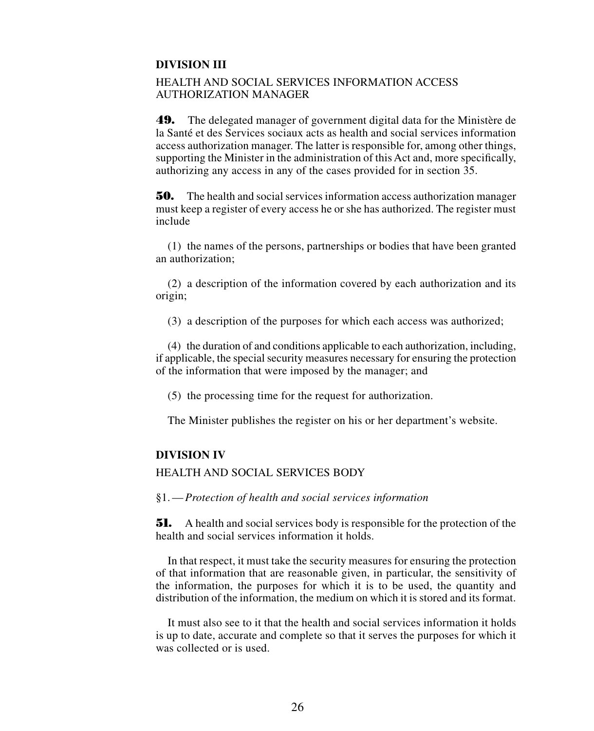## DIVISION III

HEALTH AND SOCIAL SERVICES INFORMATION ACCESS AUTHORIZATION MANAGER

**49.** The delegated manager of government digital data for the Ministère de la Santé et des Services sociaux acts as health and social services information access authorization manager. The latter is responsible for, among other things, supporting the Minister in the administration of this Act and, more specifically, authorizing any access in any of the cases provided for in section 35.

**50.** The health and social services information access authorization manager must keep a register of every access he or she has authorized. The register must include

(1) the names of the persons, partnerships or bodies that have been granted an authorization;

(2) a description of the information covered by each authorization and its origin;

(3) a description of the purposes for which each access was authorized;

(4) the duration of and conditions applicable to each authorization, including, if applicable, the special security measures necessary for ensuring the protection of the information that were imposed by the manager; and

(5) the processing time for the request for authorization.

The Minister publishes the register on his or her department's website.

## DIVISION IV

HEALTH AND SOCIAL SERVICES BODY

§1. — *Protection of health and social services information*

**51.** A health and social services body is responsible for the protection of the health and social services information it holds.

In that respect, it must take the security measures for ensuring the protection of that information that are reasonable given, in particular, the sensitivity of the information, the purposes for which it is to be used, the quantity and distribution of the information, the medium on which it is stored and its format.

It must also see to it that the health and social services information it holds is up to date, accurate and complete so that it serves the purposes for which it was collected or is used.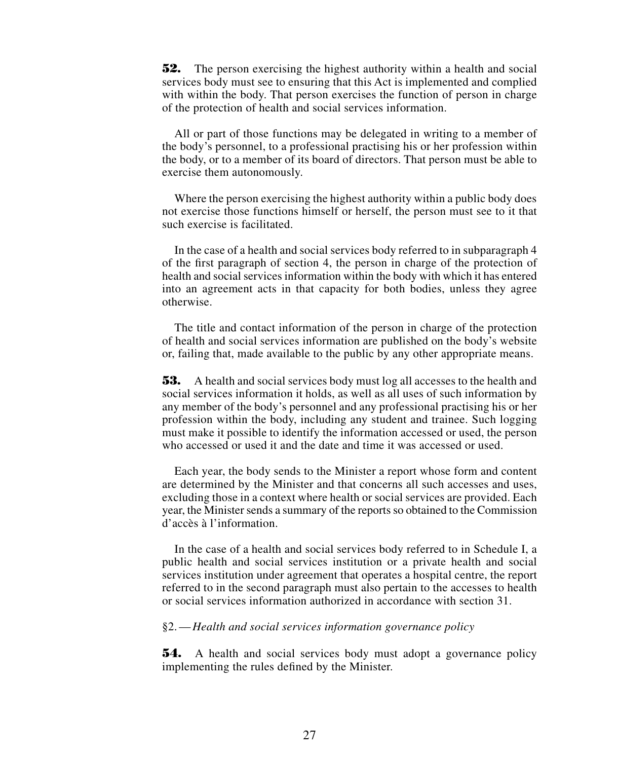**52.** The person exercising the highest authority within a health and social services body must see to ensuring that this Act is implemented and complied with within the body. That person exercises the function of person in charge of the protection of health and social services information.

All or part of those functions may be delegated in writing to a member of the body's personnel, to a professional practising his or her profession within the body, or to a member of its board of directors. That person must be able to exercise them autonomously.

Where the person exercising the highest authority within a public body does not exercise those functions himself or herself, the person must see to it that such exercise is facilitated.

In the case of a health and social services body referred to in subparagraph 4 of the first paragraph of section 4, the person in charge of the protection of health and social services information within the body with which it has entered into an agreement acts in that capacity for both bodies, unless they agree otherwise.

The title and contact information of the person in charge of the protection of health and social services information are published on the body's website or, failing that, made available to the public by any other appropriate means.

**53.** A health and social services body must log all accesses to the health and social services information it holds, as well as all uses of such information by any member of the body's personnel and any professional practising his or her profession within the body, including any student and trainee. Such logging must make it possible to identify the information accessed or used, the person who accessed or used it and the date and time it was accessed or used.

Each year, the body sends to the Minister a report whose form and content are determined by the Minister and that concerns all such accesses and uses, excluding those in a context where health or social services are provided. Each year, the Minister sends a summary of the reports so obtained to the Commission d'accès à l'information.

In the case of a health and social services body referred to in Schedule I, a public health and social services institution or a private health and social services institution under agreement that operates a hospital centre, the report referred to in the second paragraph must also pertain to the accesses to health or social services information authorized in accordance with section 31.

§2. — *Health and social services information governance policy*

**54.** A health and social services body must adopt a governance policy implementing the rules defined by the Minister.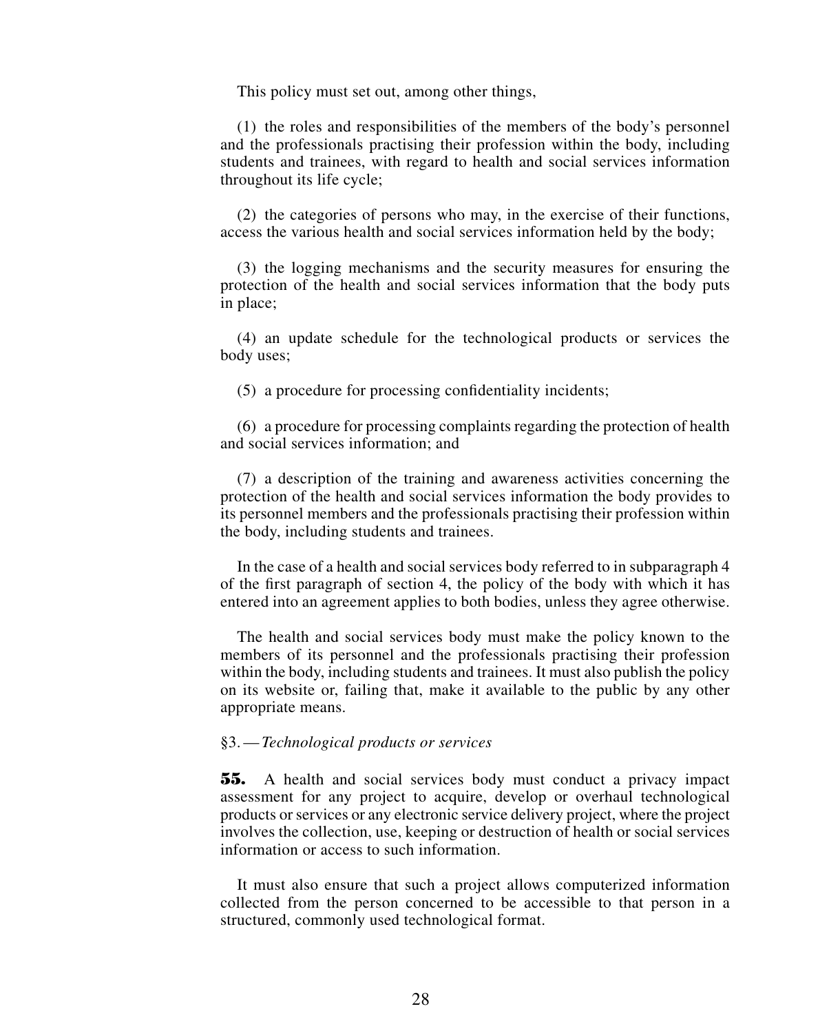This policy must set out, among other things,

(1) the roles and responsibilities of the members of the body's personnel and the professionals practising their profession within the body, including students and trainees, with regard to health and social services information throughout its life cycle;

(2) the categories of persons who may, in the exercise of their functions, access the various health and social services information held by the body;

(3) the logging mechanisms and the security measures for ensuring the protection of the health and social services information that the body puts in place;

(4) an update schedule for the technological products or services the body uses;

(5) a procedure for processing confidentiality incidents;

(6) a procedure for processing complaints regarding the protection of health and social services information; and

(7) a description of the training and awareness activities concerning the protection of the health and social services information the body provides to its personnel members and the professionals practising their profession within the body, including students and trainees.

In the case of a health and social services body referred to in subparagraph 4 of the first paragraph of section 4, the policy of the body with which it has entered into an agreement applies to both bodies, unless they agree otherwise.

The health and social services body must make the policy known to the members of its personnel and the professionals practising their profession within the body, including students and trainees. It must also publish the policy on its website or, failing that, make it available to the public by any other appropriate means.

§3. — *Technological products or services*

**55.** A health and social services body must conduct a privacy impact assessment for any project to acquire, develop or overhaul technological products or services or any electronic service delivery project, where the project involves the collection, use, keeping or destruction of health or social services information or access to such information.

It must also ensure that such a project allows computerized information collected from the person concerned to be accessible to that person in a structured, commonly used technological format.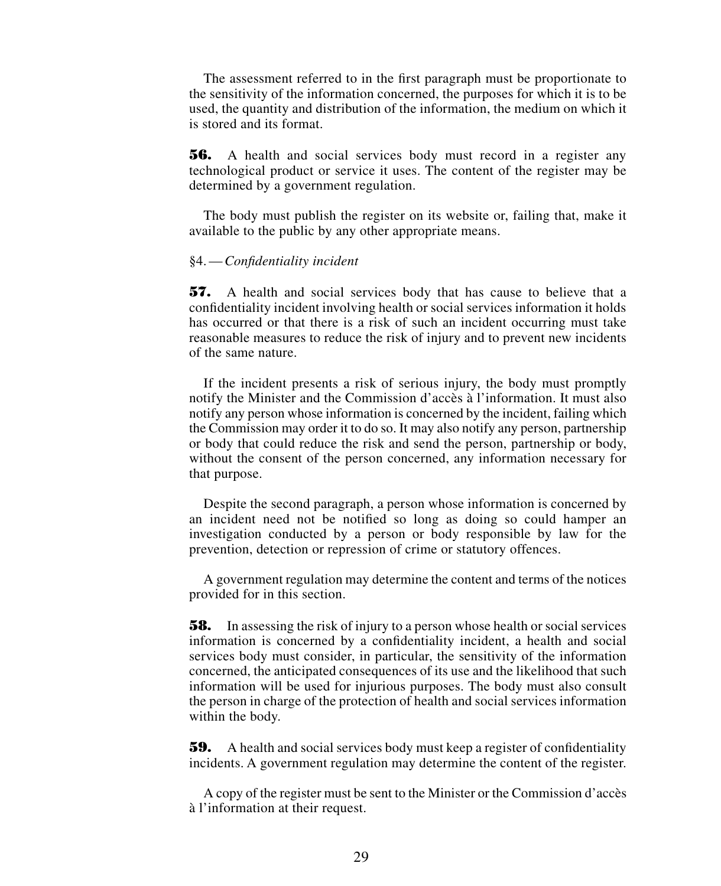The assessment referred to in the first paragraph must be proportionate to the sensitivity of the information concerned, the purposes for which it is to be used, the quantity and distribution of the information, the medium on which it is stored and its format.

**56.** A health and social services body must record in a register any technological product or service it uses. The content of the register may be determined by a government regulation.

The body must publish the register on its website or, failing that, make it available to the public by any other appropriate means.

§4. — *Confidentiality incident*

**57.** A health and social services body that has cause to believe that a confidentiality incident involving health or social services information it holds has occurred or that there is a risk of such an incident occurring must take reasonable measures to reduce the risk of injury and to prevent new incidents of the same nature.

If the incident presents a risk of serious injury, the body must promptly notify the Minister and the Commission d'accès à l'information. It must also notify any person whose information is concerned by the incident, failing which the Commission may order it to do so. It may also notify any person, partnership or body that could reduce the risk and send the person, partnership or body, without the consent of the person concerned, any information necessary for that purpose.

Despite the second paragraph, a person whose information is concerned by an incident need not be notified so long as doing so could hamper an investigation conducted by a person or body responsible by law for the prevention, detection or repression of crime or statutory offences.

A government regulation may determine the content and terms of the notices provided for in this section.

**58.** In assessing the risk of injury to a person whose health or social services information is concerned by a confidentiality incident, a health and social services body must consider, in particular, the sensitivity of the information concerned, the anticipated consequences of its use and the likelihood that such information will be used for injurious purposes. The body must also consult the person in charge of the protection of health and social services information within the body.

**59.** A health and social services body must keep a register of confidentiality incidents. A government regulation may determine the content of the register.

A copy of the register must be sent to the Minister or the Commission d'accès à l'information at their request.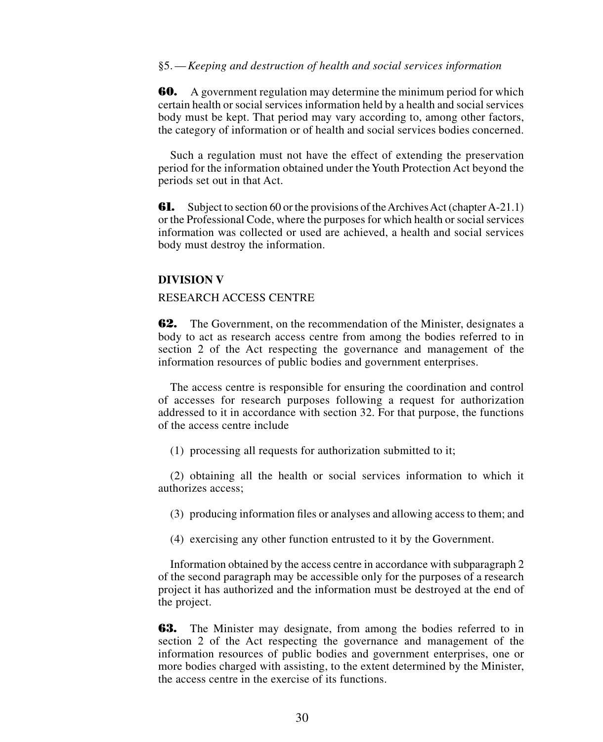§5. — *Keeping and destruction of health and social services information*

**60.** A government regulation may determine the minimum period for which certain health or social services information held by a health and social services body must be kept. That period may vary according to, among other factors, the category of information or of health and social services bodies concerned.

Such a regulation must not have the effect of extending the preservation period for the information obtained under the Youth Protection Act beyond the periods set out in that Act.

**61.** Subject to section 60 or the provisions of the Archives Act (chapter A-21.1) or the Professional Code, where the purposes for which health or social services information was collected or used are achieved, a health and social services body must destroy the information.

**DIVISION V**

RESEARCH ACCESS CENTRE

**62.** The Government, on the recommendation of the Minister, designates a body to act as research access centre from among the bodies referred to in section 2 of the Act respecting the governance and management of the information resources of public bodies and government enterprises.

The access centre is responsible for ensuring the coordination and control of accesses for research purposes following a request for authorization addressed to it in accordance with section 32. For that purpose, the functions of the access centre include

(1) processing all requests for authorization submitted to it;

(2) obtaining all the health or social services information to which it authorizes access;

(3) producing information files or analyses and allowing access to them; and

(4) exercising any other function entrusted to it by the Government.

Information obtained by the access centre in accordance with subparagraph 2 of the second paragraph may be accessible only for the purposes of a research project it has authorized and the information must be destroyed at the end of the project.

**63.** The Minister may designate, from among the bodies referred to in section 2 of the Act respecting the governance and management of the information resources of public bodies and government enterprises, one or more bodies charged with assisting, to the extent determined by the Minister, the access centre in the exercise of its functions.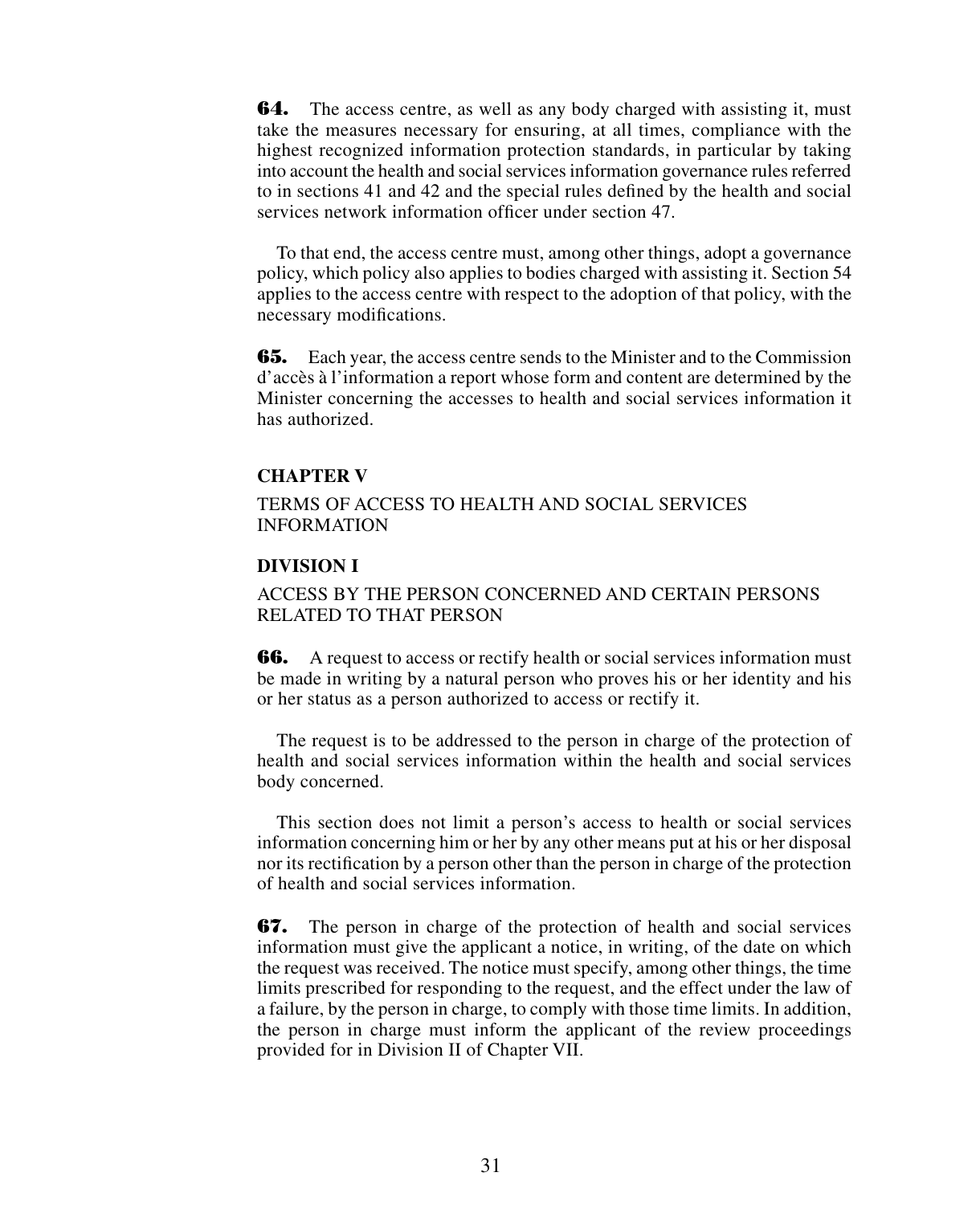**64.** The access centre, as well as any body charged with assisting it, must take the measures necessary for ensuring, at all times, compliance with the highest recognized information protection standards, in particular by taking into account the health and social services information governance rules referred to in sections 41 and 42 and the special rules defined by the health and social services network information officer under section 47.

To that end, the access centre must, among other things, adopt a governance policy, which policy also applies to bodies charged with assisting it. Section 54 applies to the access centre with respect to the adoption of that policy, with the necessary modifications.

**65.** Each year, the access centre sends to the Minister and to the Commission d'accès à l'information a report whose form and content are determined by the Minister concerning the accesses to health and social services information it has authorized.

## CHAPTER V

## TERMS OF ACCESS TO HEALTH AND SOCIAL SERVICES INFORMATION

### DIVISION I

### ACCESS BY THE PERSON CONCERNED AND CERTAIN PERSONS RELATED TO THAT PERSON

**66.** A request to access or rectify health or social services information must be made in writing by a natural person who proves his or her identity and his or her status as a person authorized to access or rectify it.

The request is to be addressed to the person in charge of the protection of health and social services information within the health and social services body concerned.

This section does not limit a person's access to health or social services information concerning him or her by any other means put at his or her disposal nor its rectification by a person other than the person in charge of the protection of health and social services information.

**67.** The person in charge of the protection of health and social services information must give the applicant a notice, in writing, of the date on which the request was received. The notice must specify, among other things, the time limits prescribed for responding to the request, and the effect under the law of a failure, by the person in charge, to comply with those time limits. In addition, the person in charge must inform the applicant of the review proceedings provided for in Division II of Chapter VII.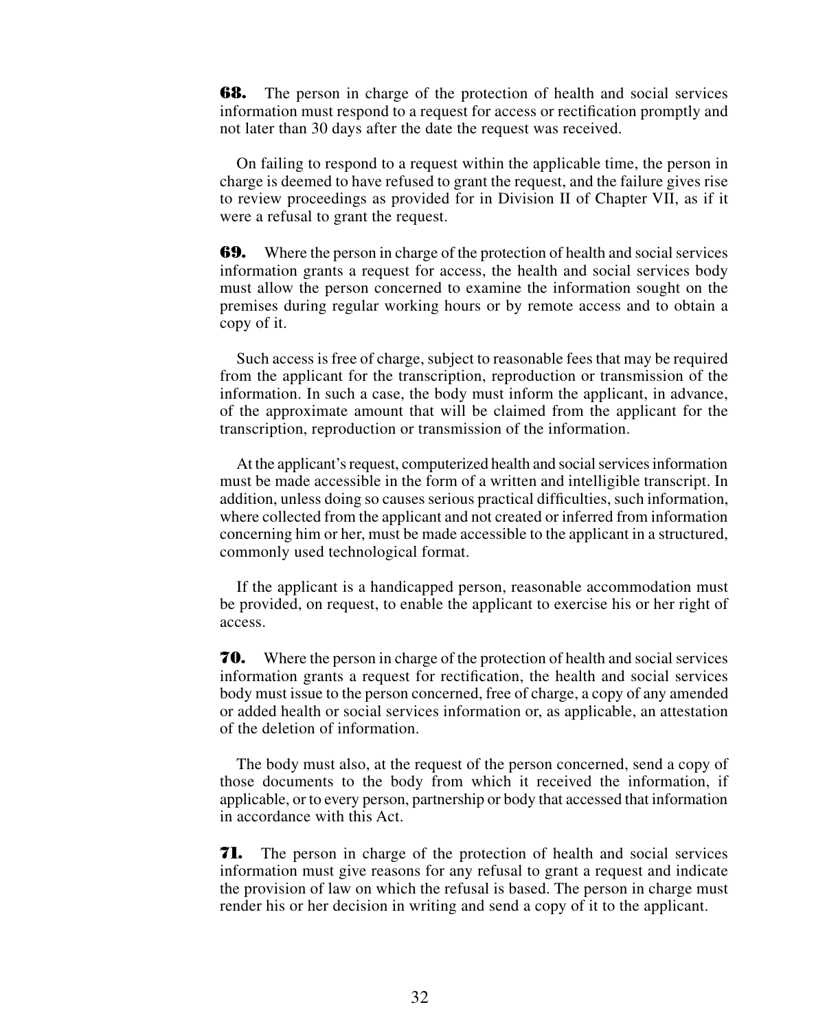**68.** The person in charge of the protection of health and social services information must respond to a request for access or rectification promptly and not later than 30 days after the date the request was received.

On failing to respond to a request within the applicable time, the person in charge is deemed to have refused to grant the request, and the failure gives rise to review proceedings as provided for in Division II of Chapter VII, as if it were a refusal to grant the request.

**69.** Where the person in charge of the protection of health and social services information grants a request for access, the health and social services body must allow the person concerned to examine the information sought on the premises during regular working hours or by remote access and to obtain a copy of it.

Such access is free of charge, subject to reasonable fees that may be required from the applicant for the transcription, reproduction or transmission of the information. In such a case, the body must inform the applicant, in advance, of the approximate amount that will be claimed from the applicant for the transcription, reproduction or transmission of the information.

At the applicant's request, computerized health and social services information must be made accessible in the form of a written and intelligible transcript. In addition, unless doing so causes serious practical difficulties, such information, where collected from the applicant and not created or inferred from information concerning him or her, must be made accessible to the applicant in a structured, commonly used technological format.

If the applicant is a handicapped person, reasonable accommodation must be provided, on request, to enable the applicant to exercise his or her right of access.

**70.** Where the person in charge of the protection of health and social services information grants a request for rectification, the health and social services body must issue to the person concerned, free of charge, a copy of any amended or added health or social services information or, as applicable, an attestation of the deletion of information.

The body must also, at the request of the person concerned, send a copy of those documents to the body from which it received the information, if applicable, or to every person, partnership or body that accessed that information in accordance with this Act.

**71.** The person in charge of the protection of health and social services information must give reasons for any refusal to grant a request and indicate the provision of law on which the refusal is based. The person in charge must render his or her decision in writing and send a copy of it to the applicant.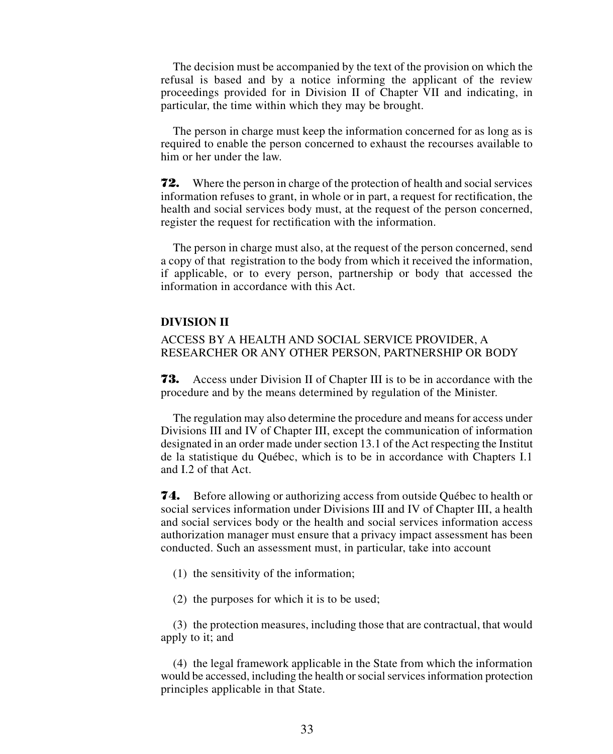The decision must be accompanied by the text of the provision on which the refusal is based and by a notice informing the applicant of the review proceedings provided for in Division II of Chapter VII and indicating, in particular, the time within which they may be brought.

The person in charge must keep the information concerned for as long as is required to enable the person concerned to exhaust the recourses available to him or her under the law.

**72.** Where the person in charge of the protection of health and social services information refuses to grant, in whole or in part, a request for rectification, the health and social services body must, at the request of the person concerned, register the request for rectification with the information.

The person in charge must also, at the request of the person concerned, send a copy of that registration to the body from which it received the information, if applicable, or to every person, partnership or body that accessed the information in accordance with this Act.

**DIVISION II**

ACCESS BY A HEALTH AND SOCIAL SERVICE PROVIDER, A RESEARCHER OR ANY OTHER PERSON, PARTNERSHIP OR BODY

**73.** Access under Division II of Chapter III is to be in accordance with the procedure and by the means determined by regulation of the Minister.

The regulation may also determine the procedure and means for access under Divisions III and IV of Chapter III, except the communication of information designated in an order made under section 13.1 of the Act respecting the Institut de la statistique du Québec, which is to be in accordance with Chapters I.1 and I.2 of that Act.

**74.** Before allowing or authorizing access from outside Québec to health or social services information under Divisions III and IV of Chapter III, a health and social services body or the health and social services information access authorization manager must ensure that a privacy impact assessment has been conducted. Such an assessment must, in particular, take into account

(1) the sensitivity of the information;

(2) the purposes for which it is to be used;

(3) the protection measures, including those that are contractual, that would apply to it; and

(4) the legal framework applicable in the State from which the information would be accessed, including the health or social services information protection principles applicable in that State.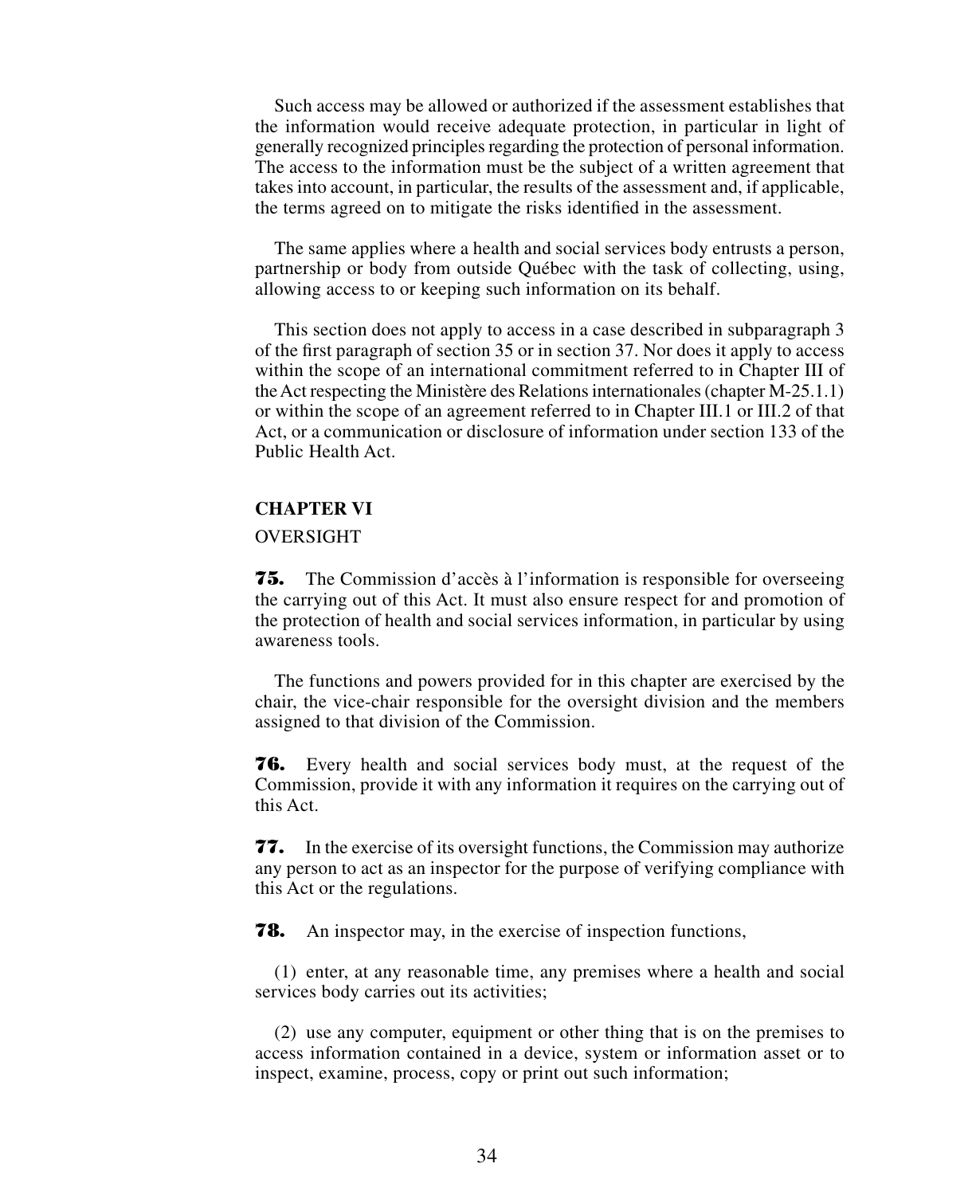Such access may be allowed or authorized if the assessment establishes that the information would receive adequate protection, in particular in light of generally recognized principles regarding the protection of personal information. The access to the information must be the subject of a written agreement that takes into account, in particular, the results of the assessment and, if applicable, the terms agreed on to mitigate the risks identified in the assessment.

The same applies where a health and social services body entrusts a person, partnership or body from outside Québec with the task of collecting, using, allowing access to or keeping such information on its behalf.

This section does not apply to access in a case described in subparagraph 3 of the first paragraph of section 35 or in section 37. Nor does it apply to access within the scope of an international commitment referred to in Chapter III of the Act respecting the Ministère des Relations internationales (chapter M-25.1.1) or within the scope of an agreement referred to in Chapter III.1 or III.2 of that Act, or a communication or disclosure of information under section 133 of the Public Health Act.

## CHAPTER VI

OVERSIGHT

**75.** The Commission d'accès à l'information is responsible for overseeing the carrying out of this Act. It must also ensure respect for and promotion of the protection of health and social services information, in particular by using awareness tools.

The functions and powers provided for in this chapter are exercised by the chair, the vice-chair responsible for the oversight division and the members assigned to that division of the Commission.

**76.** Every health and social services body must, at the request of the Commission, provide it with any information it requires on the carrying out of this Act.

**77.** In the exercise of its oversight functions, the Commission may authorize any person to act as an inspector for the purpose of verifying compliance with this Act or the regulations.

**78.** An inspector may, in the exercise of inspection functions,

(1) enter, at any reasonable time, any premises where a health and social services body carries out its activities;

(2) use any computer, equipment or other thing that is on the premises to access information contained in a device, system or information asset or to inspect, examine, process, copy or print out such information;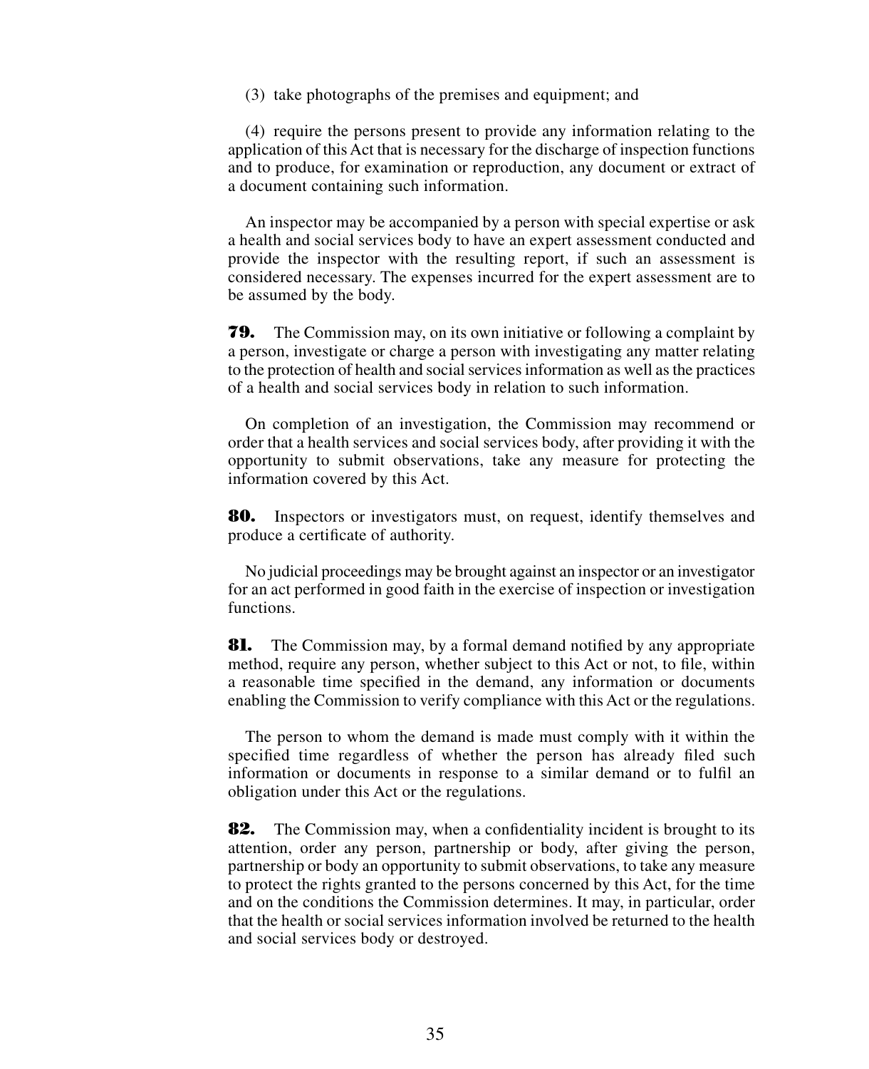(3) take photographs of the premises and equipment; and

(4) require the persons present to provide any information relating to the application of this Act that is necessary for the discharge of inspection functions and to produce, for examination or reproduction, any document or extract of a document containing such information.

An inspector may be accompanied by a person with special expertise or ask a health and social services body to have an expert assessment conducted and provide the inspector with the resulting report, if such an assessment is considered necessary. The expenses incurred for the expert assessment are to be assumed by the body.

**79.** The Commission may, on its own initiative or following a complaint by a person, investigate or charge a person with investigating any matter relating to the protection of health and social services information as well as the practices of a health and social services body in relation to such information.

On completion of an investigation, the Commission may recommend or order that a health services and social services body, after providing it with the opportunity to submit observations, take any measure for protecting the information covered by this Act.

**80.** Inspectors or investigators must, on request, identify themselves and produce a certificate of authority.

No judicial proceedings may be brought against an inspector or an investigator for an act performed in good faith in the exercise of inspection or investigation functions.

**81.** The Commission may, by a formal demand notified by any appropriate method, require any person, whether subject to this Act or not, to file, within a reasonable time specified in the demand, any information or documents enabling the Commission to verify compliance with this Act or the regulations.

The person to whom the demand is made must comply with it within the specified time regardless of whether the person has already filed such information or documents in response to a similar demand or to fulfil an obligation under this Act or the regulations.

**82.** The Commission may, when a confidentiality incident is brought to its attention, order any person, partnership or body, after giving the person, partnership or body an opportunity to submit observations, to take any measure to protect the rights granted to the persons concerned by this Act, for the time and on the conditions the Commission determines. It may, in particular, order that the health or social services information involved be returned to the health and social services body or destroyed.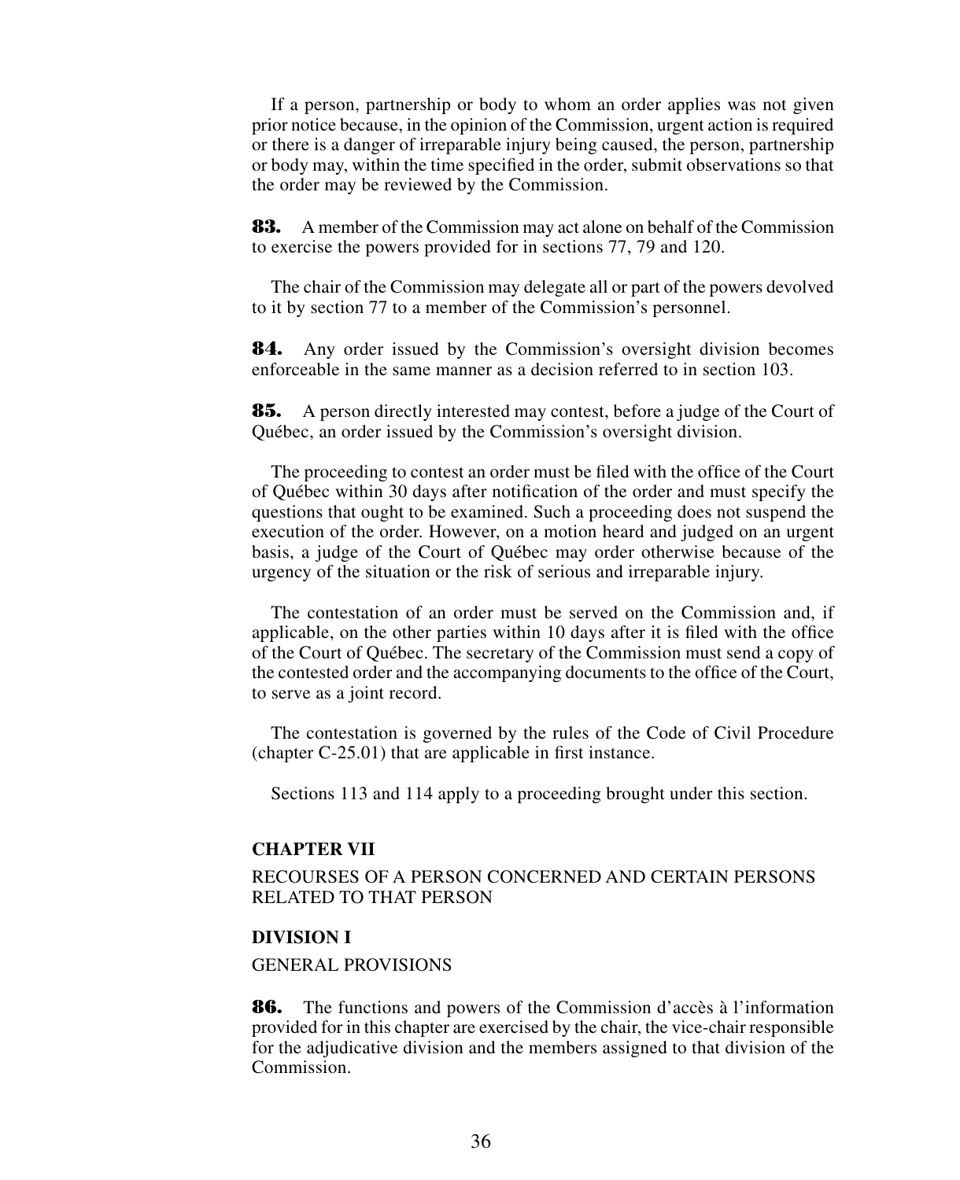If a person, partnership or body to whom an order applies was not given prior notice because, in the opinion of the Commission, urgent action is required or there is a danger of irreparable injury being caused, the person, partnership or body may, within the time specified in the order, submit observations so that the order may be reviewed by the Commission.

**83.** A member of the Commission may act alone on behalf of the Commission to exercise the powers provided for in sections 77, 79 and 120.

The chair of the Commission may delegate all or part of the powers devolved to it by section 77 to a member of the Commission's personnel.

**84.** Any order issued by the Commission's oversight division becomes enforceable in the same manner as a decision referred to in section 103.

**85.** A person directly interested may contest, before a judge of the Court of Québec, an order issued by the Commission's oversight division.

The proceeding to contest an order must be filed with the office of the Court of Québec within 30 days after notification of the order and must specify the questions that ought to be examined. Such a proceeding does not suspend the execution of the order. However, on a motion heard and judged on an urgent basis, a judge of the Court of Québec may order otherwise because of the urgency of the situation or the risk of serious and irreparable injury.

The contestation of an order must be served on the Commission and, if applicable, on the other parties within 10 days after it is filed with the office of the Court of Québec. The secretary of the Commission must send a copy of the contested order and the accompanying documents to the office of the Court, to serve as a joint record.

The contestation is governed by the rules of the Code of Civil Procedure (chapter C-25.01) that are applicable in first instance.

Sections 113 and 114 apply to a proceeding brought under this section.

## CHAPTER VII

RECOURSES OF A PERSON CONCERNED AND CERTAIN PERSONS RELATED TO THAT PERSON

### DIVISION I

GENERAL PROVISIONS

**86.** The functions and powers of the Commission d'accès à l'information provided for in this chapter are exercised by the chair, the vice-chair responsible for the adjudicative division and the members assigned to that division of the Commission.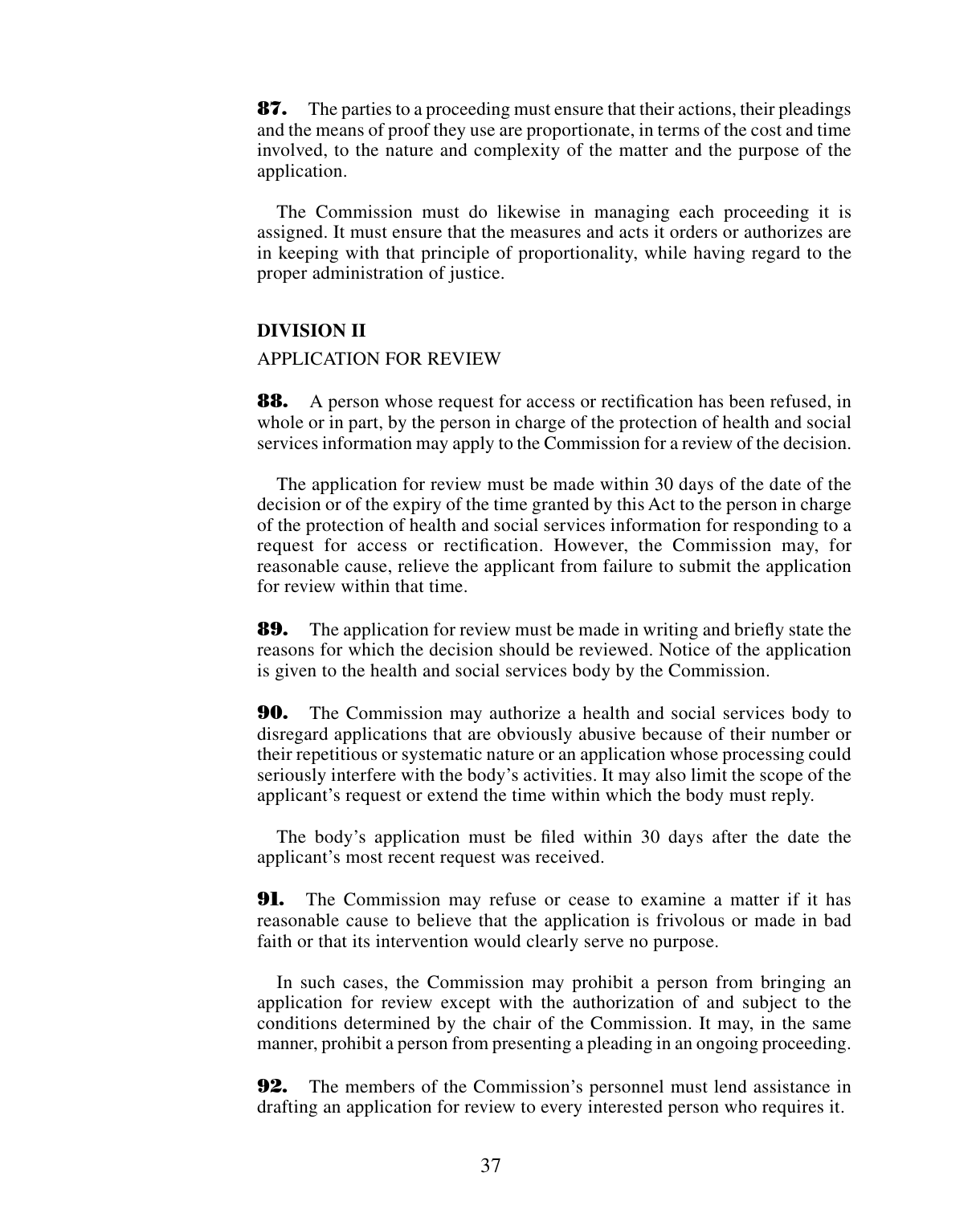**87.** The parties to a proceeding must ensure that their actions, their pleadings and the means of proof they use are proportionate, in terms of the cost and time involved, to the nature and complexity of the matter and the purpose of the application.

The Commission must do likewise in managing each proceeding it is assigned. It must ensure that the measures and acts it orders or authorizes are in keeping with that principle of proportionality, while having regard to the proper administration of justice.

**DIVISION II**

APPLICATION FOR REVIEW

**88.** A person whose request for access or rectification has been refused, in whole or in part, by the person in charge of the protection of health and social services information may apply to the Commission for a review of the decision.

The application for review must be made within 30 days of the date of the decision or of the expiry of the time granted by this Act to the person in charge of the protection of health and social services information for responding to a request for access or rectification. However, the Commission may, for reasonable cause, relieve the applicant from failure to submit the application for review within that time.

**89.** The application for review must be made in writing and briefly state the reasons for which the decision should be reviewed. Notice of the application is given to the health and social services body by the Commission.

**90.** The Commission may authorize a health and social services body to disregard applications that are obviously abusive because of their number or their repetitious or systematic nature or an application whose processing could seriously interfere with the body's activities. It may also limit the scope of the applicant's request or extend the time within which the body must reply.

The body's application must be filed within 30 days after the date the applicant's most recent request was received.

**91.** The Commission may refuse or cease to examine a matter if it has reasonable cause to believe that the application is frivolous or made in bad faith or that its intervention would clearly serve no purpose.

In such cases, the Commission may prohibit a person from bringing an application for review except with the authorization of and subject to the conditions determined by the chair of the Commission. It may, in the same manner, prohibit a person from presenting a pleading in an ongoing proceeding.

**92.** The members of the Commission's personnel must lend assistance in drafting an application for review to every interested person who requires it.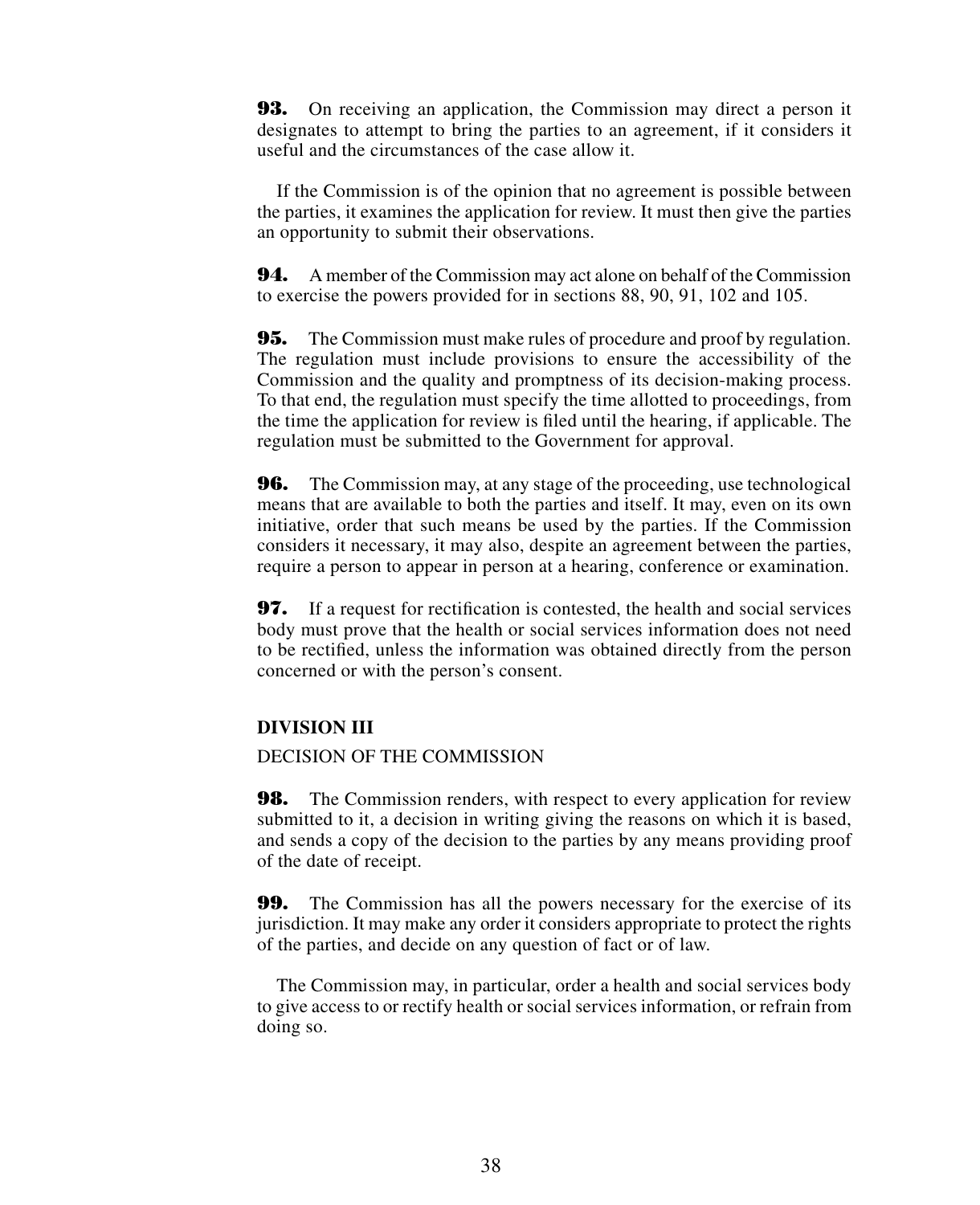**93.** On receiving an application, the Commission may direct a person it designates to attempt to bring the parties to an agreement, if it considers it useful and the circumstances of the case allow it.

If the Commission is of the opinion that no agreement is possible between the parties, it examines the application for review. It must then give the parties an opportunity to submit their observations.

**94.** A member of the Commission may act alone on behalf of the Commission to exercise the powers provided for in sections 88, 90, 91, 102 and 105.

**95.** The Commission must make rules of procedure and proof by regulation. The regulation must include provisions to ensure the accessibility of the Commission and the quality and promptness of its decision-making process. To that end, the regulation must specify the time allotted to proceedings, from the time the application for review is filed until the hearing, if applicable. The regulation must be submitted to the Government for approval.

**96.** The Commission may, at any stage of the proceeding, use technological means that are available to both the parties and itself. It may, even on its own initiative, order that such means be used by the parties. If the Commission considers it necessary, it may also, despite an agreement between the parties, require a person to appear in person at a hearing, conference or examination.

**97.** If a request for rectification is contested, the health and social services body must prove that the health or social services information does not need to be rectified, unless the information was obtained directly from the person concerned or with the person's consent.

## DIVISION III

DECISION OF THE COMMISSION

**98.** The Commission renders, with respect to every application for review submitted to it, a decision in writing giving the reasons on which it is based, and sends a copy of the decision to the parties by any means providing proof of the date of receipt.

**99.** The Commission has all the powers necessary for the exercise of its jurisdiction. It may make any order it considers appropriate to protect the rights of the parties, and decide on any question of fact or of law.

The Commission may, in particular, order a health and social services body to give access to or rectify health or social services information, or refrain from doing so.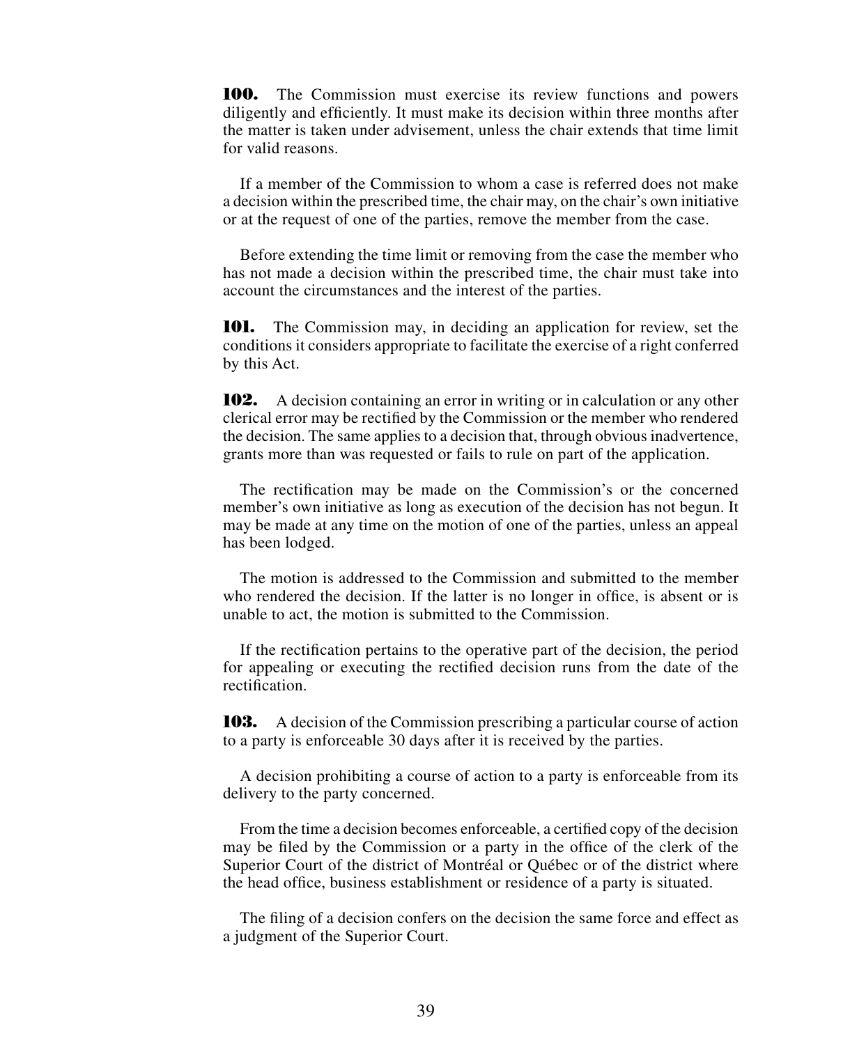**100.** The Commission must exercise its review functions and powers diligently and efficiently. It must make its decision within three months after the matter is taken under advisement, unless the chair extends that time limit for valid reasons.

If a member of the Commission to whom a case is referred does not make a decision within the prescribed time, the chair may, on the chair's own initiative or at the request of one of the parties, remove the member from the case.

Before extending the time limit or removing from the case the member who has not made a decision within the prescribed time, the chair must take into account the circumstances and the interest of the parties.

**101.** The Commission may, in deciding an application for review, set the conditions it considers appropriate to facilitate the exercise of a right conferred by this Act.

**102.** A decision containing an error in writing or in calculation or any other clerical error may be rectified by the Commission or the member who rendered the decision. The same applies to a decision that, through obvious inadvertence, grants more than was requested or fails to rule on part of the application.

The rectification may be made on the Commission's or the concerned member's own initiative as long as execution of the decision has not begun. It may be made at any time on the motion of one of the parties, unless an appeal has been lodged.

The motion is addressed to the Commission and submitted to the member who rendered the decision. If the latter is no longer in office, is absent or is unable to act, the motion is submitted to the Commission.

If the rectification pertains to the operative part of the decision, the period for appealing or executing the rectified decision runs from the date of the rectification.

**103.** A decision of the Commission prescribing a particular course of action to a party is enforceable 30 days after it is received by the parties.

A decision prohibiting a course of action to a party is enforceable from its delivery to the party concerned.

From the time a decision becomes enforceable, a certified copy of the decision may be filed by the Commission or a party in the office of the clerk of the Superior Court of the district of Montréal or Québec or of the district where the head office, business establishment or residence of a party is situated.

The filing of a decision confers on the decision the same force and effect as a judgment of the Superior Court.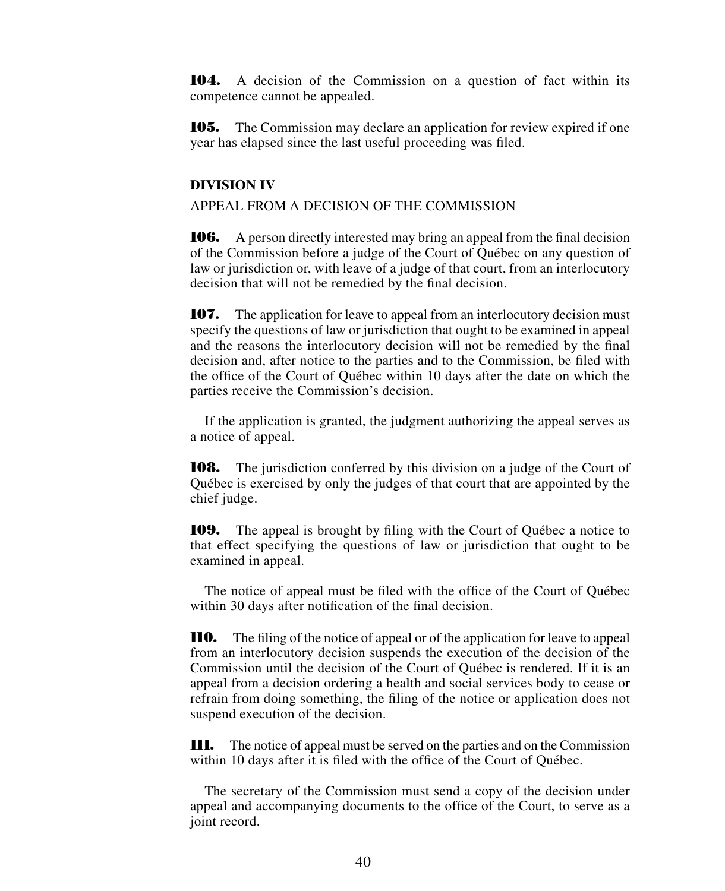**104.** A decision of the Commission on a question of fact within its competence cannot be appealed.

**105.** The Commission may declare an application for review expired if one year has elapsed since the last useful proceeding was filed.

**DIVISION IV**

APPEAL FROM A DECISION OF THE COMMISSION

**106.** A person directly interested may bring an appeal from the final decision of the Commission before a judge of the Court of Québec on any question of law or jurisdiction or, with leave of a judge of that court, from an interlocutory decision that will not be remedied by the final decision.

**107.** The application for leave to appeal from an interlocutory decision must specify the questions of law or jurisdiction that ought to be examined in appeal and the reasons the interlocutory decision will not be remedied by the final decision and, after notice to the parties and to the Commission, be filed with the office of the Court of Québec within 10 days after the date on which the parties receive the Commission's decision.

If the application is granted, the judgment authorizing the appeal serves as a notice of appeal.

**108.** The jurisdiction conferred by this division on a judge of the Court of Québec is exercised by only the judges of that court that are appointed by the chief judge.

**109.** The appeal is brought by filing with the Court of Québec a notice to that effect specifying the questions of law or jurisdiction that ought to be examined in appeal.

The notice of appeal must be filed with the office of the Court of Québec within 30 days after notification of the final decision.

**110.** The filing of the notice of appeal or of the application for leave to appeal from an interlocutory decision suspends the execution of the decision of the Commission until the decision of the Court of Québec is rendered. If it is an appeal from a decision ordering a health and social services body to cease or refrain from doing something, the filing of the notice or application does not suspend execution of the decision.

**111.** The notice of appeal must be served on the parties and on the Commission within 10 days after it is filed with the office of the Court of Québec.

The secretary of the Commission must send a copy of the decision under appeal and accompanying documents to the office of the Court, to serve as a joint record.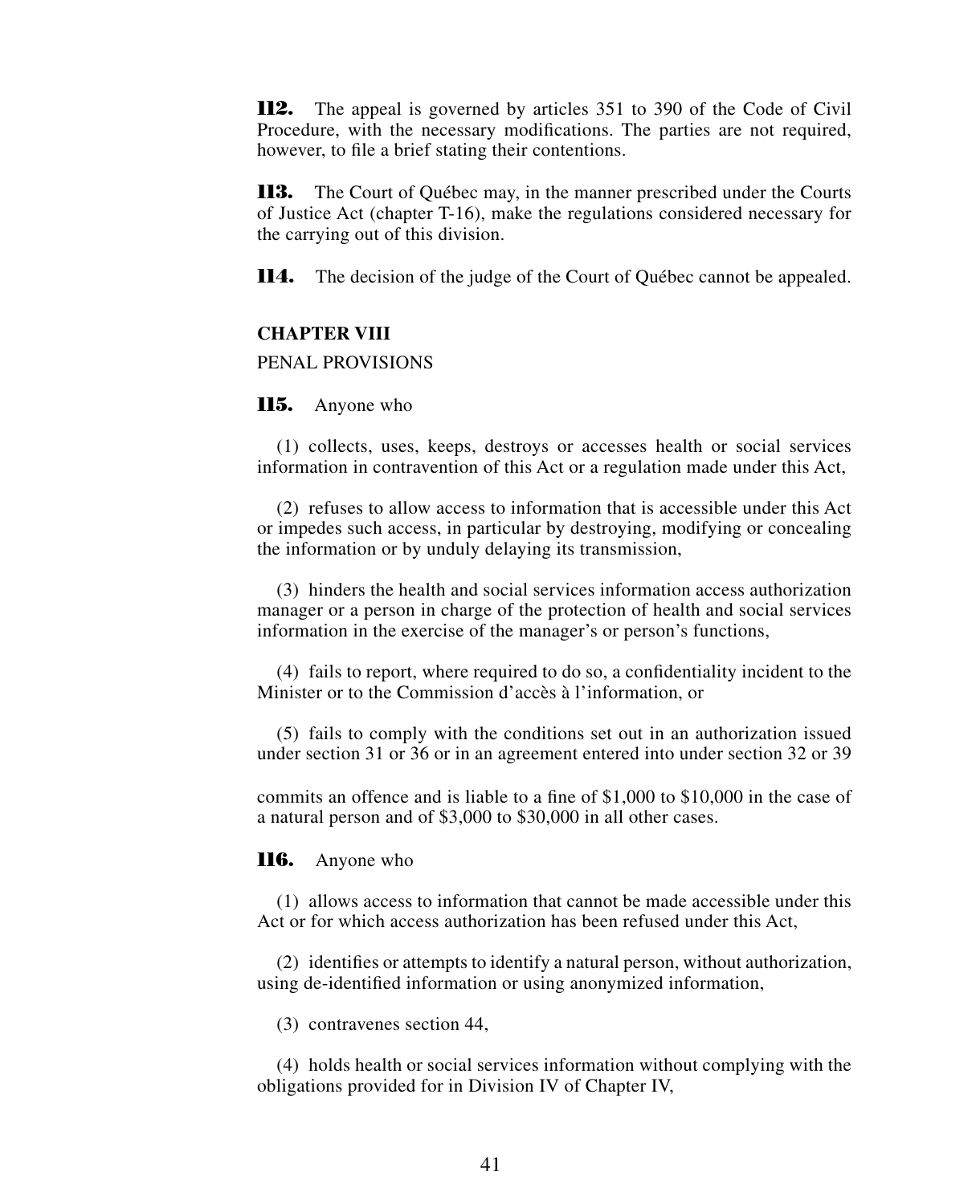**112.** The appeal is governed by articles 351 to 390 of the Code of Civil Procedure, with the necessary modifications. The parties are not required, however, to file a brief stating their contentions.

**113.** The Court of Québec may, in the manner prescribed under the Courts of Justice Act (chapter T-16), make the regulations considered necessary for the carrying out of this division.

**114.** The decision of the judge of the Court of Québec cannot be appealed.

## CHAPTER VIII

PENAL PROVISIONS

**115.** Anyone who

(1) collects, uses, keeps, destroys or accesses health or social services information in contravention of this Act or a regulation made under this Act,

(2) refuses to allow access to information that is accessible under this Act or impedes such access, in particular by destroying, modifying or concealing the information or by unduly delaying its transmission,

(3) hinders the health and social services information access authorization manager or a person in charge of the protection of health and social services information in the exercise of the manager's or person's functions,

(4) fails to report, where required to do so, a confidentiality incident to the Minister or to the Commission d'accès à l'information, or

(5) fails to comply with the conditions set out in an authorization issued under section 31 or 36 or in an agreement entered into under section 32 or 39

commits an offence and is liable to a fine of $1,000 to $10,000 in the case of a natural person and of $3,000 to $30,000 in all other cases.

**116.** Anyone who

(1) allows access to information that cannot be made accessible under this Act or for which access authorization has been refused under this Act,

(2) identifies or attempts to identify a natural person, without authorization, using de-identified information or using anonymized information,

(3) contravenes section 44,

(4) holds health or social services information without complying with the obligations provided for in Division IV of Chapter IV,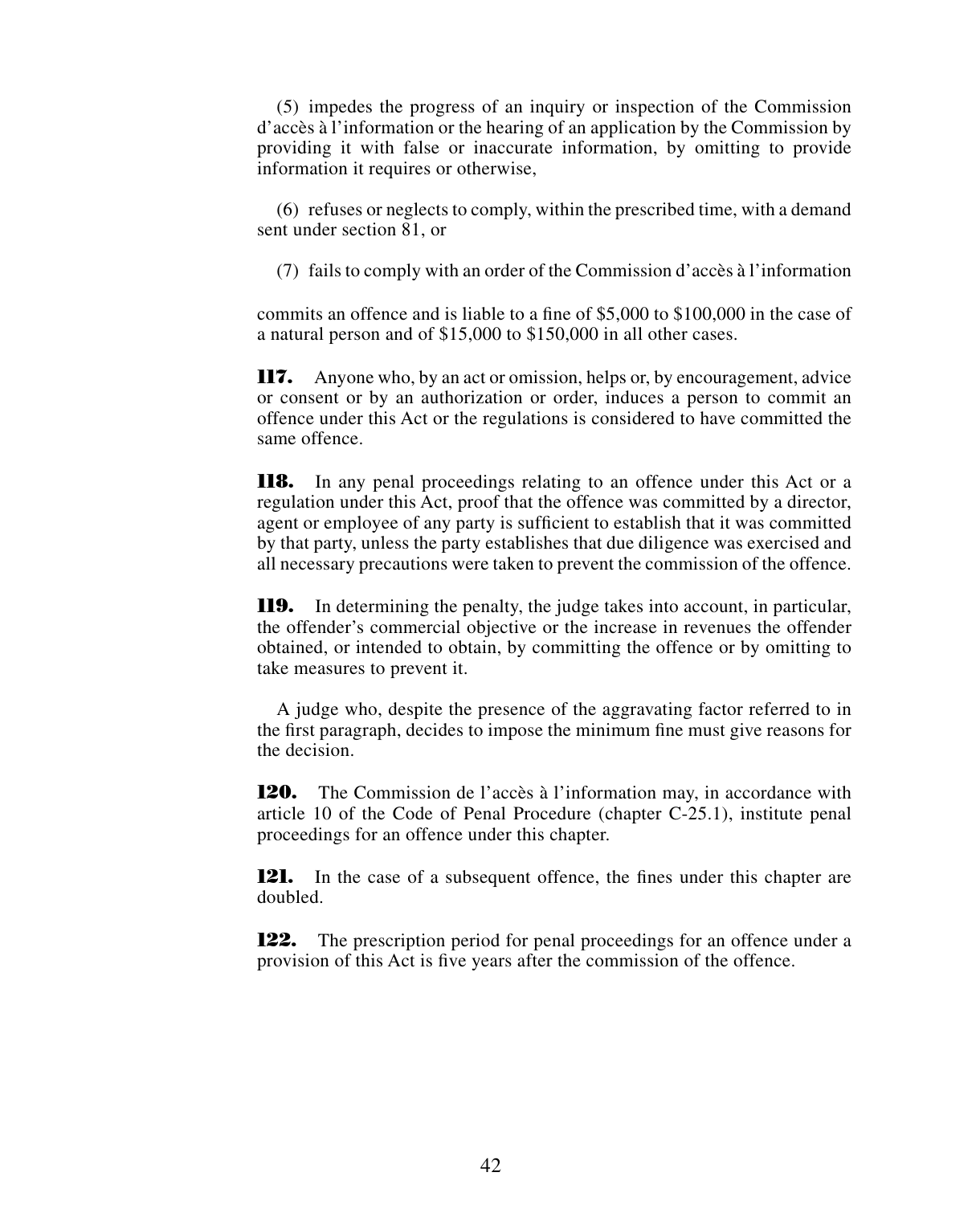(5) impedes the progress of an inquiry or inspection of the Commission d'accès à l'information or the hearing of an application by the Commission by providing it with false or inaccurate information, by omitting to provide information it requires or otherwise,

(6) refuses or neglects to comply, within the prescribed time, with a demand sent under section 81, or

(7) fails to comply with an order of the Commission d'accès à l'information

commits an offence and is liable to a fine of $5,000 to $100,000 in the case of a natural person and of $15,000 to $150,000 in all other cases.

**117.** Anyone who, by an act or omission, helps or, by encouragement, advice or consent or by an authorization or order, induces a person to commit an offence under this Act or the regulations is considered to have committed the same offence.

**118.** In any penal proceedings relating to an offence under this Act or a regulation under this Act, proof that the offence was committed by a director, agent or employee of any party is sufficient to establish that it was committed by that party, unless the party establishes that due diligence was exercised and all necessary precautions were taken to prevent the commission of the offence.

**119.** In determining the penalty, the judge takes into account, in particular, the offender's commercial objective or the increase in revenues the offender obtained, or intended to obtain, by committing the offence or by omitting to take measures to prevent it.

A judge who, despite the presence of the aggravating factor referred to in the first paragraph, decides to impose the minimum fine must give reasons for the decision.

**120.** The Commission de l'accès à l'information may, in accordance with article 10 of the Code of Penal Procedure (chapter C-25.1), institute penal proceedings for an offence under this chapter.

**121.** In the case of a subsequent offence, the fines under this chapter are doubled.

**122.** The prescription period for penal proceedings for an offence under a provision of this Act is five years after the commission of the offence.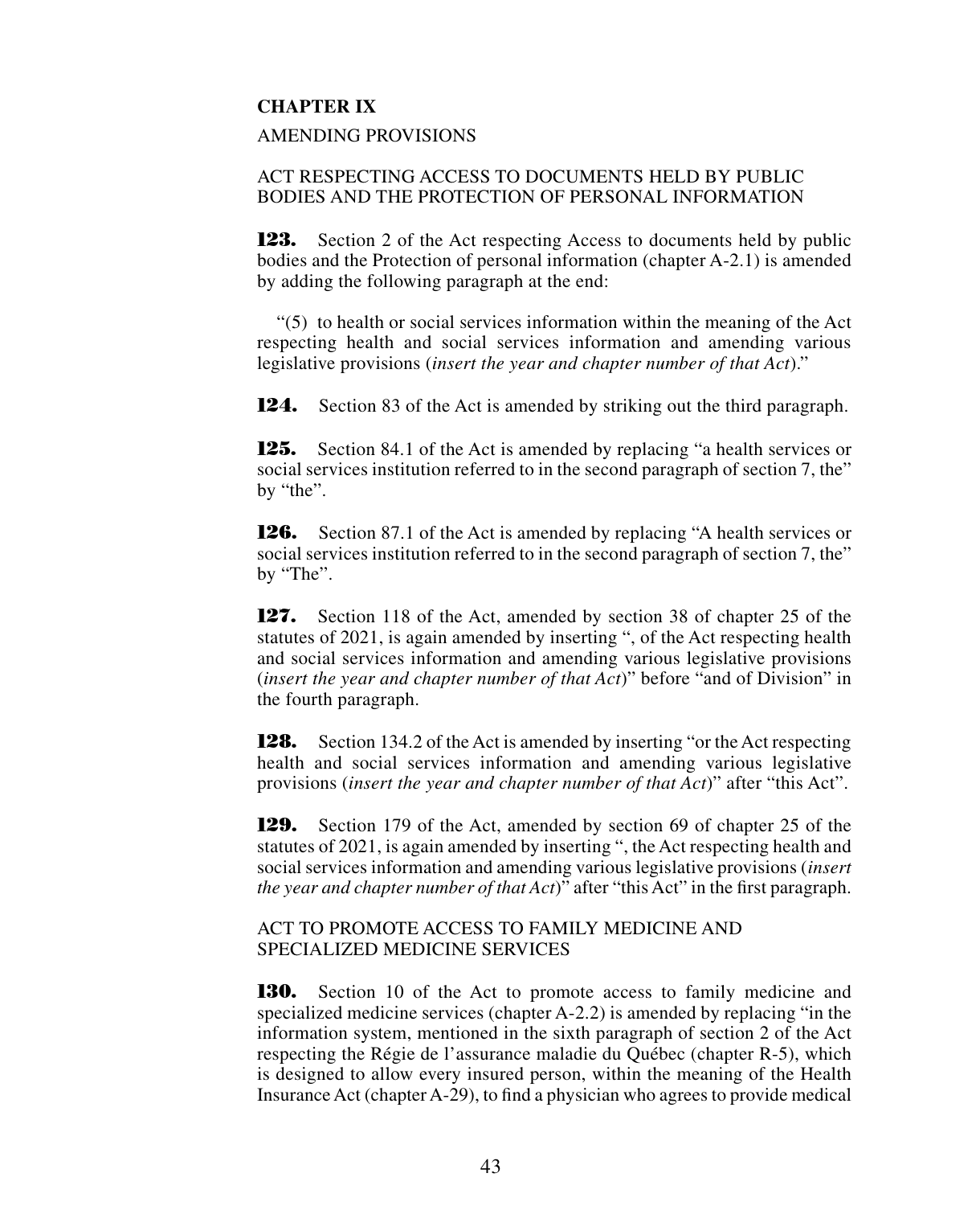## CHAPTER IX

AMENDING PROVISIONS

ACT RESPECTING ACCESS TO DOCUMENTS HELD BY PUBLIC BODIES AND THE PROTECTION OF PERSONAL INFORMATION

**123.** Section 2 of the Act respecting Access to documents held by public bodies and the Protection of personal information (chapter A-2.1) is amended by adding the following paragraph at the end:

"(5) to health or social services information within the meaning of the Act respecting health and social services information and amending various legislative provisions (*insert the year and chapter number of that Act*)."

**124.** Section 83 of the Act is amended by striking out the third paragraph.

**125.** Section 84.1 of the Act is amended by replacing "a health services or social services institution referred to in the second paragraph of section 7, the" by "the".

**126.** Section 87.1 of the Act is amended by replacing "A health services or social services institution referred to in the second paragraph of section 7, the" by "The".

**127.** Section 118 of the Act, amended by section 38 of chapter 25 of the statutes of 2021, is again amended by inserting ", of the Act respecting health and social services information and amending various legislative provisions (*insert the year and chapter number of that Act*)" before "and of Division" in the fourth paragraph.

**128.** Section 134.2 of the Act is amended by inserting "or the Act respecting health and social services information and amending various legislative provisions (*insert the year and chapter number of that Act*)" after "this Act".

**129.** Section 179 of the Act, amended by section 69 of chapter 25 of the statutes of 2021, is again amended by inserting ", the Act respecting health and social services information and amending various legislative provisions (*insert the year and chapter number of that Act*)" after "this Act" in the first paragraph.

ACT TO PROMOTE ACCESS TO FAMILY MEDICINE AND SPECIALIZED MEDICINE SERVICES

**130.** Section 10 of the Act to promote access to family medicine and specialized medicine services (chapter A-2.2) is amended by replacing "in the information system, mentioned in the sixth paragraph of section 2 of the Act respecting the Régie de l'assurance maladie du Québec (chapter R-5), which is designed to allow every insured person, within the meaning of the Health Insurance Act (chapter A-29), to find a physician who agrees to provide medical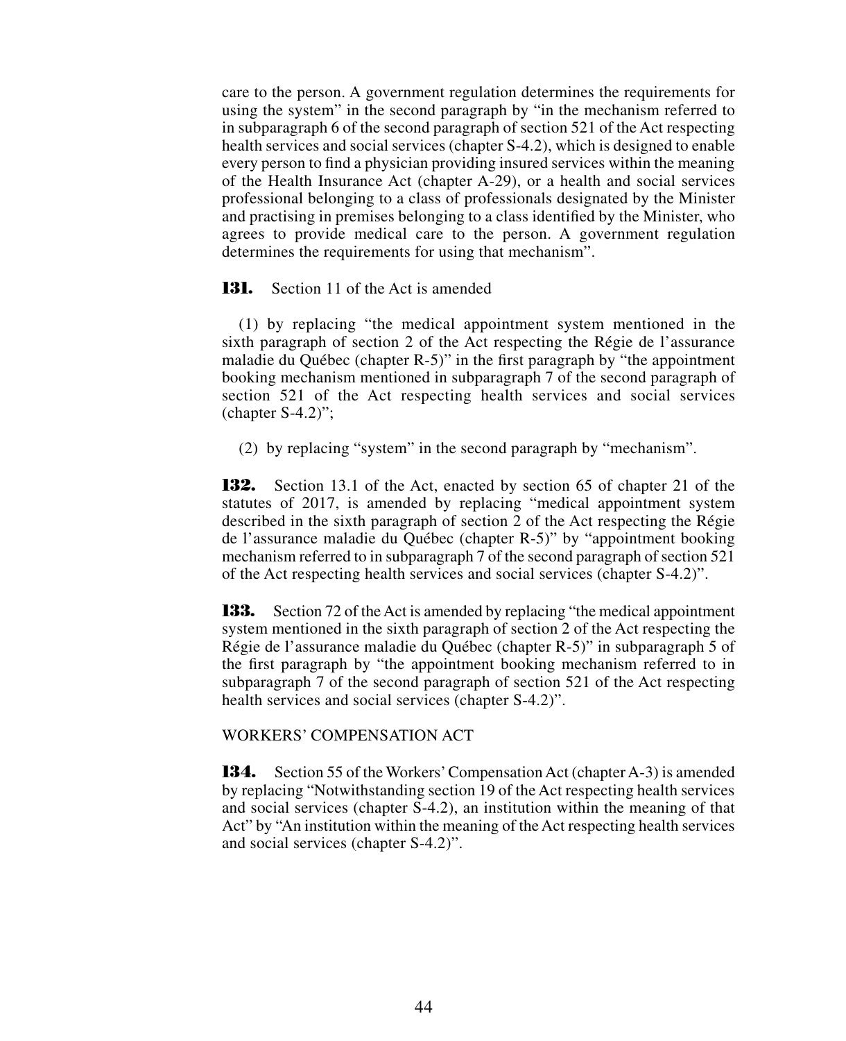care to the person. A government regulation determines the requirements for using the system" in the second paragraph by "in the mechanism referred to in subparagraph 6 of the second paragraph of section 521 of the Act respecting health services and social services (chapter S-4.2), which is designed to enable every person to find a physician providing insured services within the meaning of the Health Insurance Act (chapter A-29), or a health and social services professional belonging to a class of professionals designated by the Minister and practising in premises belonging to a class identified by the Minister, who agrees to provide medical care to the person. A government regulation determines the requirements for using that mechanism".

**131.** Section 11 of the Act is amended

(1) by replacing "the medical appointment system mentioned in the sixth paragraph of section 2 of the Act respecting the Régie de l'assurance maladie du Québec (chapter R-5)" in the first paragraph by "the appointment booking mechanism mentioned in subparagraph 7 of the second paragraph of section 521 of the Act respecting health services and social services (chapter S-4.2)";

(2) by replacing "system" in the second paragraph by "mechanism".

**132.** Section 13.1 of the Act, enacted by section 65 of chapter 21 of the statutes of 2017, is amended by replacing "medical appointment system described in the sixth paragraph of section 2 of the Act respecting the Régie de l'assurance maladie du Québec (chapter R-5)" by "appointment booking mechanism referred to in subparagraph 7 of the second paragraph of section 521 of the Act respecting health services and social services (chapter S-4.2)".

**133.** Section 72 of the Act is amended by replacing "the medical appointment system mentioned in the sixth paragraph of section 2 of the Act respecting the Régie de l'assurance maladie du Québec (chapter R-5)" in subparagraph 5 of the first paragraph by "the appointment booking mechanism referred to in subparagraph 7 of the second paragraph of section 521 of the Act respecting health services and social services (chapter S-4.2)".

WORKERS' COMPENSATION ACT

**134.** Section 55 of the Workers' Compensation Act (chapter A-3) is amended by replacing "Notwithstanding section 19 of the Act respecting health services and social services (chapter S-4.2), an institution within the meaning of that Act" by "An institution within the meaning of the Act respecting health services and social services (chapter S-4.2)".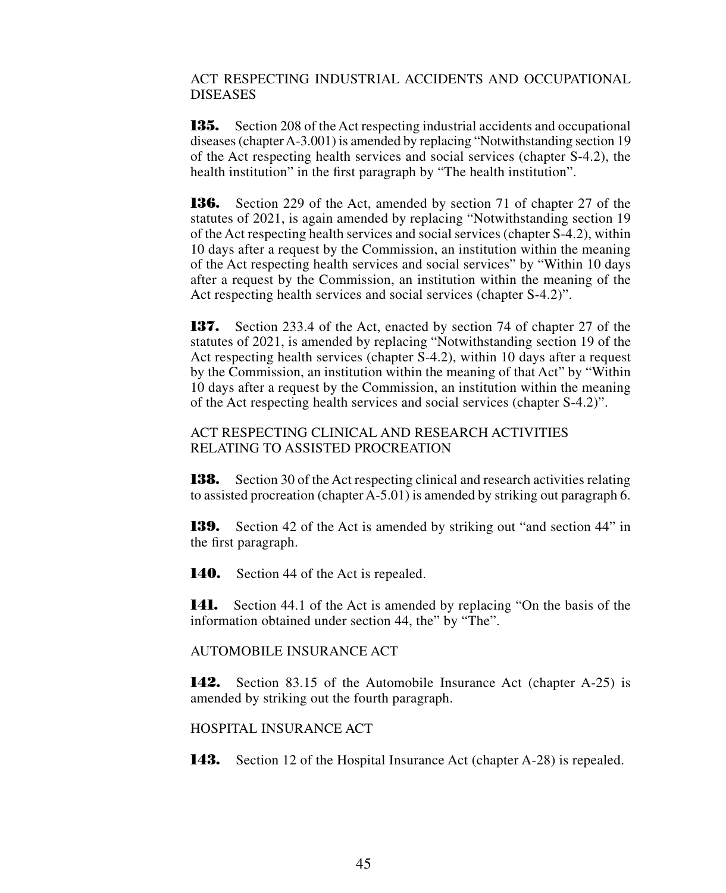ACT RESPECTING INDUSTRIAL ACCIDENTS AND OCCUPATIONAL DISEASES

**135.** Section 208 of the Act respecting industrial accidents and occupational diseases (chapter A-3.001) is amended by replacing "Notwithstanding section 19 of the Act respecting health services and social services (chapter S-4.2), the health institution" in the first paragraph by "The health institution".

**136.** Section 229 of the Act, amended by section 71 of chapter 27 of the statutes of 2021, is again amended by replacing "Notwithstanding section 19 of the Act respecting health services and social services (chapter S-4.2), within 10 days after a request by the Commission, an institution within the meaning of the Act respecting health services and social services" by "Within 10 days after a request by the Commission, an institution within the meaning of the Act respecting health services and social services (chapter S-4.2)".

**137.** Section 233.4 of the Act, enacted by section 74 of chapter 27 of the statutes of 2021, is amended by replacing "Notwithstanding section 19 of the Act respecting health services (chapter S-4.2), within 10 days after a request by the Commission, an institution within the meaning of that Act" by "Within 10 days after a request by the Commission, an institution within the meaning of the Act respecting health services and social services (chapter S-4.2)".

ACT RESPECTING CLINICAL AND RESEARCH ACTIVITIES RELATING TO ASSISTED PROCREATION

**138.** Section 30 of the Act respecting clinical and research activities relating to assisted procreation (chapter A-5.01) is amended by striking out paragraph 6.

**139.** Section 42 of the Act is amended by striking out "and section 44" in the first paragraph.

**140.** Section 44 of the Act is repealed.

**141.** Section 44.1 of the Act is amended by replacing "On the basis of the information obtained under section 44, the" by "The".

AUTOMOBILE INSURANCE ACT

**142.** Section 83.15 of the Automobile Insurance Act (chapter A-25) is amended by striking out the fourth paragraph.

HOSPITAL INSURANCE ACT

**143.** Section 12 of the Hospital Insurance Act (chapter A-28) is repealed.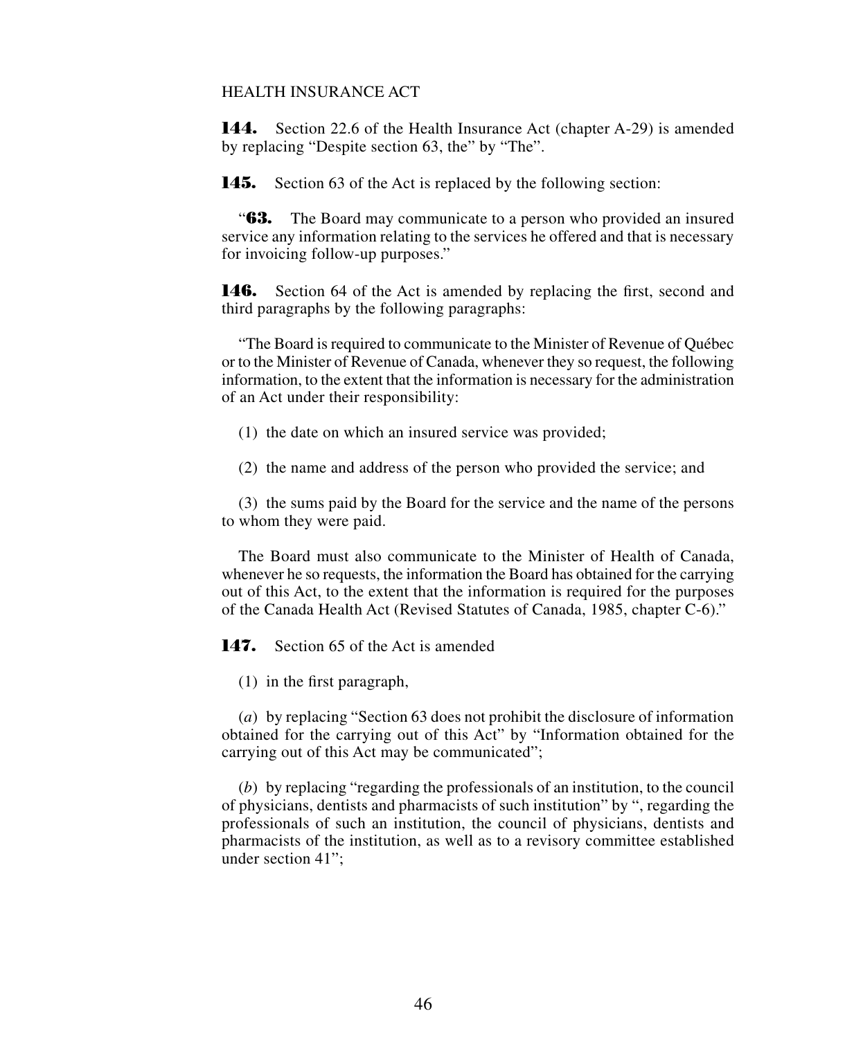HEALTH INSURANCE ACT

**144.** Section 22.6 of the Health Insurance Act (chapter A-29) is amended by replacing "Despite section 63, the" by "The".

**145.** Section 63 of the Act is replaced by the following section:

"**63.** The Board may communicate to a person who provided an insured service any information relating to the services he offered and that is necessary for invoicing follow-up purposes."

**146.** Section 64 of the Act is amended by replacing the first, second and third paragraphs by the following paragraphs:

"The Board is required to communicate to the Minister of Revenue of Québec or to the Minister of Revenue of Canada, whenever they so request, the following information, to the extent that the information is necessary for the administration of an Act under their responsibility:

(1) the date on which an insured service was provided;

(2) the name and address of the person who provided the service; and

(3) the sums paid by the Board for the service and the name of the persons to whom they were paid.

The Board must also communicate to the Minister of Health of Canada, whenever he so requests, the information the Board has obtained for the carrying out of this Act, to the extent that the information is required for the purposes of the Canada Health Act (Revised Statutes of Canada, 1985, chapter C-6)."

**147.** Section 65 of the Act is amended

(1) in the first paragraph,

(*a*) by replacing "Section 63 does not prohibit the disclosure of information obtained for the carrying out of this Act" by "Information obtained for the carrying out of this Act may be communicated";

(*b*) by replacing "regarding the professionals of an institution, to the council of physicians, dentists and pharmacists of such institution" by ", regarding the professionals of such an institution, the council of physicians, dentists and pharmacists of the institution, as well as to a revisory committee established under section 41";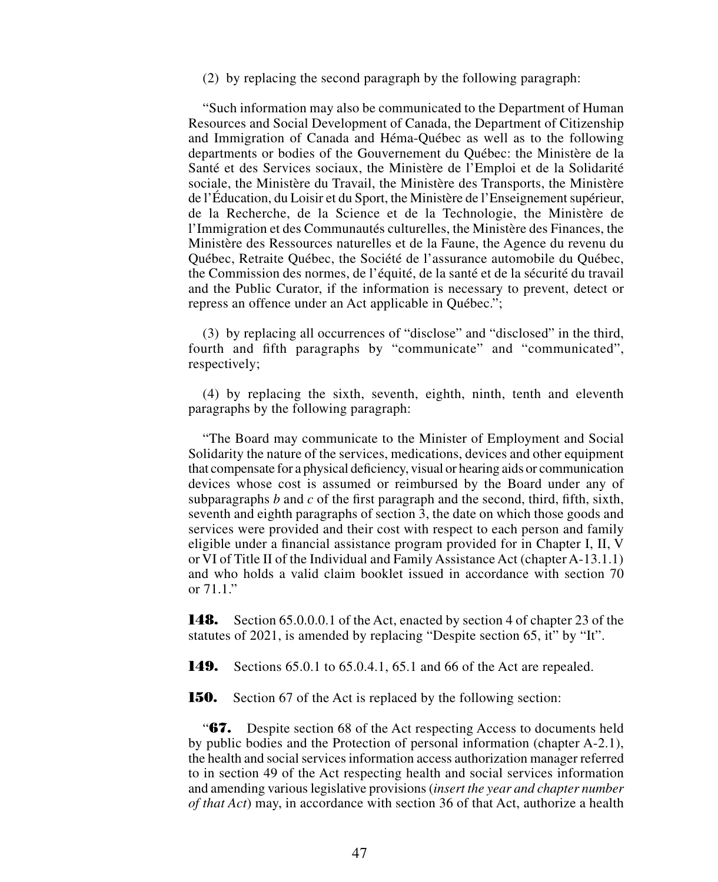(2) by replacing the second paragraph by the following paragraph:

"Such information may also be communicated to the Department of Human Resources and Social Development of Canada, the Department of Citizenship and Immigration of Canada and Héma-Québec as well as to the following departments or bodies of the Gouvernement du Québec: the Ministère de la Santé et des Services sociaux, the Ministère de l'Emploi et de la Solidarité sociale, the Ministère du Travail, the Ministère des Transports, the Ministère de l'Éducation, du Loisir et du Sport, the Ministère de l'Enseignement supérieur, de la Recherche, de la Science et de la Technologie, the Ministère de l'Immigration et des Communautés culturelles, the Ministère des Finances, the Ministère des Ressources naturelles et de la Faune, the Agence du revenu du Québec, Retraite Québec, the Société de l'assurance automobile du Québec, the Commission des normes, de l'équité, de la santé et de la sécurité du travail and the Public Curator, if the information is necessary to prevent, detect or repress an offence under an Act applicable in Québec.";

(3) by replacing all occurrences of "disclose" and "disclosed" in the third, fourth and fifth paragraphs by "communicate" and "communicated", respectively;

(4) by replacing the sixth, seventh, eighth, ninth, tenth and eleventh paragraphs by the following paragraph:

"The Board may communicate to the Minister of Employment and Social Solidarity the nature of the services, medications, devices and other equipment that compensate for a physical deficiency, visual or hearing aids or communication devices whose cost is assumed or reimbursed by the Board under any of subparagraphs *b* and *c* of the first paragraph and the second, third, fifth, sixth, seventh and eighth paragraphs of section 3, the date on which those goods and services were provided and their cost with respect to each person and family eligible under a financial assistance program provided for in Chapter I, II, V or VI of Title II of the Individual and Family Assistance Act (chapter A-13.1.1) and who holds a valid claim booklet issued in accordance with section 70 or 71.1."

**148.** Section 65.0.0.0.1 of the Act, enacted by section 4 of chapter 23 of the statutes of 2021, is amended by replacing "Despite section 65, it" by "It".

**149.** Sections 65.0.1 to 65.0.4.1, 65.1 and 66 of the Act are repealed.

**150.** Section 67 of the Act is replaced by the following section:

"**67.** Despite section 68 of the Act respecting Access to documents held by public bodies and the Protection of personal information (chapter A-2.1), the health and social services information access authorization manager referred to in section 49 of the Act respecting health and social services information and amending various legislative provisions (*insert the year and chapter number of that Act*) may, in accordance with section 36 of that Act, authorize a health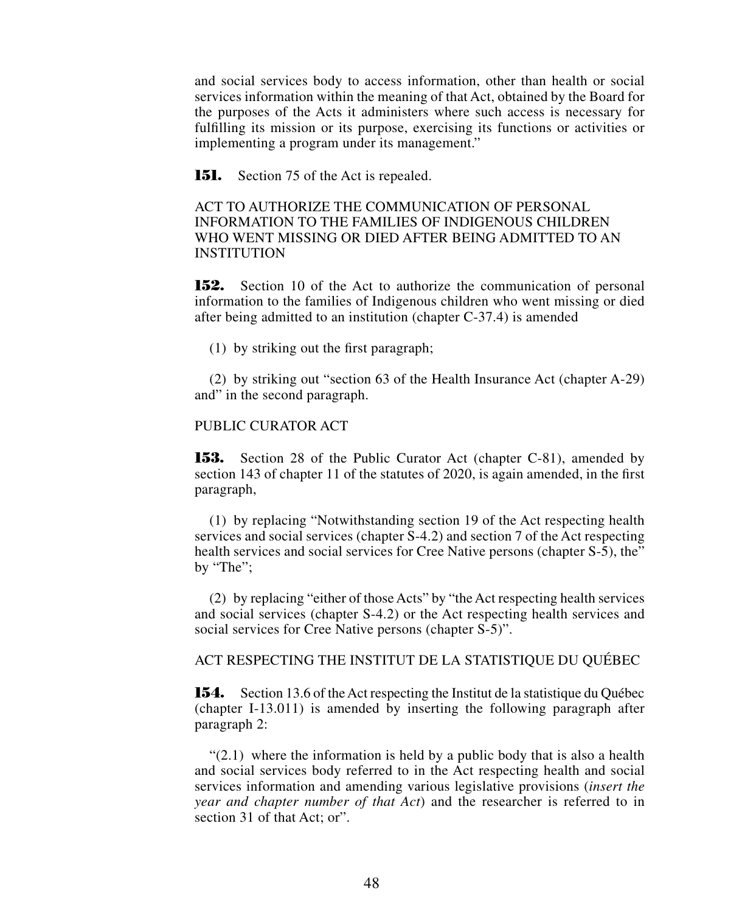and social services body to access information, other than health or social services information within the meaning of that Act, obtained by the Board for the purposes of the Acts it administers where such access is necessary for fulfilling its mission or its purpose, exercising its functions or activities or implementing a program under its management."

**151.** Section 75 of the Act is repealed.

ACT TO AUTHORIZE THE COMMUNICATION OF PERSONAL INFORMATION TO THE FAMILIES OF INDIGENOUS CHILDREN WHO WENT MISSING OR DIED AFTER BEING ADMITTED TO AN INSTITUTION

**152.** Section 10 of the Act to authorize the communication of personal information to the families of Indigenous children who went missing or died after being admitted to an institution (chapter C-37.4) is amended

(1) by striking out the first paragraph;

(2) by striking out "section 63 of the Health Insurance Act (chapter A-29) and" in the second paragraph.

PUBLIC CURATOR ACT

**153.** Section 28 of the Public Curator Act (chapter C-81), amended by section 143 of chapter 11 of the statutes of 2020, is again amended, in the first paragraph,

(1) by replacing "Notwithstanding section 19 of the Act respecting health services and social services (chapter S-4.2) and section 7 of the Act respecting health services and social services for Cree Native persons (chapter S-5), the" by "The";

(2) by replacing "either of those Acts" by "the Act respecting health services and social services (chapter S-4.2) or the Act respecting health services and social services for Cree Native persons (chapter S-5)".

ACT RESPECTING THE INSTITUT DE LA STATISTIQUE DU QUÉBEC

**154.** Section 13.6 of the Act respecting the Institut de la statistique du Québec (chapter I-13.011) is amended by inserting the following paragraph after paragraph 2:

"(2.1) where the information is held by a public body that is also a health and social services body referred to in the Act respecting health and social services information and amending various legislative provisions (*insert the year and chapter number of that Act*) and the researcher is referred to in section 31 of that Act; or".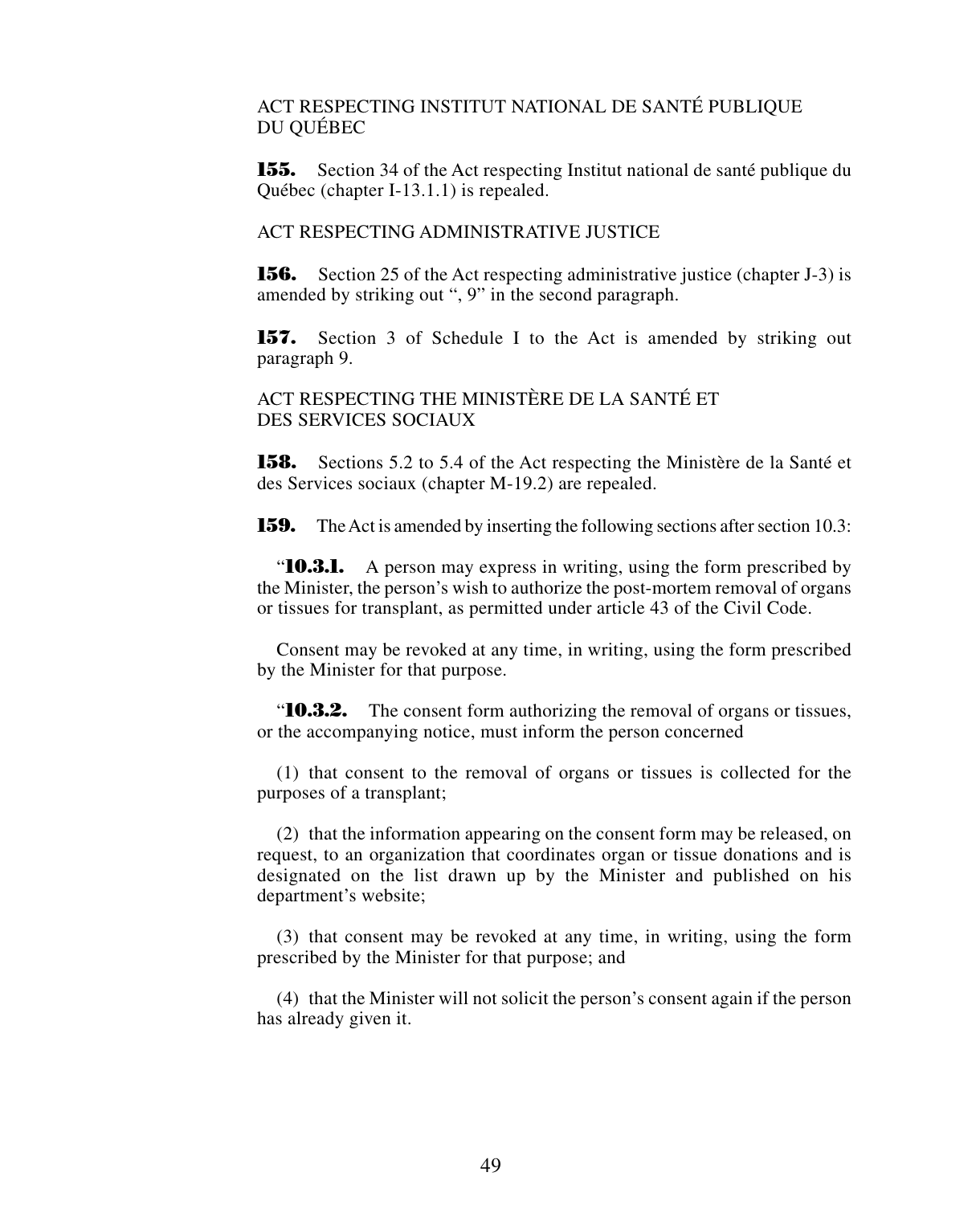ACT RESPECTING INSTITUT NATIONAL DE SANTÉ PUBLIQUE DU QUÉBEC

**155.** Section 34 of the Act respecting Institut national de santé publique du Québec (chapter I-13.1.1) is repealed.

ACT RESPECTING ADMINISTRATIVE JUSTICE

**156.** Section 25 of the Act respecting administrative justice (chapter J-3) is amended by striking out “, 9” in the second paragraph.

**157.** Section 3 of Schedule I to the Act is amended by striking out paragraph 9.

ACT RESPECTING THE MINISTÈRE DE LA SANTÉ ET DES SERVICES SOCIAUX

**158.** Sections 5.2 to 5.4 of the Act respecting the Ministère de la Santé et des Services sociaux (chapter M-19.2) are repealed.

**159.** The Act is amended by inserting the following sections after section 10.3:

“**10.3.1.** A person may express in writing, using the form prescribed by the Minister, the person’s wish to authorize the post-mortem removal of organs or tissues for transplant, as permitted under article 43 of the Civil Code.

Consent may be revoked at any time, in writing, using the form prescribed by the Minister for that purpose.

“**10.3.2.** The consent form authorizing the removal of organs or tissues, or the accompanying notice, must inform the person concerned

(1) that consent to the removal of organs or tissues is collected for the purposes of a transplant;

(2) that the information appearing on the consent form may be released, on request, to an organization that coordinates organ or tissue donations and is designated on the list drawn up by the Minister and published on his department’s website;

(3) that consent may be revoked at any time, in writing, using the form prescribed by the Minister for that purpose; and

(4) that the Minister will not solicit the person’s consent again if the person has already given it.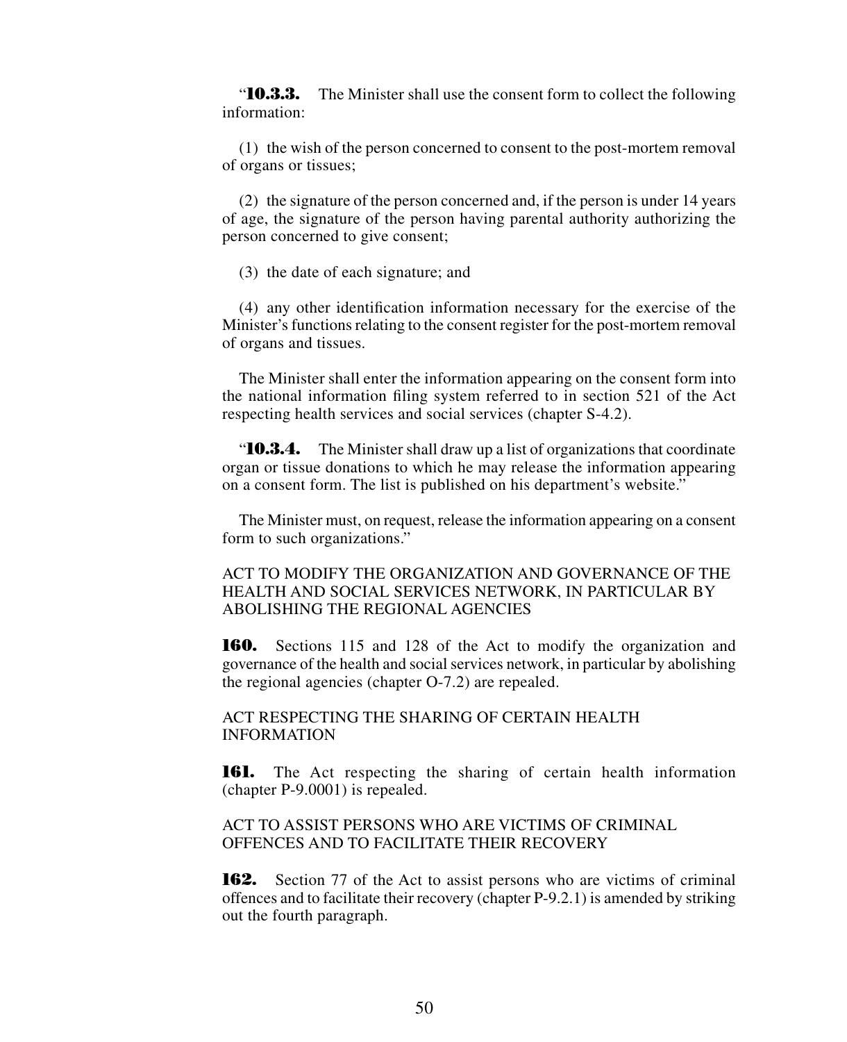"**10.3.3.** The Minister shall use the consent form to collect the following information:

(1) the wish of the person concerned to consent to the post-mortem removal of organs or tissues;

(2) the signature of the person concerned and, if the person is under 14 years of age, the signature of the person having parental authority authorizing the person concerned to give consent;

(3) the date of each signature; and

(4) any other identification information necessary for the exercise of the Minister's functions relating to the consent register for the post-mortem removal of organs and tissues.

The Minister shall enter the information appearing on the consent form into the national information filing system referred to in section 521 of the Act respecting health services and social services (chapter S-4.2).

"**10.3.4.** The Minister shall draw up a list of organizations that coordinate organ or tissue donations to which he may release the information appearing on a consent form. The list is published on his department's website."

The Minister must, on request, release the information appearing on a consent form to such organizations."

ACT TO MODIFY THE ORGANIZATION AND GOVERNANCE OF THE HEALTH AND SOCIAL SERVICES NETWORK, IN PARTICULAR BY ABOLISHING THE REGIONAL AGENCIES

**160.** Sections 115 and 128 of the Act to modify the organization and governance of the health and social services network, in particular by abolishing the regional agencies (chapter O-7.2) are repealed.

ACT RESPECTING THE SHARING OF CERTAIN HEALTH INFORMATION

**161.** The Act respecting the sharing of certain health information (chapter P-9.0001) is repealed.

ACT TO ASSIST PERSONS WHO ARE VICTIMS OF CRIMINAL OFFENCES AND TO FACILITATE THEIR RECOVERY

**162.** Section 77 of the Act to assist persons who are victims of criminal offences and to facilitate their recovery (chapter P-9.2.1) is amended by striking out the fourth paragraph.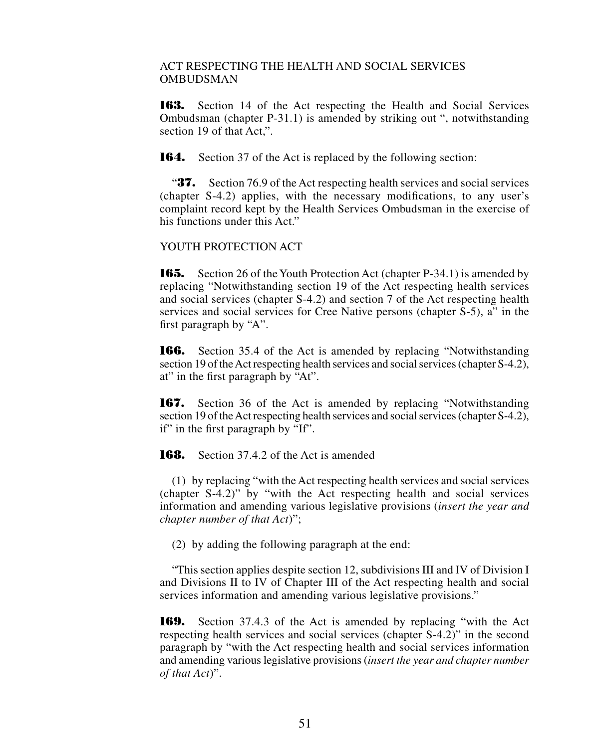ACT RESPECTING THE HEALTH AND SOCIAL SERVICES OMBUDSMAN

**163.** Section 14 of the Act respecting the Health and Social Services Ombudsman (chapter P-31.1) is amended by striking out ", notwithstanding section 19 of that Act,".

**164.** Section 37 of the Act is replaced by the following section:

"**37.** Section 76.9 of the Act respecting health services and social services (chapter S-4.2) applies, with the necessary modifications, to any user's complaint record kept by the Health Services Ombudsman in the exercise of his functions under this Act."

YOUTH PROTECTION ACT

**165.** Section 26 of the Youth Protection Act (chapter P-34.1) is amended by replacing "Notwithstanding section 19 of the Act respecting health services and social services (chapter S-4.2) and section 7 of the Act respecting health services and social services for Cree Native persons (chapter S-5), a" in the first paragraph by "A".

**166.** Section 35.4 of the Act is amended by replacing "Notwithstanding section 19 of the Act respecting health services and social services (chapter S-4.2), at" in the first paragraph by "At".

**167.** Section 36 of the Act is amended by replacing "Notwithstanding section 19 of the Act respecting health services and social services (chapter S-4.2), if" in the first paragraph by "If".

**168.** Section 37.4.2 of the Act is amended

(1) by replacing "with the Act respecting health services and social services (chapter S-4.2)" by "with the Act respecting health and social services information and amending various legislative provisions (*insert the year and chapter number of that Act*)";

(2) by adding the following paragraph at the end:

"This section applies despite section 12, subdivisions III and IV of Division I and Divisions II to IV of Chapter III of the Act respecting health and social services information and amending various legislative provisions."

**169.** Section 37.4.3 of the Act is amended by replacing "with the Act respecting health services and social services (chapter S-4.2)" in the second paragraph by "with the Act respecting health and social services information and amending various legislative provisions (*insert the year and chapter number of that Act*)".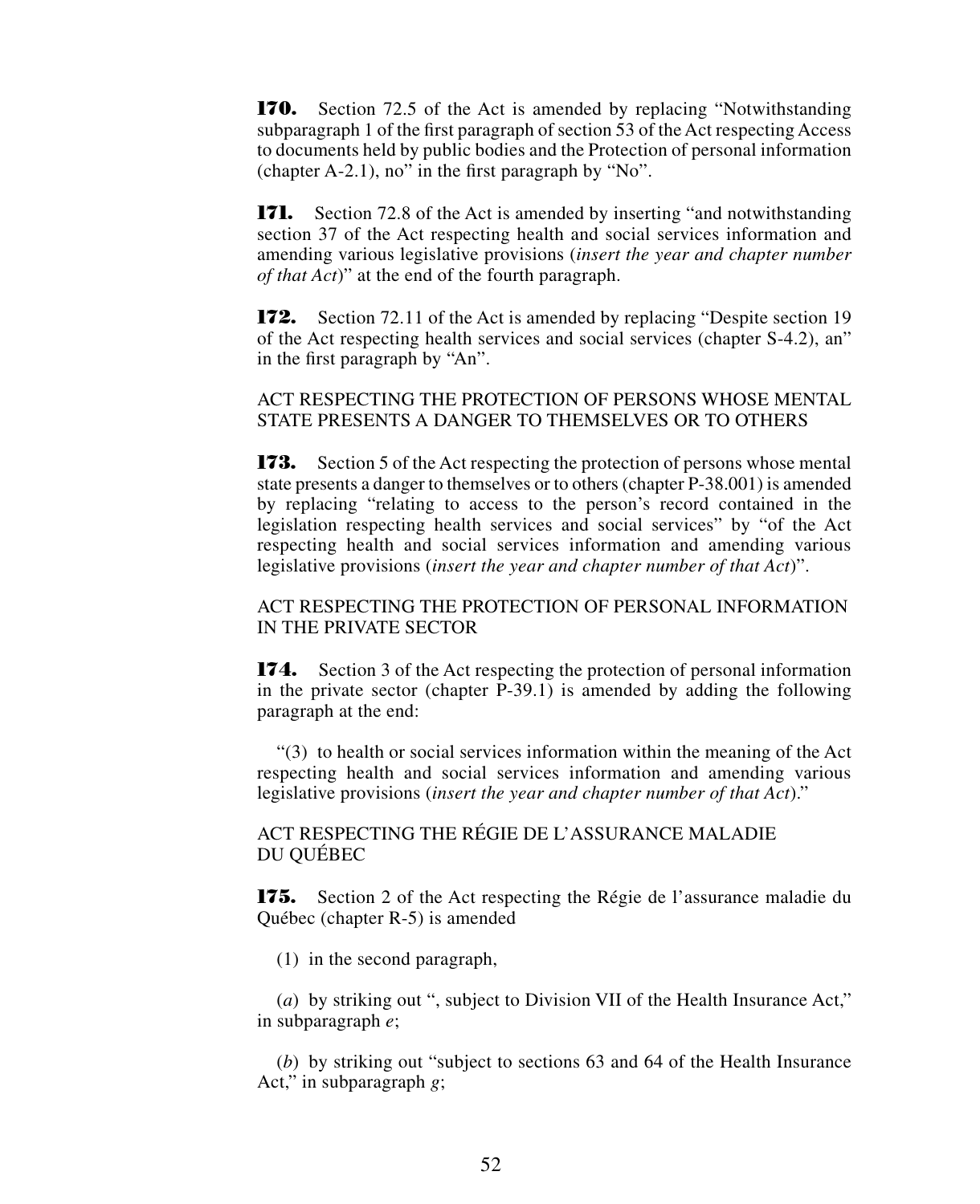**170.** Section 72.5 of the Act is amended by replacing "Notwithstanding subparagraph 1 of the first paragraph of section 53 of the Act respecting Access to documents held by public bodies and the Protection of personal information (chapter A-2.1), no" in the first paragraph by "No".

**171.** Section 72.8 of the Act is amended by inserting "and notwithstanding section 37 of the Act respecting health and social services information and amending various legislative provisions (*insert the year and chapter number of that Act*)" at the end of the fourth paragraph.

**172.** Section 72.11 of the Act is amended by replacing "Despite section 19 of the Act respecting health services and social services (chapter S-4.2), an" in the first paragraph by "An".

ACT RESPECTING THE PROTECTION OF PERSONS WHOSE MENTAL STATE PRESENTS A DANGER TO THEMSELVES OR TO OTHERS

**173.** Section 5 of the Act respecting the protection of persons whose mental state presents a danger to themselves or to others (chapter P-38.001) is amended by replacing "relating to access to the person's record contained in the legislation respecting health services and social services" by "of the Act respecting health and social services information and amending various legislative provisions (*insert the year and chapter number of that Act*)".

ACT RESPECTING THE PROTECTION OF PERSONAL INFORMATION IN THE PRIVATE SECTOR

**174.** Section 3 of the Act respecting the protection of personal information in the private sector (chapter P-39.1) is amended by adding the following paragraph at the end:

"(3) to health or social services information within the meaning of the Act respecting health and social services information and amending various legislative provisions (*insert the year and chapter number of that Act*)."

ACT RESPECTING THE RÉGIE DE L'ASSURANCE MALADIE DU QUÉBEC

**175.** Section 2 of the Act respecting the Régie de l'assurance maladie du Québec (chapter R-5) is amended

(1) in the second paragraph,

(*a*) by striking out ", subject to Division VII of the Health Insurance Act," in subparagraph *e*;

(*b*) by striking out "subject to sections 63 and 64 of the Health Insurance Act," in subparagraph *g*;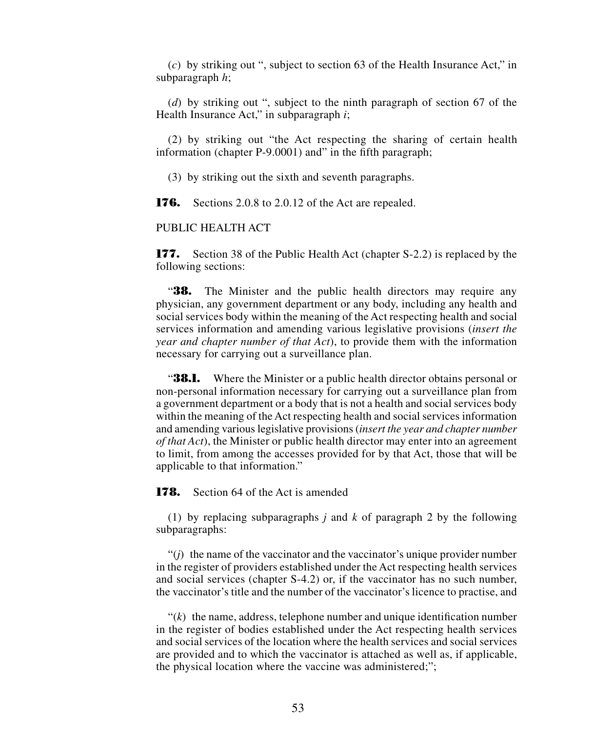(*c*) by striking out ", subject to section 63 of the Health Insurance Act," in subparagraph *h*;

(*d*) by striking out ", subject to the ninth paragraph of section 67 of the Health Insurance Act," in subparagraph *i*;

(2) by striking out "the Act respecting the sharing of certain health information (chapter P-9.0001) and" in the fifth paragraph;

(3) by striking out the sixth and seventh paragraphs.

**176.** Sections 2.0.8 to 2.0.12 of the Act are repealed.

PUBLIC HEALTH ACT

**177.** Section 38 of the Public Health Act (chapter S-2.2) is replaced by the following sections:

"**38.** The Minister and the public health directors may require any physician, any government department or any body, including any health and social services body within the meaning of the Act respecting health and social services information and amending various legislative provisions (*insert the year and chapter number of that Act*), to provide them with the information necessary for carrying out a surveillance plan.

"**38.1.** Where the Minister or a public health director obtains personal or non-personal information necessary for carrying out a surveillance plan from a government department or a body that is not a health and social services body within the meaning of the Act respecting health and social services information and amending various legislative provisions (*insert the year and chapter number of that Act*), the Minister or public health director may enter into an agreement to limit, from among the accesses provided for by that Act, those that will be applicable to that information."

**178.** Section 64 of the Act is amended

(1) by replacing subparagraphs *j* and *k* of paragraph 2 by the following subparagraphs:

"(*j*) the name of the vaccinator and the vaccinator's unique provider number in the register of providers established under the Act respecting health services and social services (chapter S-4.2) or, if the vaccinator has no such number, the vaccinator's title and the number of the vaccinator's licence to practise, and

"(*k*) the name, address, telephone number and unique identification number in the register of bodies established under the Act respecting health services and social services of the location where the health services and social services are provided and to which the vaccinator is attached as well as, if applicable, the physical location where the vaccine was administered;";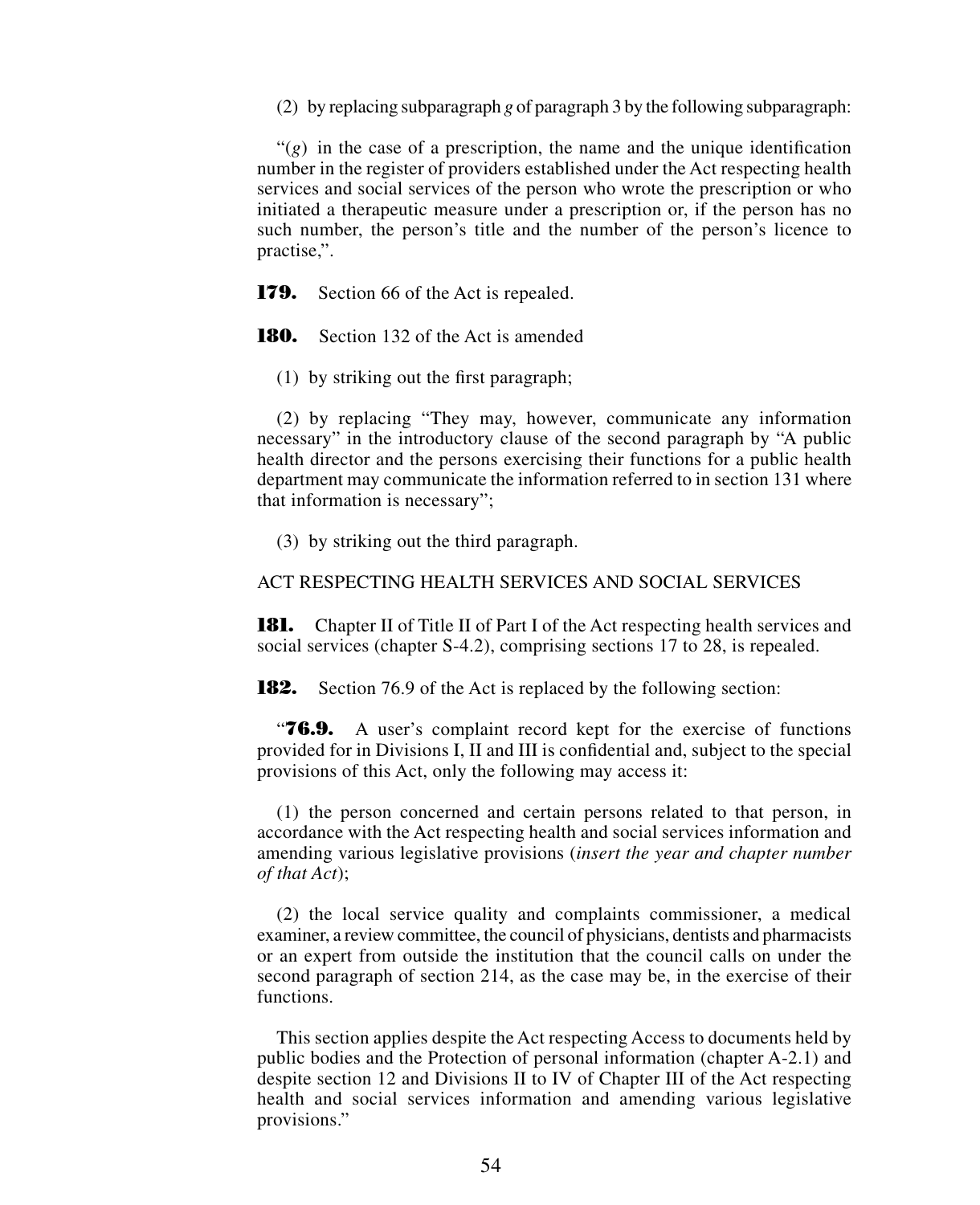(2) by replacing subparagraph *g* of paragraph 3 by the following subparagraph:

"(*g*) in the case of a prescription, the name and the unique identification number in the register of providers established under the Act respecting health services and social services of the person who wrote the prescription or who initiated a therapeutic measure under a prescription or, if the person has no such number, the person's title and the number of the person's licence to practise,".

**179.** Section 66 of the Act is repealed.

**180.** Section 132 of the Act is amended

(1) by striking out the first paragraph;

(2) by replacing "They may, however, communicate any information necessary" in the introductory clause of the second paragraph by "A public health director and the persons exercising their functions for a public health department may communicate the information referred to in section 131 where that information is necessary";

(3) by striking out the third paragraph.

ACT RESPECTING HEALTH SERVICES AND SOCIAL SERVICES

**181.** Chapter II of Title II of Part I of the Act respecting health services and social services (chapter S-4.2), comprising sections 17 to 28, is repealed.

**182.** Section 76.9 of the Act is replaced by the following section:

"**76.9.** A user's complaint record kept for the exercise of functions provided for in Divisions I, II and III is confidential and, subject to the special provisions of this Act, only the following may access it:

(1) the person concerned and certain persons related to that person, in accordance with the Act respecting health and social services information and amending various legislative provisions (*insert the year and chapter number of that Act*);

(2) the local service quality and complaints commissioner, a medical examiner, a review committee, the council of physicians, dentists and pharmacists or an expert from outside the institution that the council calls on under the second paragraph of section 214, as the case may be, in the exercise of their functions.

This section applies despite the Act respecting Access to documents held by public bodies and the Protection of personal information (chapter A-2.1) and despite section 12 and Divisions II to IV of Chapter III of the Act respecting health and social services information and amending various legislative provisions."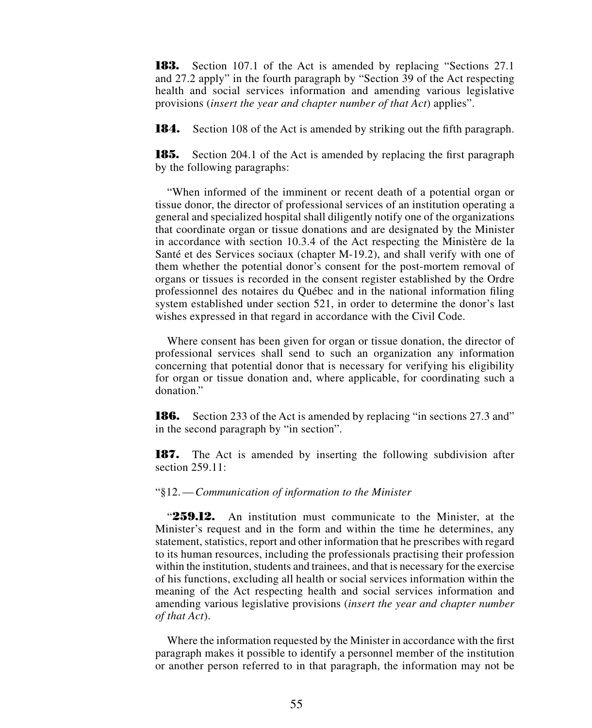**183.** Section 107.1 of the Act is amended by replacing "Sections 27.1 and 27.2 apply" in the fourth paragraph by "Section 39 of the Act respecting health and social services information and amending various legislative provisions (*insert the year and chapter number of that Act*) applies".

**184.** Section 108 of the Act is amended by striking out the fifth paragraph.

**185.** Section 204.1 of the Act is amended by replacing the first paragraph by the following paragraphs:

"When informed of the imminent or recent death of a potential organ or tissue donor, the director of professional services of an institution operating a general and specialized hospital shall diligently notify one of the organizations that coordinate organ or tissue donations and are designated by the Minister in accordance with section 10.3.4 of the Act respecting the Ministère de la Santé et des Services sociaux (chapter M-19.2), and shall verify with one of them whether the potential donor's consent for the post-mortem removal of organs or tissues is recorded in the consent register established by the Ordre professionnel des notaires du Québec and in the national information filing system established under section 521, in order to determine the donor's last wishes expressed in that regard in accordance with the Civil Code.

Where consent has been given for organ or tissue donation, the director of professional services shall send to such an organization any information concerning that potential donor that is necessary for verifying his eligibility for organ or tissue donation and, where applicable, for coordinating such a donation."

**186.** Section 233 of the Act is amended by replacing "in sections 27.3 and" in the second paragraph by "in section".

**187.** The Act is amended by inserting the following subdivision after section 259.11:

"§12. — *Communication of information to the Minister*

"**259.12.** An institution must communicate to the Minister, at the Minister's request and in the form and within the time he determines, any statement, statistics, report and other information that he prescribes with regard to its human resources, including the professionals practising their profession within the institution, students and trainees, and that is necessary for the exercise of his functions, excluding all health or social services information within the meaning of the Act respecting health and social services information and amending various legislative provisions (*insert the year and chapter number of that Act*).

Where the information requested by the Minister in accordance with the first paragraph makes it possible to identify a personnel member of the institution or another person referred to in that paragraph, the information may not be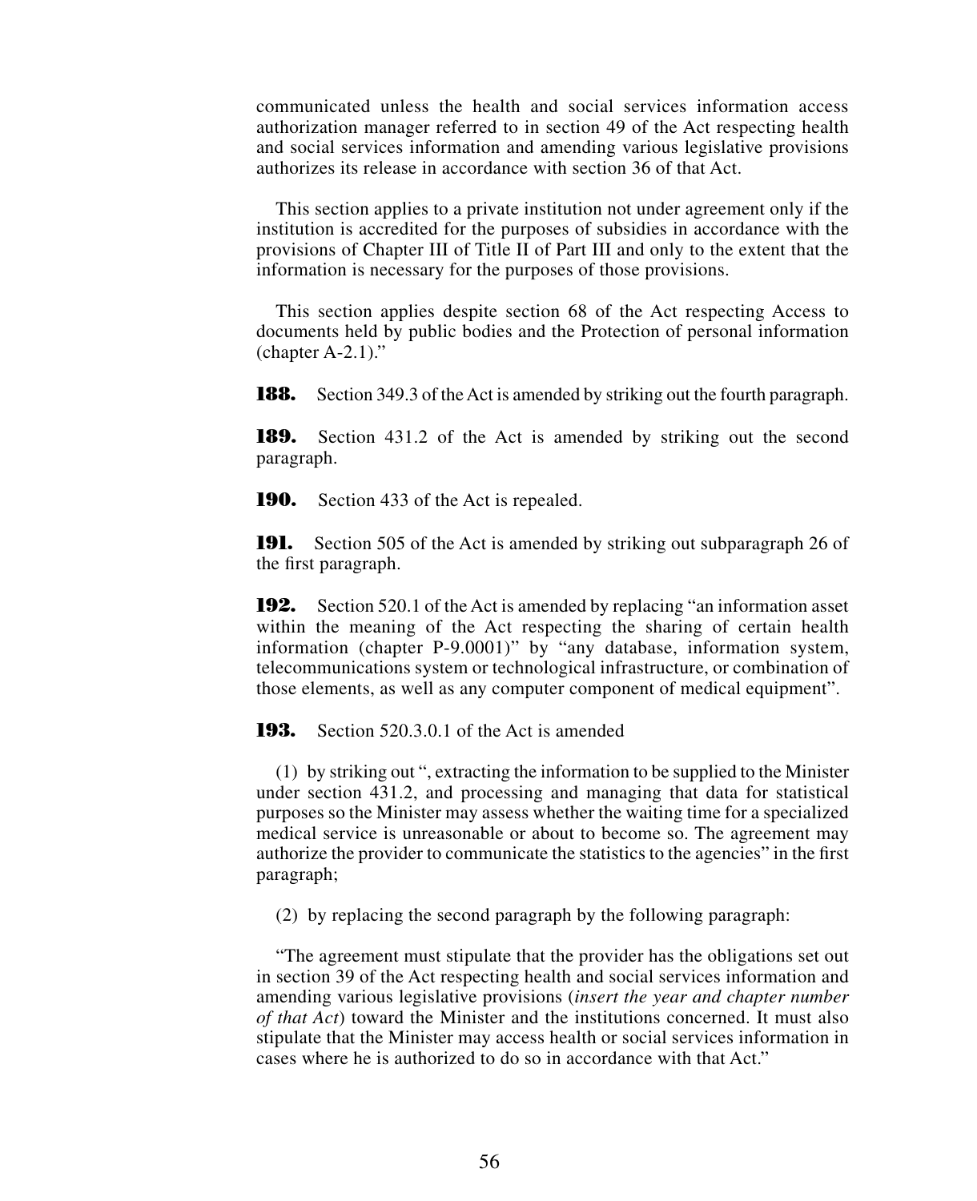communicated unless the health and social services information access authorization manager referred to in section 49 of the Act respecting health and social services information and amending various legislative provisions authorizes its release in accordance with section 36 of that Act.

This section applies to a private institution not under agreement only if the institution is accredited for the purposes of subsidies in accordance with the provisions of Chapter III of Title II of Part III and only to the extent that the information is necessary for the purposes of those provisions.

This section applies despite section 68 of the Act respecting Access to documents held by public bodies and the Protection of personal information (chapter A-2.1)."

**188.** Section 349.3 of the Act is amended by striking out the fourth paragraph.

**189.** Section 431.2 of the Act is amended by striking out the second paragraph.

**190.** Section 433 of the Act is repealed.

**191.** Section 505 of the Act is amended by striking out subparagraph 26 of the first paragraph.

**192.** Section 520.1 of the Act is amended by replacing "an information asset within the meaning of the Act respecting the sharing of certain health information (chapter P-9.0001)" by "any database, information system, telecommunications system or technological infrastructure, or combination of those elements, as well as any computer component of medical equipment".

**193.** Section 520.3.0.1 of the Act is amended

(1) by striking out ", extracting the information to be supplied to the Minister under section 431.2, and processing and managing that data for statistical purposes so the Minister may assess whether the waiting time for a specialized medical service is unreasonable or about to become so. The agreement may authorize the provider to communicate the statistics to the agencies" in the first paragraph;

(2) by replacing the second paragraph by the following paragraph:

"The agreement must stipulate that the provider has the obligations set out in section 39 of the Act respecting health and social services information and amending various legislative provisions (*insert the year and chapter number of that Act*) toward the Minister and the institutions concerned. It must also stipulate that the Minister may access health or social services information in cases where he is authorized to do so in accordance with that Act."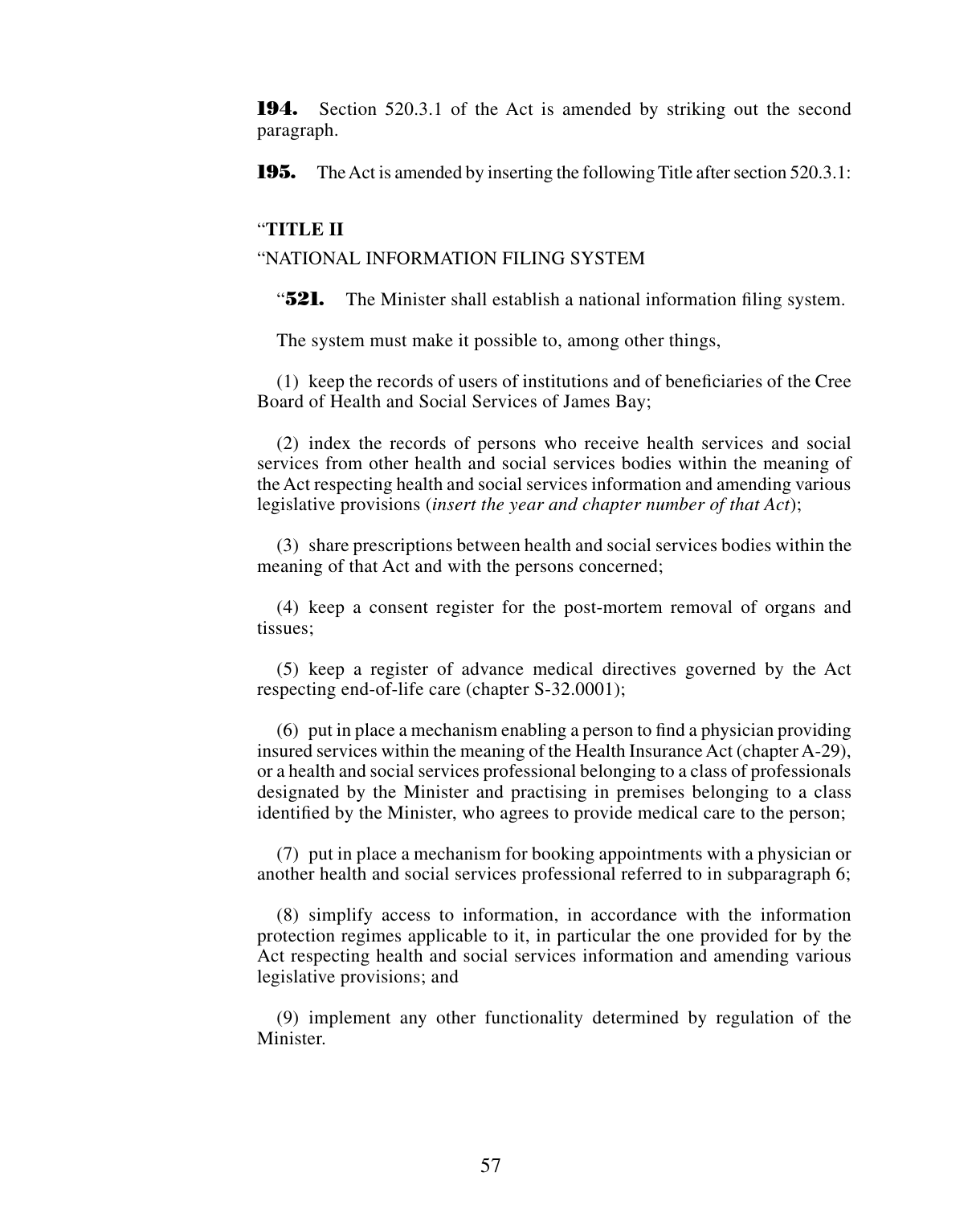**194.** Section 520.3.1 of the Act is amended by striking out the second paragraph.

**195.** The Act is amended by inserting the following Title after section 520.3.1:

"**TITLE II**

"NATIONAL INFORMATION FILING SYSTEM

"**521.** The Minister shall establish a national information filing system.

The system must make it possible to, among other things,

(1) keep the records of users of institutions and of beneficiaries of the Cree Board of Health and Social Services of James Bay;

(2) index the records of persons who receive health services and social services from other health and social services bodies within the meaning of the Act respecting health and social services information and amending various legislative provisions (*insert the year and chapter number of that Act*);

(3) share prescriptions between health and social services bodies within the meaning of that Act and with the persons concerned;

(4) keep a consent register for the post-mortem removal of organs and tissues;

(5) keep a register of advance medical directives governed by the Act respecting end-of-life care (chapter S-32.0001);

(6) put in place a mechanism enabling a person to find a physician providing insured services within the meaning of the Health Insurance Act (chapter A-29), or a health and social services professional belonging to a class of professionals designated by the Minister and practising in premises belonging to a class identified by the Minister, who agrees to provide medical care to the person;

(7) put in place a mechanism for booking appointments with a physician or another health and social services professional referred to in subparagraph 6;

(8) simplify access to information, in accordance with the information protection regimes applicable to it, in particular the one provided for by the Act respecting health and social services information and amending various legislative provisions; and

(9) implement any other functionality determined by regulation of the Minister.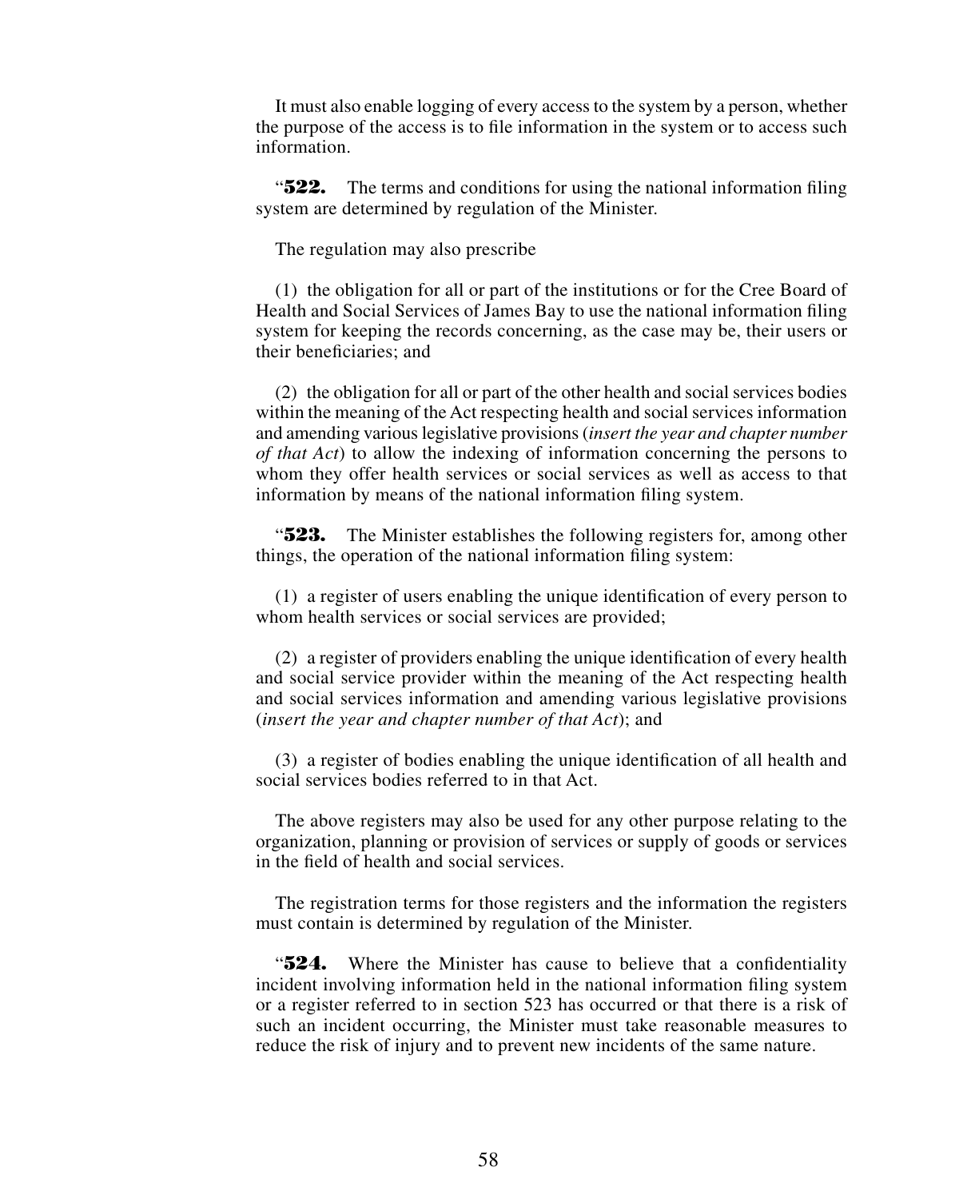It must also enable logging of every access to the system by a person, whether the purpose of the access is to file information in the system or to access such information.

"**522.** The terms and conditions for using the national information filing system are determined by regulation of the Minister.

The regulation may also prescribe

(1) the obligation for all or part of the institutions or for the Cree Board of Health and Social Services of James Bay to use the national information filing system for keeping the records concerning, as the case may be, their users or their beneficiaries; and

(2) the obligation for all or part of the other health and social services bodies within the meaning of the Act respecting health and social services information and amending various legislative provisions (*insert the year and chapter number of that Act*) to allow the indexing of information concerning the persons to whom they offer health services or social services as well as access to that information by means of the national information filing system.

"**523.** The Minister establishes the following registers for, among other things, the operation of the national information filing system:

(1) a register of users enabling the unique identification of every person to whom health services or social services are provided;

(2) a register of providers enabling the unique identification of every health and social service provider within the meaning of the Act respecting health and social services information and amending various legislative provisions (*insert the year and chapter number of that Act*); and

(3) a register of bodies enabling the unique identification of all health and social services bodies referred to in that Act.

The above registers may also be used for any other purpose relating to the organization, planning or provision of services or supply of goods or services in the field of health and social services.

The registration terms for those registers and the information the registers must contain is determined by regulation of the Minister.

"**524.** Where the Minister has cause to believe that a confidentiality incident involving information held in the national information filing system or a register referred to in section 523 has occurred or that there is a risk of such an incident occurring, the Minister must take reasonable measures to reduce the risk of injury and to prevent new incidents of the same nature.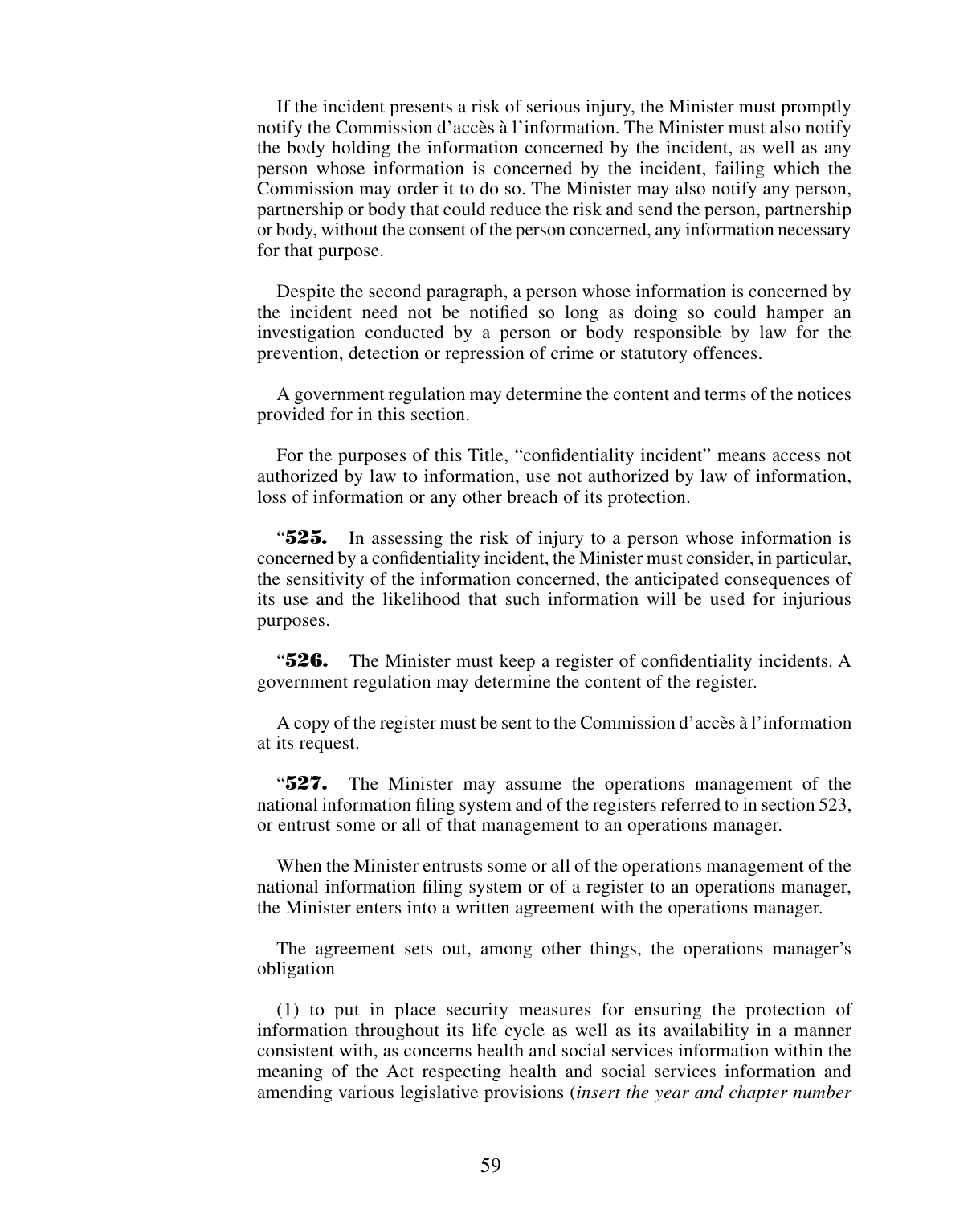If the incident presents a risk of serious injury, the Minister must promptly notify the Commission d'accès à l'information. The Minister must also notify the body holding the information concerned by the incident, as well as any person whose information is concerned by the incident, failing which the Commission may order it to do so. The Minister may also notify any person, partnership or body that could reduce the risk and send the person, partnership or body, without the consent of the person concerned, any information necessary for that purpose.

Despite the second paragraph, a person whose information is concerned by the incident need not be notified so long as doing so could hamper an investigation conducted by a person or body responsible by law for the prevention, detection or repression of crime or statutory offences.

A government regulation may determine the content and terms of the notices provided for in this section.

For the purposes of this Title, "confidentiality incident" means access not authorized by law to information, use not authorized by law of information, loss of information or any other breach of its protection.

"**525.** In assessing the risk of injury to a person whose information is concerned by a confidentiality incident, the Minister must consider, in particular, the sensitivity of the information concerned, the anticipated consequences of its use and the likelihood that such information will be used for injurious purposes.

"**526.** The Minister must keep a register of confidentiality incidents. A government regulation may determine the content of the register.

A copy of the register must be sent to the Commission d'accès à l'information at its request.

"**527.** The Minister may assume the operations management of the national information filing system and of the registers referred to in section 523, or entrust some or all of that management to an operations manager.

When the Minister entrusts some or all of the operations management of the national information filing system or of a register to an operations manager, the Minister enters into a written agreement with the operations manager.

The agreement sets out, among other things, the operations manager's obligation

(1) to put in place security measures for ensuring the protection of information throughout its life cycle as well as its availability in a manner consistent with, as concerns health and social services information within the meaning of the Act respecting health and social services information and amending various legislative provisions (*insert the year and chapter number*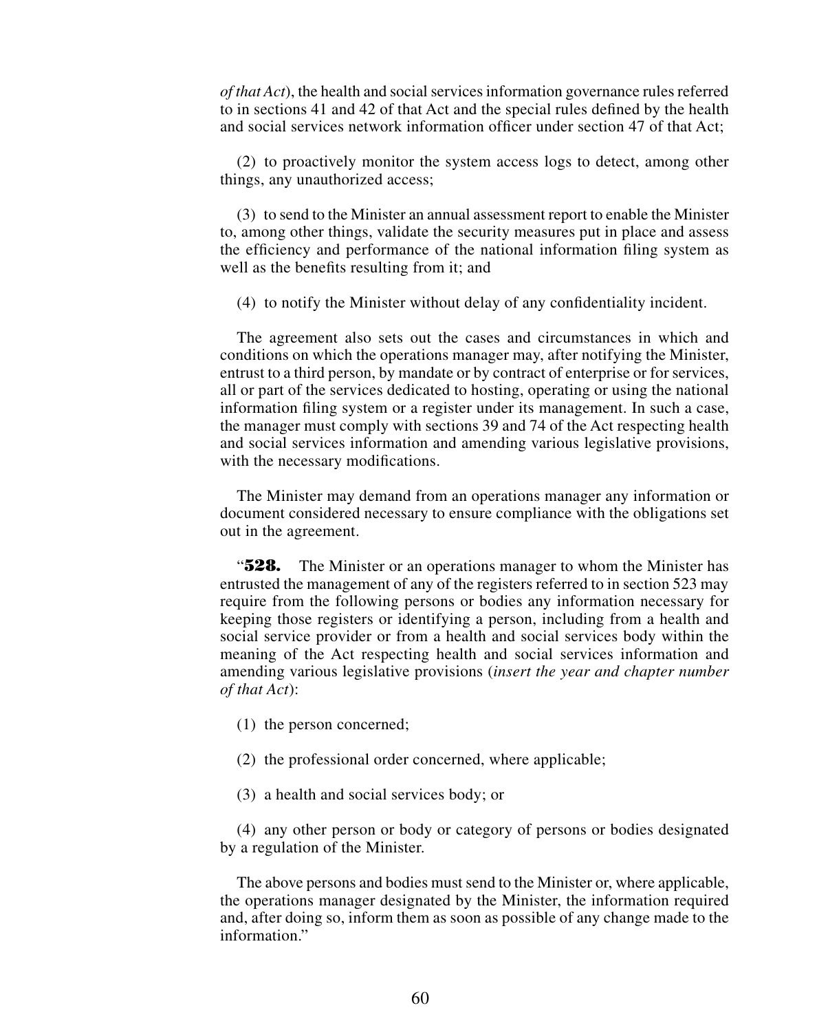*of that Act*), the health and social services information governance rules referred to in sections 41 and 42 of that Act and the special rules defined by the health and social services network information officer under section 47 of that Act;

(2) to proactively monitor the system access logs to detect, among other things, any unauthorized access;

(3) to send to the Minister an annual assessment report to enable the Minister to, among other things, validate the security measures put in place and assess the efficiency and performance of the national information filing system as well as the benefits resulting from it; and

(4) to notify the Minister without delay of any confidentiality incident.

The agreement also sets out the cases and circumstances in which and conditions on which the operations manager may, after notifying the Minister, entrust to a third person, by mandate or by contract of enterprise or for services, all or part of the services dedicated to hosting, operating or using the national information filing system or a register under its management. In such a case, the manager must comply with sections 39 and 74 of the Act respecting health and social services information and amending various legislative provisions, with the necessary modifications.

The Minister may demand from an operations manager any information or document considered necessary to ensure compliance with the obligations set out in the agreement.

"**528.** The Minister or an operations manager to whom the Minister has entrusted the management of any of the registers referred to in section 523 may require from the following persons or bodies any information necessary for keeping those registers or identifying a person, including from a health and social service provider or from a health and social services body within the meaning of the Act respecting health and social services information and amending various legislative provisions (*insert the year and chapter number of that Act*):

(1) the person concerned;

(2) the professional order concerned, where applicable;

(3) a health and social services body; or

(4) any other person or body or category of persons or bodies designated by a regulation of the Minister.

The above persons and bodies must send to the Minister or, where applicable, the operations manager designated by the Minister, the information required and, after doing so, inform them as soon as possible of any change made to the information."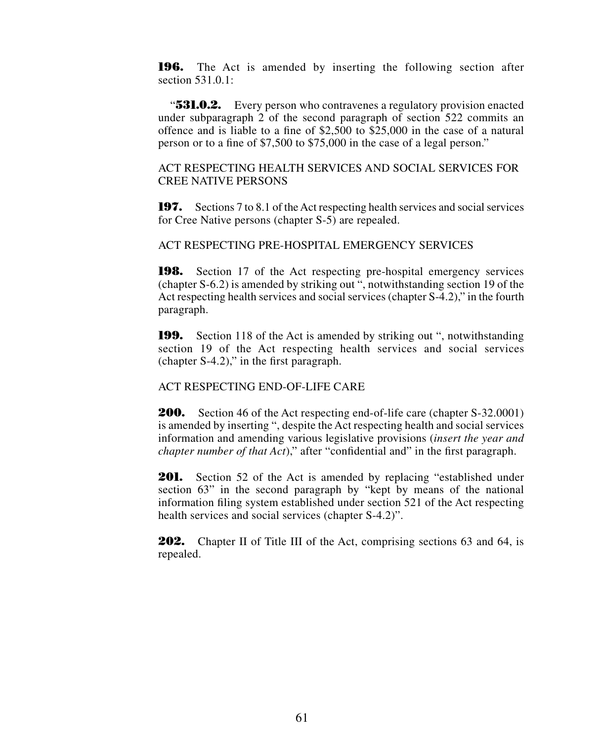**196.** The Act is amended by inserting the following section after section 531.0.1:

"**531.0.2.** Every person who contravenes a regulatory provision enacted under subparagraph 2 of the second paragraph of section 522 commits an offence and is liable to a fine of $2,500 to $25,000 in the case of a natural person or to a fine of $7,500 to $75,000 in the case of a legal person."

ACT RESPECTING HEALTH SERVICES AND SOCIAL SERVICES FOR CREE NATIVE PERSONS

**197.** Sections 7 to 8.1 of the Act respecting health services and social services for Cree Native persons (chapter S-5) are repealed.

ACT RESPECTING PRE-HOSPITAL EMERGENCY SERVICES

**198.** Section 17 of the Act respecting pre-hospital emergency services (chapter S-6.2) is amended by striking out ", notwithstanding section 19 of the Act respecting health services and social services (chapter S-4.2)," in the fourth paragraph.

**199.** Section 118 of the Act is amended by striking out ", notwithstanding section 19 of the Act respecting health services and social services (chapter S-4.2)," in the first paragraph.

ACT RESPECTING END-OF-LIFE CARE

**200.** Section 46 of the Act respecting end-of-life care (chapter S-32.0001) is amended by inserting ", despite the Act respecting health and social services information and amending various legislative provisions (*insert the year and chapter number of that Act*)," after "confidential and" in the first paragraph.

**201.** Section 52 of the Act is amended by replacing "established under section 63" in the second paragraph by "kept by means of the national information filing system established under section 521 of the Act respecting health services and social services (chapter S-4.2)".

**202.** Chapter II of Title III of the Act, comprising sections 63 and 64, is repealed.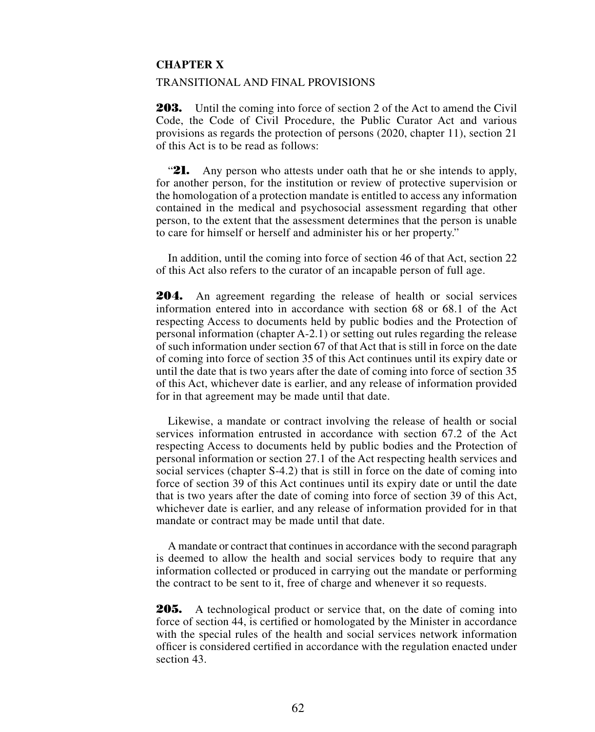**CHAPTER X**

TRANSITIONAL AND FINAL PROVISIONS

**203.** Until the coming into force of section 2 of the Act to amend the Civil Code, the Code of Civil Procedure, the Public Curator Act and various provisions as regards the protection of persons (2020, chapter 11), section 21 of this Act is to be read as follows:

"**21.** Any person who attests under oath that he or she intends to apply, for another person, for the institution or review of protective supervision or the homologation of a protection mandate is entitled to access any information contained in the medical and psychosocial assessment regarding that other person, to the extent that the assessment determines that the person is unable to care for himself or herself and administer his or her property."

In addition, until the coming into force of section 46 of that Act, section 22 of this Act also refers to the curator of an incapable person of full age.

**204.** An agreement regarding the release of health or social services information entered into in accordance with section 68 or 68.1 of the Act respecting Access to documents held by public bodies and the Protection of personal information (chapter A-2.1) or setting out rules regarding the release of such information under section 67 of that Act that is still in force on the date of coming into force of section 35 of this Act continues until its expiry date or until the date that is two years after the date of coming into force of section 35 of this Act, whichever date is earlier, and any release of information provided for in that agreement may be made until that date.

Likewise, a mandate or contract involving the release of health or social services information entrusted in accordance with section 67.2 of the Act respecting Access to documents held by public bodies and the Protection of personal information or section 27.1 of the Act respecting health services and social services (chapter S-4.2) that is still in force on the date of coming into force of section 39 of this Act continues until its expiry date or until the date that is two years after the date of coming into force of section 39 of this Act, whichever date is earlier, and any release of information provided for in that mandate or contract may be made until that date.

A mandate or contract that continues in accordance with the second paragraph is deemed to allow the health and social services body to require that any information collected or produced in carrying out the mandate or performing the contract to be sent to it, free of charge and whenever it so requests.

**205.** A technological product or service that, on the date of coming into force of section 44, is certified or homologated by the Minister in accordance with the special rules of the health and social services network information officer is considered certified in accordance with the regulation enacted under section 43.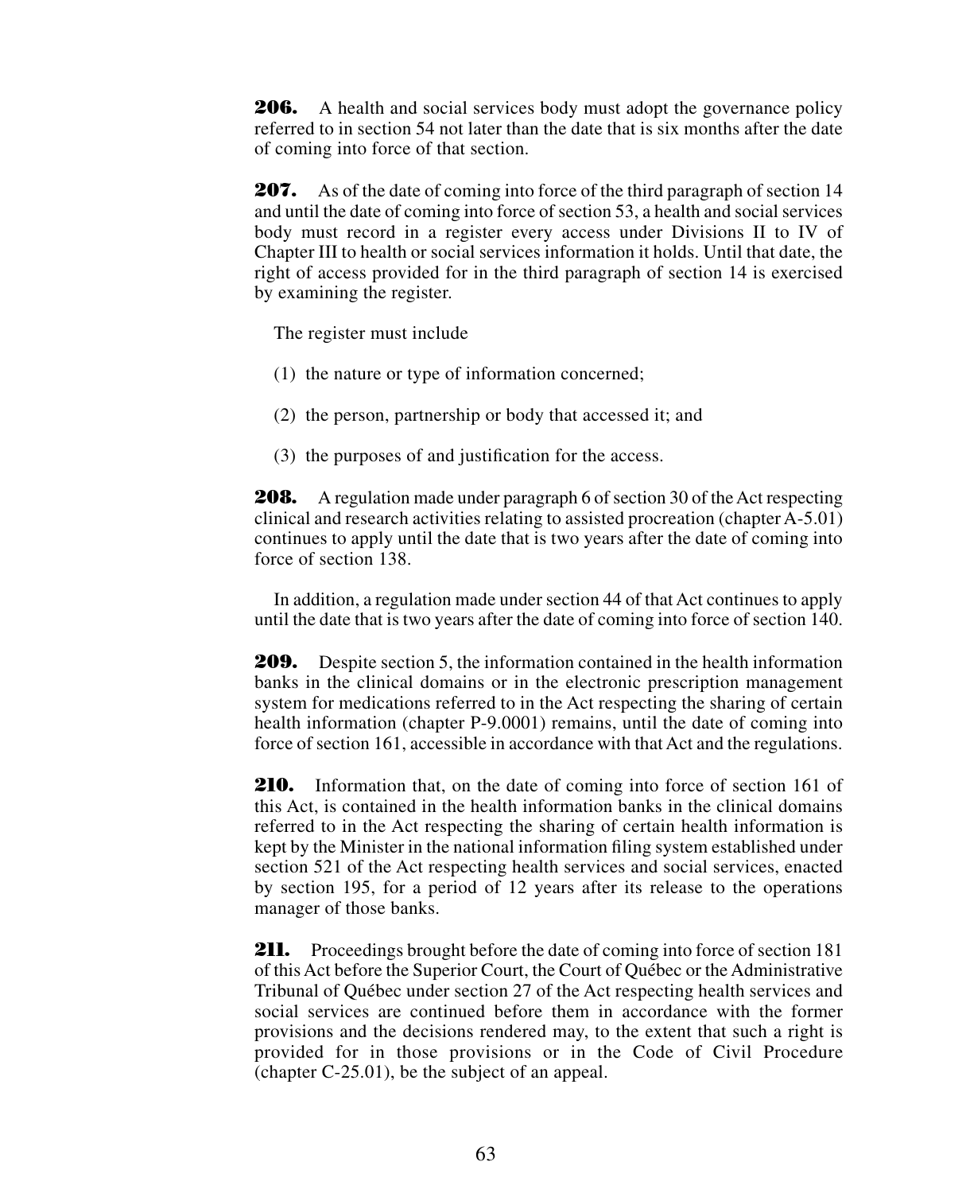**206.** A health and social services body must adopt the governance policy referred to in section 54 not later than the date that is six months after the date of coming into force of that section.

**207.** As of the date of coming into force of the third paragraph of section 14 and until the date of coming into force of section 53, a health and social services body must record in a register every access under Divisions II to IV of Chapter III to health or social services information it holds. Until that date, the right of access provided for in the third paragraph of section 14 is exercised by examining the register.

The register must include

(1) the nature or type of information concerned;

(2) the person, partnership or body that accessed it; and

(3) the purposes of and justification for the access.

**208.** A regulation made under paragraph 6 of section 30 of the Act respecting clinical and research activities relating to assisted procreation (chapter A-5.01) continues to apply until the date that is two years after the date of coming into force of section 138.

In addition, a regulation made under section 44 of that Act continues to apply until the date that is two years after the date of coming into force of section 140.

**209.** Despite section 5, the information contained in the health information banks in the clinical domains or in the electronic prescription management system for medications referred to in the Act respecting the sharing of certain health information (chapter P-9.0001) remains, until the date of coming into force of section 161, accessible in accordance with that Act and the regulations.

**210.** Information that, on the date of coming into force of section 161 of this Act, is contained in the health information banks in the clinical domains referred to in the Act respecting the sharing of certain health information is kept by the Minister in the national information filing system established under section 521 of the Act respecting health services and social services, enacted by section 195, for a period of 12 years after its release to the operations manager of those banks.

**211.** Proceedings brought before the date of coming into force of section 181 of this Act before the Superior Court, the Court of Québec or the Administrative Tribunal of Québec under section 27 of the Act respecting health services and social services are continued before them in accordance with the former provisions and the decisions rendered may, to the extent that such a right is provided for in those provisions or in the Code of Civil Procedure (chapter C-25.01), be the subject of an appeal.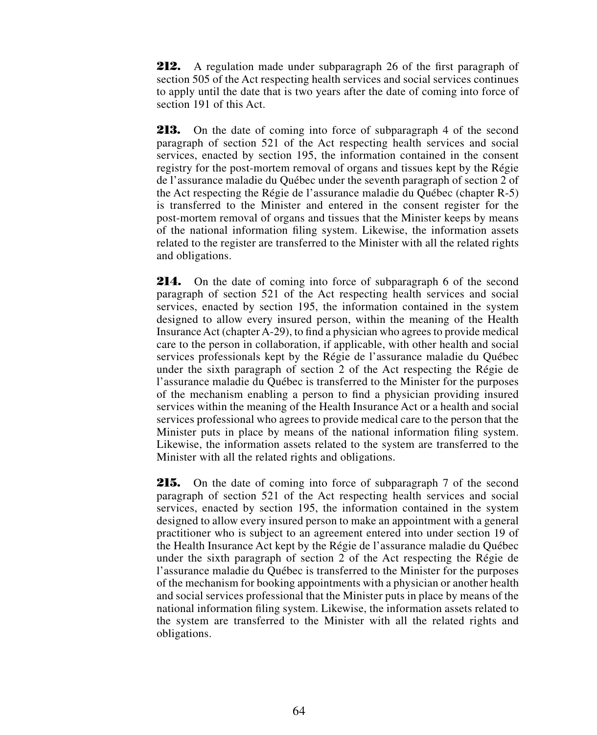**212.** A regulation made under subparagraph 26 of the first paragraph of section 505 of the Act respecting health services and social services continues to apply until the date that is two years after the date of coming into force of section 191 of this Act.

**213.** On the date of coming into force of subparagraph 4 of the second paragraph of section 521 of the Act respecting health services and social services, enacted by section 195, the information contained in the consent registry for the post-mortem removal of organs and tissues kept by the Régie de l'assurance maladie du Québec under the seventh paragraph of section 2 of the Act respecting the Régie de l'assurance maladie du Québec (chapter R-5) is transferred to the Minister and entered in the consent register for the post-mortem removal of organs and tissues that the Minister keeps by means of the national information filing system. Likewise, the information assets related to the register are transferred to the Minister with all the related rights and obligations.

**214.** On the date of coming into force of subparagraph 6 of the second paragraph of section 521 of the Act respecting health services and social services, enacted by section 195, the information contained in the system designed to allow every insured person, within the meaning of the Health Insurance Act (chapter A-29), to find a physician who agrees to provide medical care to the person in collaboration, if applicable, with other health and social services professionals kept by the Régie de l'assurance maladie du Québec under the sixth paragraph of section 2 of the Act respecting the Régie de l'assurance maladie du Québec is transferred to the Minister for the purposes of the mechanism enabling a person to find a physician providing insured services within the meaning of the Health Insurance Act or a health and social services professional who agrees to provide medical care to the person that the Minister puts in place by means of the national information filing system. Likewise, the information assets related to the system are transferred to the Minister with all the related rights and obligations.

**215.** On the date of coming into force of subparagraph 7 of the second paragraph of section 521 of the Act respecting health services and social services, enacted by section 195, the information contained in the system designed to allow every insured person to make an appointment with a general practitioner who is subject to an agreement entered into under section 19 of the Health Insurance Act kept by the Régie de l'assurance maladie du Québec under the sixth paragraph of section 2 of the Act respecting the Régie de l'assurance maladie du Québec is transferred to the Minister for the purposes of the mechanism for booking appointments with a physician or another health and social services professional that the Minister puts in place by means of the national information filing system. Likewise, the information assets related to the system are transferred to the Minister with all the related rights and obligations.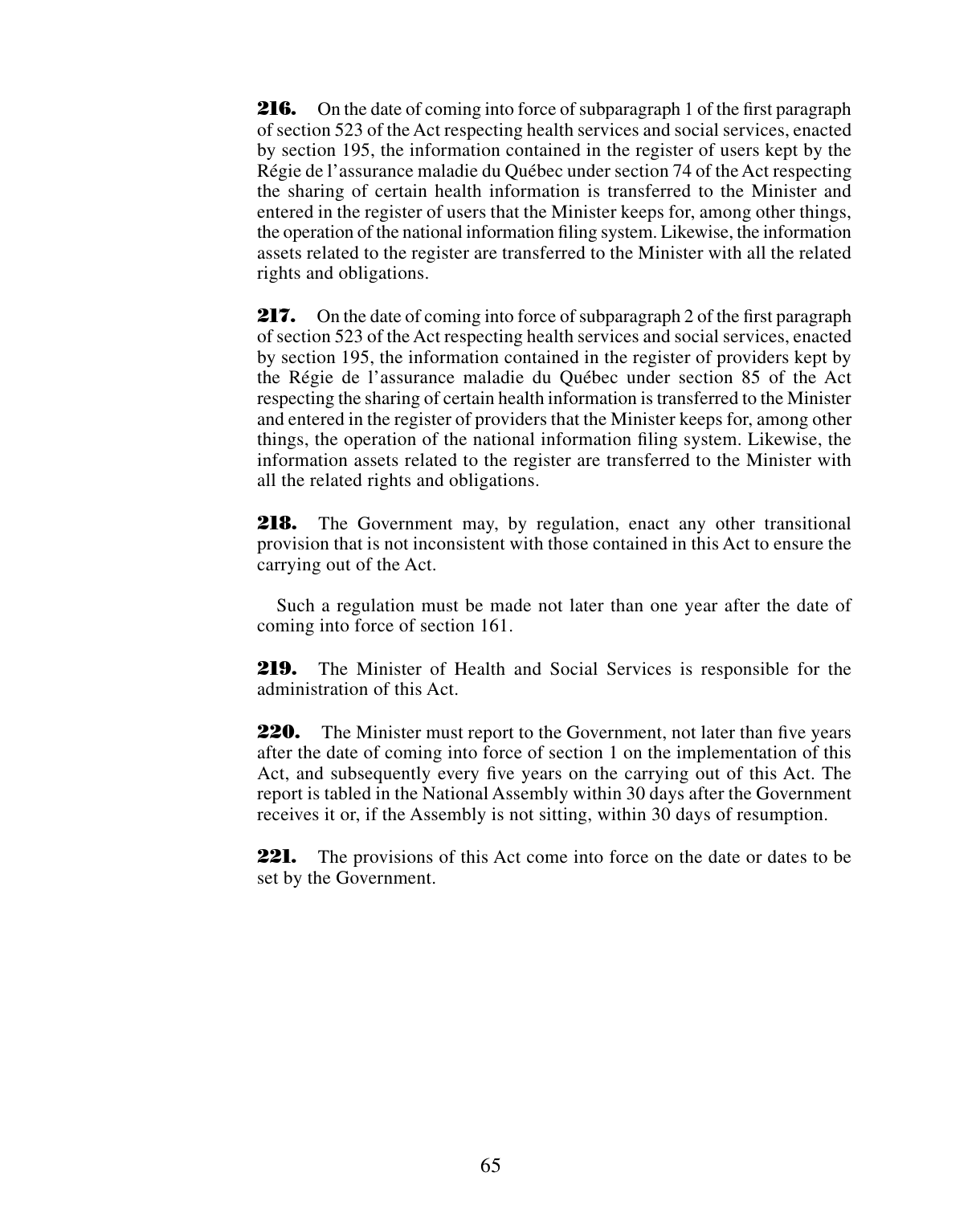**216.** On the date of coming into force of subparagraph 1 of the first paragraph of section 523 of the Act respecting health services and social services, enacted by section 195, the information contained in the register of users kept by the Régie de l'assurance maladie du Québec under section 74 of the Act respecting the sharing of certain health information is transferred to the Minister and entered in the register of users that the Minister keeps for, among other things, the operation of the national information filing system. Likewise, the information assets related to the register are transferred to the Minister with all the related rights and obligations.

**217.** On the date of coming into force of subparagraph 2 of the first paragraph of section 523 of the Act respecting health services and social services, enacted by section 195, the information contained in the register of providers kept by the Régie de l'assurance maladie du Québec under section 85 of the Act respecting the sharing of certain health information is transferred to the Minister and entered in the register of providers that the Minister keeps for, among other things, the operation of the national information filing system. Likewise, the information assets related to the register are transferred to the Minister with all the related rights and obligations.

**218.** The Government may, by regulation, enact any other transitional provision that is not inconsistent with those contained in this Act to ensure the carrying out of the Act.

Such a regulation must be made not later than one year after the date of coming into force of section 161.

**219.** The Minister of Health and Social Services is responsible for the administration of this Act.

**220.** The Minister must report to the Government, not later than five years after the date of coming into force of section 1 on the implementation of this Act, and subsequently every five years on the carrying out of this Act. The report is tabled in the National Assembly within 30 days after the Government receives it or, if the Assembly is not sitting, within 30 days of resumption.

**221.** The provisions of this Act come into force on the date or dates to be set by the Government.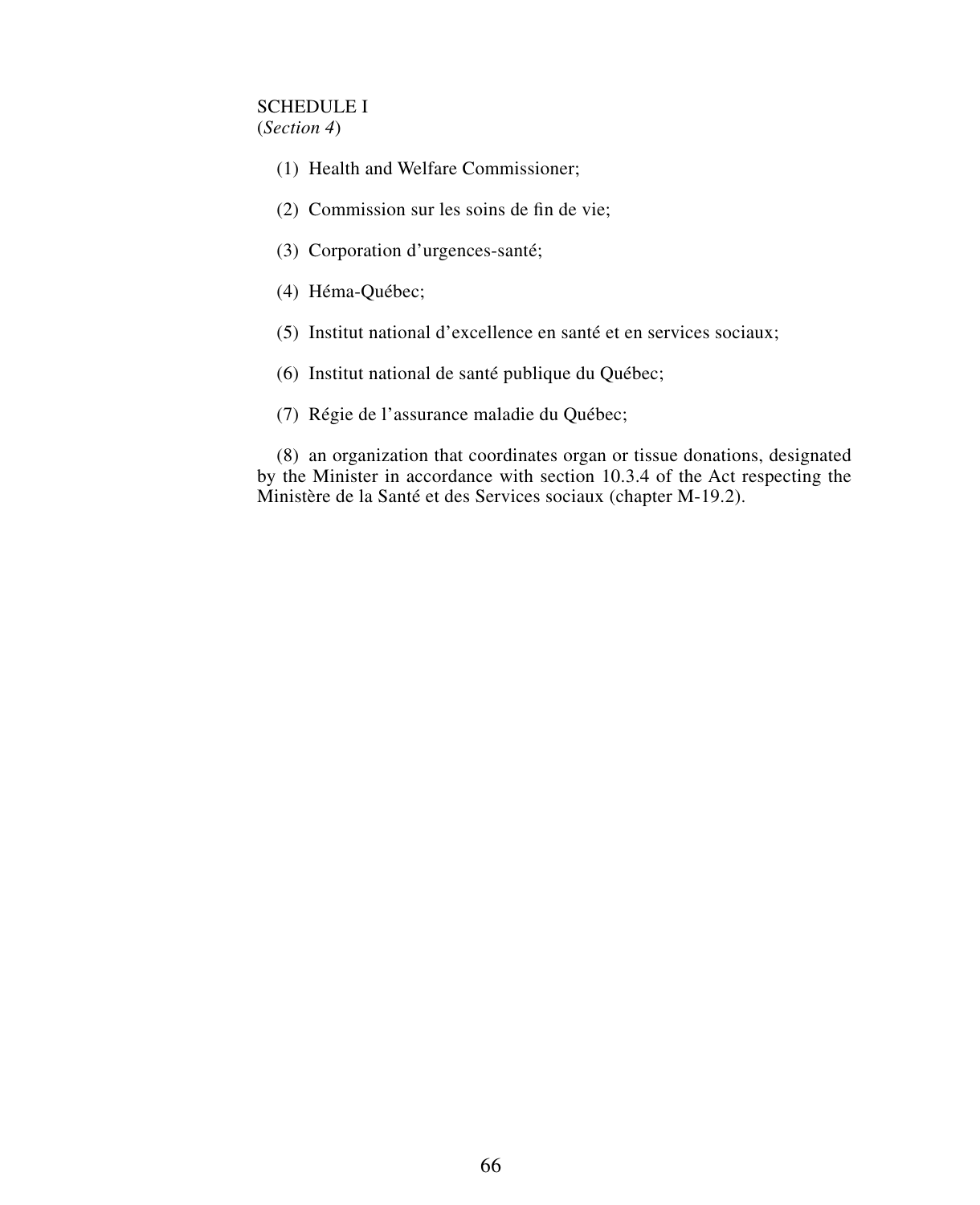SCHEDULE I
(*Section 4*)

(1) Health and Welfare Commissioner;

(2) Commission sur les soins de fin de vie;

(3) Corporation d'urgences-santé;

(4) Héma-Québec;

(5) Institut national d'excellence en santé et en services sociaux;

(6) Institut national de santé publique du Québec;

(7) Régie de l'assurance maladie du Québec;

(8) an organization that coordinates organ or tissue donations, designated by the Minister in accordance with section 10.3.4 of the Act respecting the Ministère de la Santé et des Services sociaux (chapter M-19.2).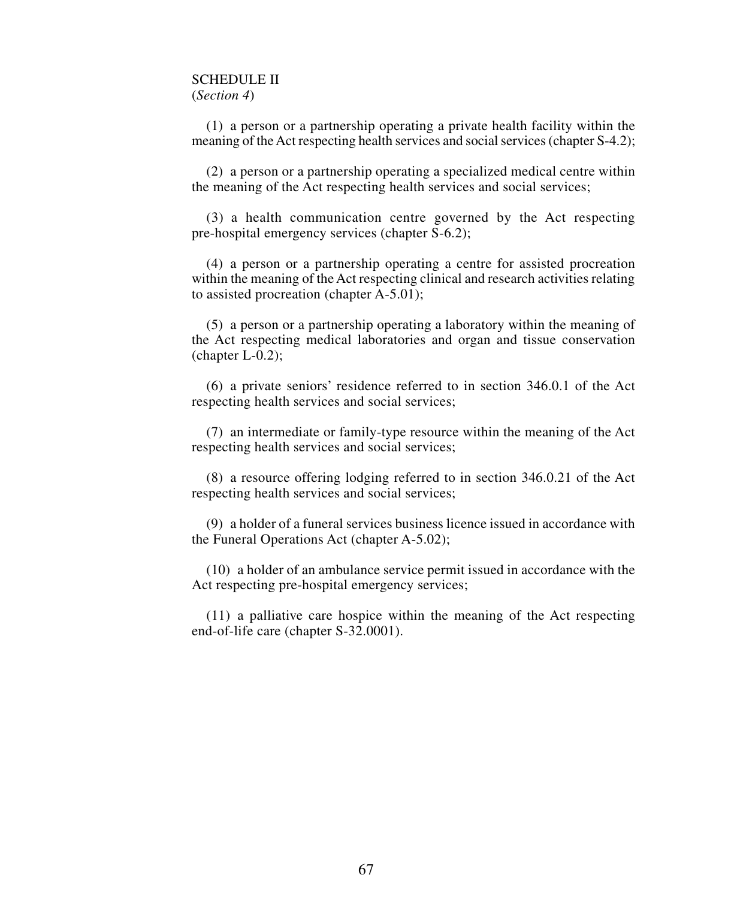SCHEDULE II
(*Section 4*)

(1) a person or a partnership operating a private health facility within the meaning of the Act respecting health services and social services (chapter S-4.2);

(2) a person or a partnership operating a specialized medical centre within the meaning of the Act respecting health services and social services;

(3) a health communication centre governed by the Act respecting pre-hospital emergency services (chapter S-6.2);

(4) a person or a partnership operating a centre for assisted procreation within the meaning of the Act respecting clinical and research activities relating to assisted procreation (chapter A-5.01);

(5) a person or a partnership operating a laboratory within the meaning of the Act respecting medical laboratories and organ and tissue conservation (chapter L-0.2);

(6) a private seniors' residence referred to in section 346.0.1 of the Act respecting health services and social services;

(7) an intermediate or family-type resource within the meaning of the Act respecting health services and social services;

(8) a resource offering lodging referred to in section 346.0.21 of the Act respecting health services and social services;

(9) a holder of a funeral services business licence issued in accordance with the Funeral Operations Act (chapter A-5.02);

(10) a holder of an ambulance service permit issued in accordance with the Act respecting pre-hospital emergency services;

(11) a palliative care hospice within the meaning of the Act respecting end-of-life care (chapter S-32.0001).